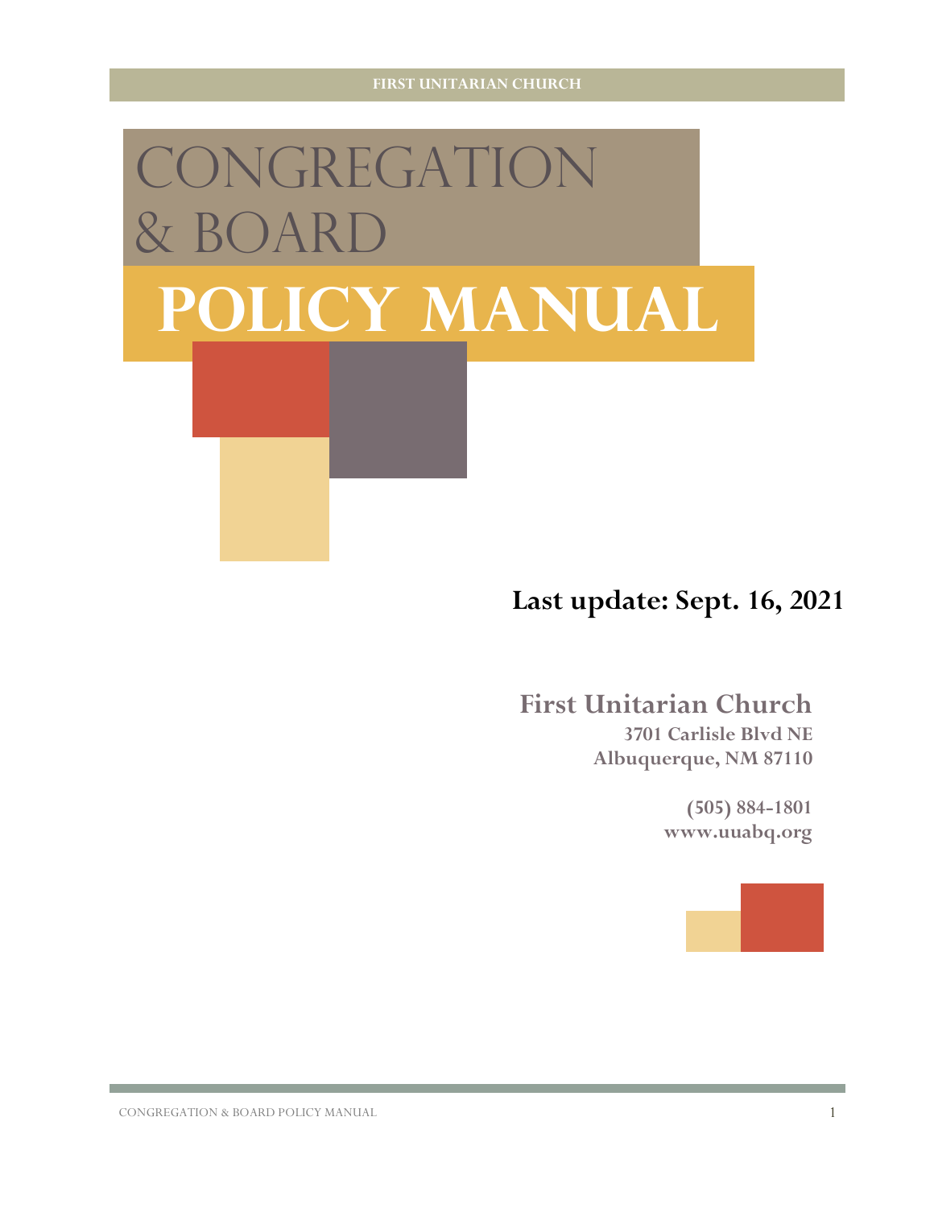# CONGREGATION & BOARD POLICY MANUAL

**Last update: Sept. 16, 2021**

**First Unitarian Church**
**3701 Carlisle Blvd NE**
**Albuquerque, NM 87110**

**(505) 884-1801**
**www.uuabq.org**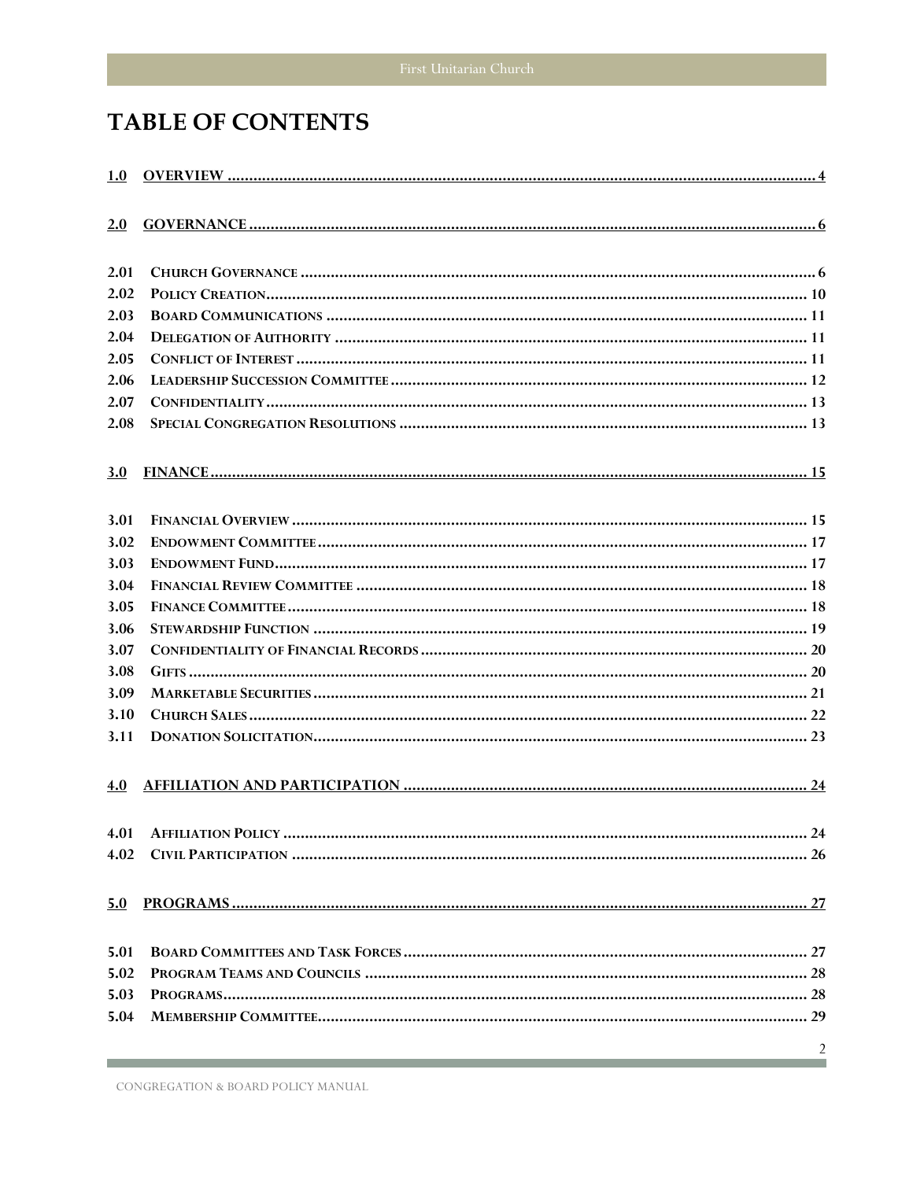# TABLE OF CONTENTS

| | | |
|---|---|---|
| **1.0** | **OVERVIEW** | 4 |
| **2.0** | **GOVERNANCE** | 6 |
| 2.01 | CHURCH GOVERNANCE | 6 |
| 2.02 | POLICY CREATION | 10 |
| 2.03 | BOARD COMMUNICATIONS | 11 |
| 2.04 | DELEGATION OF AUTHORITY | 11 |
| 2.05 | CONFLICT OF INTEREST | 11 |
| 2.06 | LEADERSHIP SUCCESSION COMMITTEE | 12 |
| 2.07 | CONFIDENTIALITY | 13 |
| 2.08 | SPECIAL CONGREGATION RESOLUTIONS | 13 |
| **3.0** | **FINANCE** | 15 |
| 3.01 | FINANCIAL OVERVIEW | 15 |
| 3.02 | ENDOWMENT COMMITTEE | 17 |
| 3.03 | ENDOWMENT FUND | 17 |
| 3.04 | FINANCIAL REVIEW COMMITTEE | 18 |
| 3.05 | FINANCE COMMITTEE | 18 |
| 3.06 | STEWARDSHIP FUNCTION | 19 |
| 3.07 | CONFIDENTIALITY OF FINANCIAL RECORDS | 20 |
| 3.08 | GIFTS | 20 |
| 3.09 | MARKETABLE SECURITIES | 21 |
| 3.10 | CHURCH SALES | 22 |
| 3.11 | DONATION SOLICITATION | 23 |
| **4.0** | **AFFILIATION AND PARTICIPATION** | 24 |
| 4.01 | AFFILIATION POLICY | 24 |
| 4.02 | CIVIL PARTICIPATION | 26 |
| **5.0** | **PROGRAMS** | 27 |
| 5.01 | BOARD COMMITTEES AND TASK FORCES | 27 |
| 5.02 | PROGRAM TEAMS AND COUNCILS | 28 |
| 5.03 | PROGRAMS | 28 |
| 5.04 | MEMBERSHIP COMMITTEE | 29 |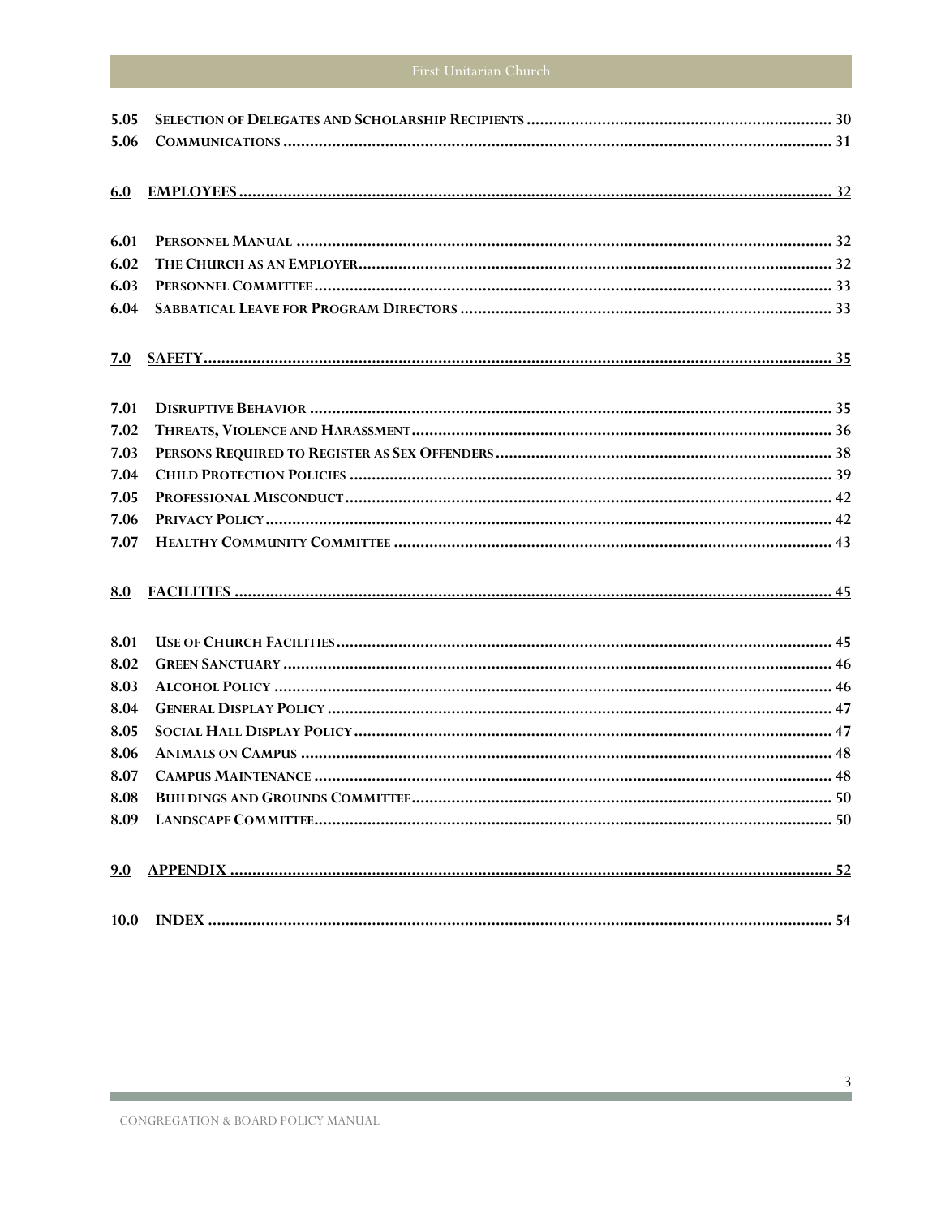5.05 SELECTION OF DELEGATES AND SCHOLARSHIP RECIPIENTS ........................................ 30
5.06 COMMUNICATIONS ........................................................................................ 31

**6.0 EMPLOYEES** ............................................................................................ 32

6.01 PERSONNEL MANUAL ................................................................................... 32
6.02 THE CHURCH AS AN EMPLOYER .................................................................... 32
6.03 PERSONNEL COMMITTEE .............................................................................. 33
6.04 SABBATICAL LEAVE FOR PROGRAM DIRECTORS ............................................. 33

**7.0 SAFETY** .................................................................................................. 35

7.01 DISRUPTIVE BEHAVIOR ................................................................................ 35
7.02 THREATS, VIOLENCE AND HARASSMENT ........................................................ 36
7.03 PERSONS REQUIRED TO REGISTER AS SEX OFFENDERS ..................................... 38
7.04 CHILD PROTECTION POLICIES ....................................................................... 39
7.05 PROFESSIONAL MISCONDUCT ........................................................................ 42
7.06 PRIVACY POLICY .......................................................................................... 42
7.07 HEALTHY COMMUNITY COMMITTEE ............................................................... 43

**8.0 FACILITIES** ............................................................................................ 45

8.01 USE OF CHURCH FACILITIES .......................................................................... 45
8.02 GREEN SANCTUARY ...................................................................................... 46
8.03 ALCOHOL POLICY ......................................................................................... 46
8.04 GENERAL DISPLAY POLICY ............................................................................ 47
8.05 SOCIAL HALL DISPLAY POLICY ...................................................................... 47
8.06 ANIMALS ON CAMPUS ................................................................................... 48
8.07 CAMPUS MAINTENANCE ................................................................................ 48
8.08 BUILDINGS AND GROUNDS COMMITTEE .......................................................... 50
8.09 LANDSCAPE COMMITTEE ............................................................................... 50

**9.0 APPENDIX** .............................................................................................. 52

**10.0 INDEX** .................................................................................................. 54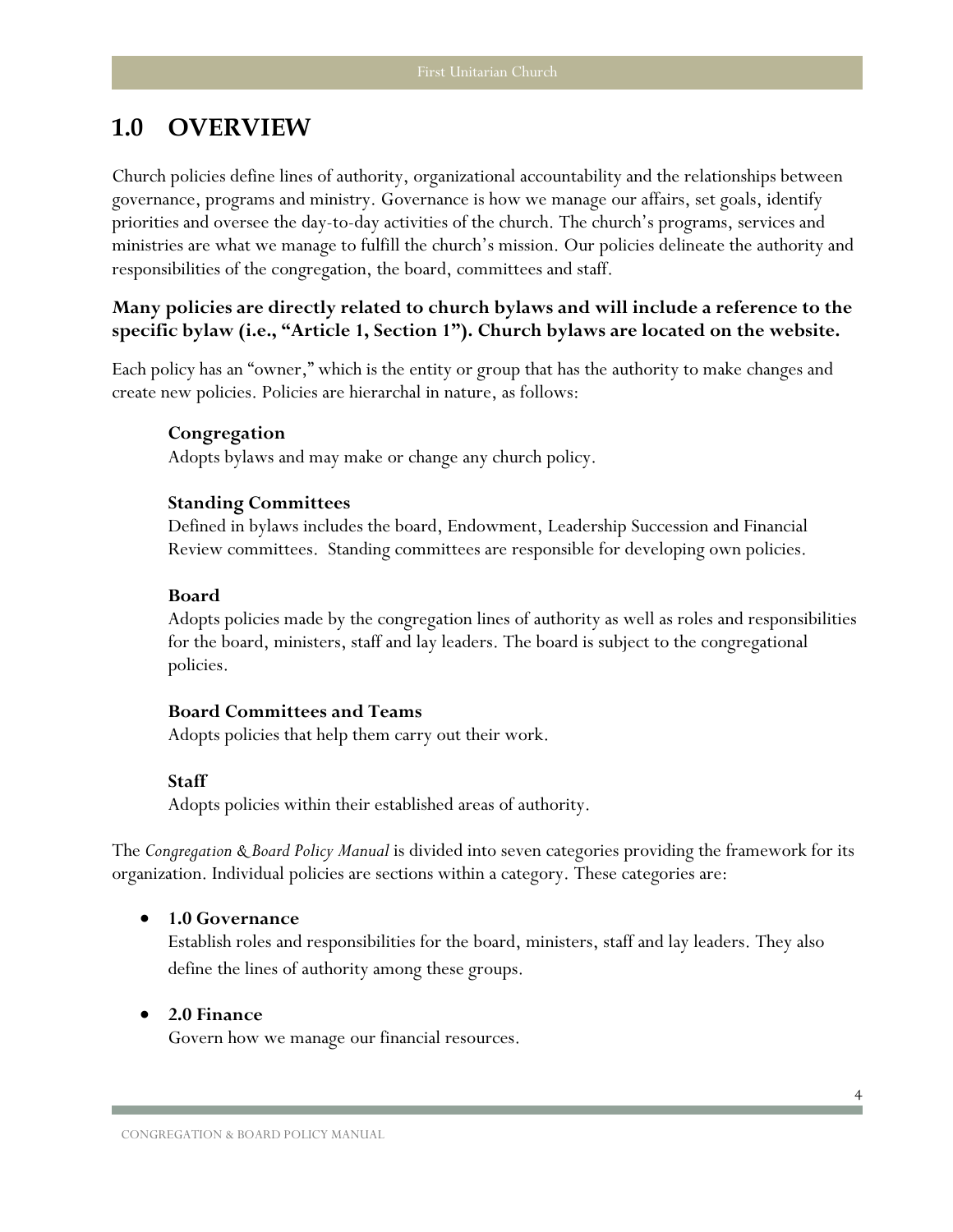# 1.0 OVERVIEW

Church policies define lines of authority, organizational accountability and the relationships between governance, programs and ministry. Governance is how we manage our affairs, set goals, identify priorities and oversee the day-to-day activities of the church. The church's programs, services and ministries are what we manage to fulfill the church's mission. Our policies delineate the authority and responsibilities of the congregation, the board, committees and staff.

**Many policies are directly related to church bylaws and will include a reference to the specific bylaw (i.e., "Article 1, Section 1"). Church bylaws are located on the website.**

Each policy has an "owner," which is the entity or group that has the authority to make changes and create new policies. Policies are hierarchal in nature, as follows:

**Congregation**
Adopts bylaws and may make or change any church policy.

**Standing Committees**
Defined in bylaws includes the board, Endowment, Leadership Succession and Financial Review committees. Standing committees are responsible for developing own policies.

**Board**
Adopts policies made by the congregation lines of authority as well as roles and responsibilities for the board, ministers, staff and lay leaders. The board is subject to the congregational policies.

**Board Committees and Teams**
Adopts policies that help them carry out their work.

**Staff**
Adopts policies within their established areas of authority.

The *Congregation & Board Policy Manual* is divided into seven categories providing the framework for its organization. Individual policies are sections within a category. These categories are:

- **1.0 Governance**
  Establish roles and responsibilities for the board, ministers, staff and lay leaders. They also define the lines of authority among these groups.

- **2.0 Finance**
  Govern how we manage our financial resources.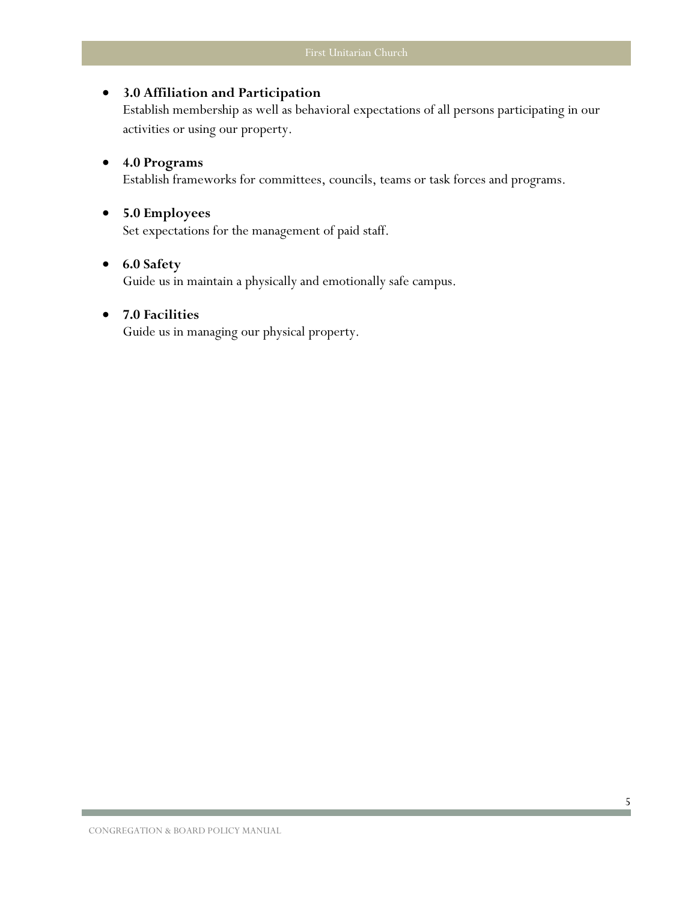- **3.0 Affiliation and Participation**
  Establish membership as well as behavioral expectations of all persons participating in our activities or using our property.

- **4.0 Programs**
  Establish frameworks for committees, councils, teams or task forces and programs.

- **5.0 Employees**
  Set expectations for the management of paid staff.

- **6.0 Safety**
  Guide us in maintain a physically and emotionally safe campus.

- **7.0 Facilities**
  Guide us in managing our physical property.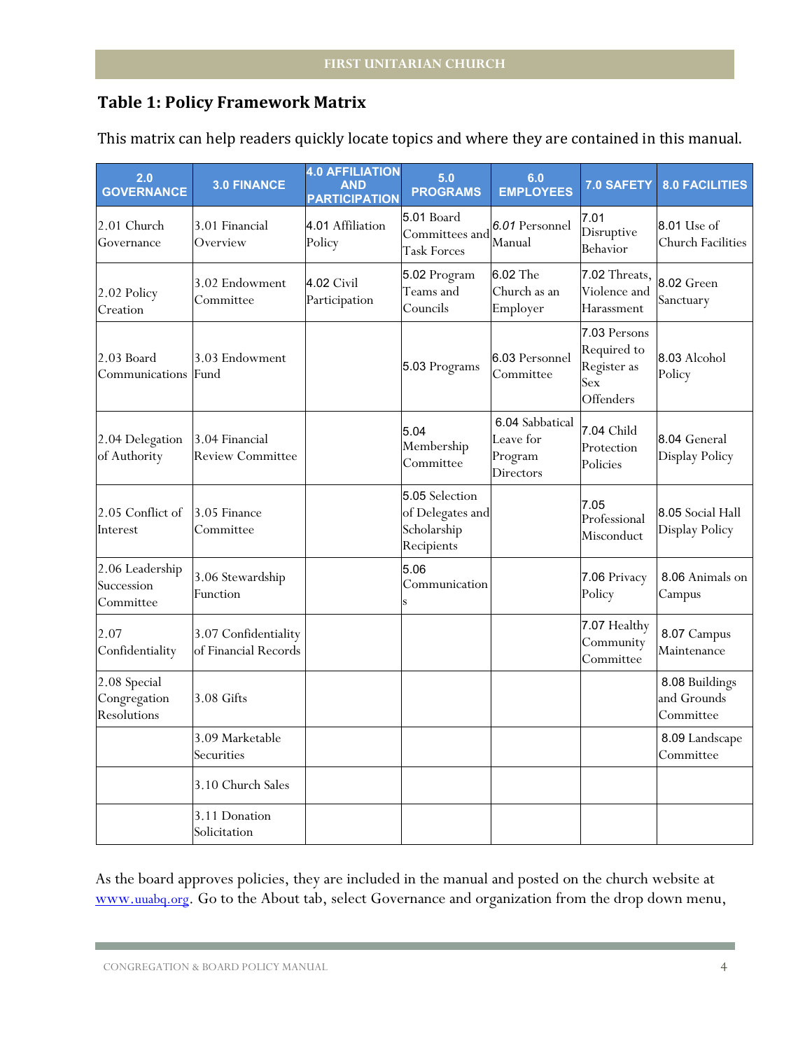## Table 1: Policy Framework Matrix

This matrix can help readers quickly locate topics and where they are contained in this manual.

| 2.0 GOVERNANCE | 3.0 FINANCE | 4.0 AFFILIATION AND PARTICIPATION | 5.0 PROGRAMS | 6.0 EMPLOYEES | 7.0 SAFETY | 8.0 FACILITIES |
|---|---|---|---|---|---|---|
| 2.01 Church Governance | 3.01 Financial Overview | 4.01 Affiliation Policy | 5.01 Board Committees and Task Forces | 6.01 Personnel Manual | 7.01 Disruptive Behavior | 8.01 Use of Church Facilities |
| 2.02 Policy Creation | 3.02 Endowment Committee | 4.02 Civil Participation | 5.02 Program Teams and Councils | 6.02 The Church as an Employer | 7.02 Threats, Violence and Harassment | 8.02 Green Sanctuary |
| 2.03 Board Communications | 3.03 Endowment Fund | | 5.03 Programs | 6.03 Personnel Committee | 7.03 Persons Required to Register as Sex Offenders | 8.03 Alcohol Policy |
| 2.04 Delegation of Authority | 3.04 Financial Review Committee | | 5.04 Membership Committee | 6.04 Sabbatical Leave for Program Directors | 7.04 Child Protection Policies | 8.04 General Display Policy |
| 2.05 Conflict of Interest | 3.05 Finance Committee | | 5.05 Selection of Delegates and Scholarship Recipients | | 7.05 Professional Misconduct | 8.05 Social Hall Display Policy |
| 2.06 Leadership Succession Committee | 3.06 Stewardship Function | | 5.06 Communications | | 7.06 Privacy Policy | 8.06 Animals on Campus |
| 2.07 Confidentiality | 3.07 Confidentiality of Financial Records | | | | 7.07 Healthy Community Committee | 8.07 Campus Maintenance |
| 2.08 Special Congregation Resolutions | 3.08 Gifts | | | | | 8.08 Buildings and Grounds Committee |
| | 3.09 Marketable Securities | | | | | 8.09 Landscape Committee |
| | 3.10 Church Sales | | | | | |
| | 3.11 Donation Solicitation | | | | | |

As the board approves policies, they are included in the manual and posted on the church website at www.uuabq.org. Go to the About tab, select Governance and organization from the drop down menu,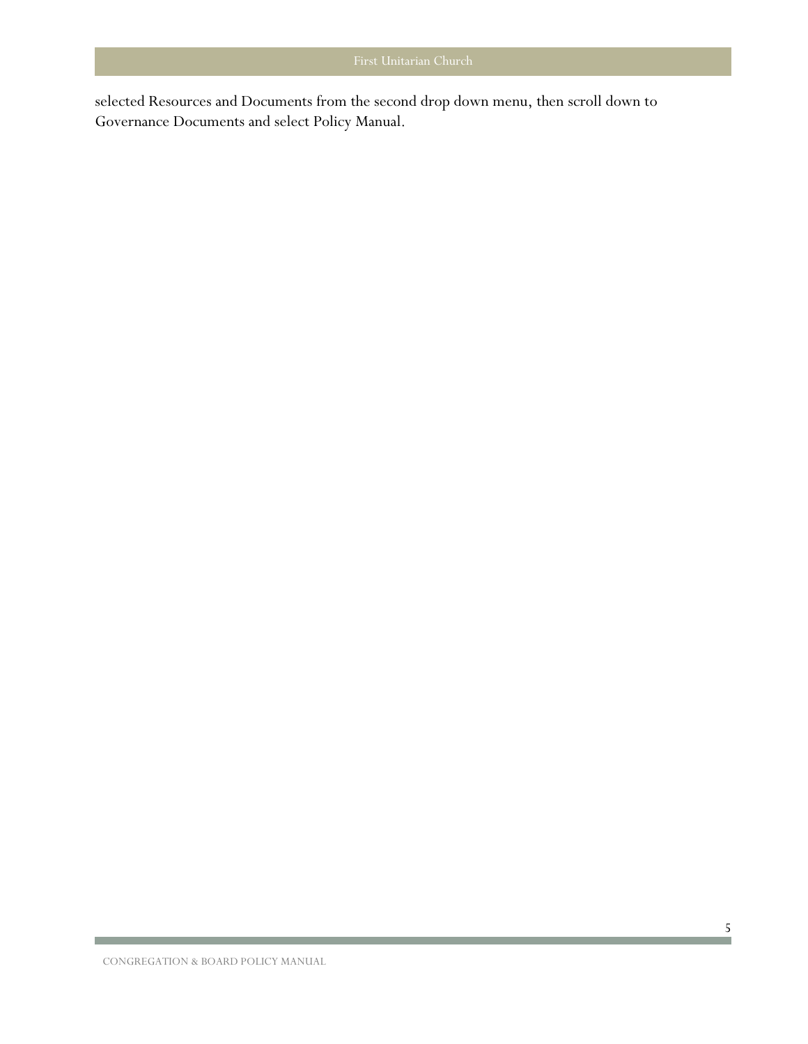selected Resources and Documents from the second drop down menu, then scroll down to Governance Documents and select Policy Manual.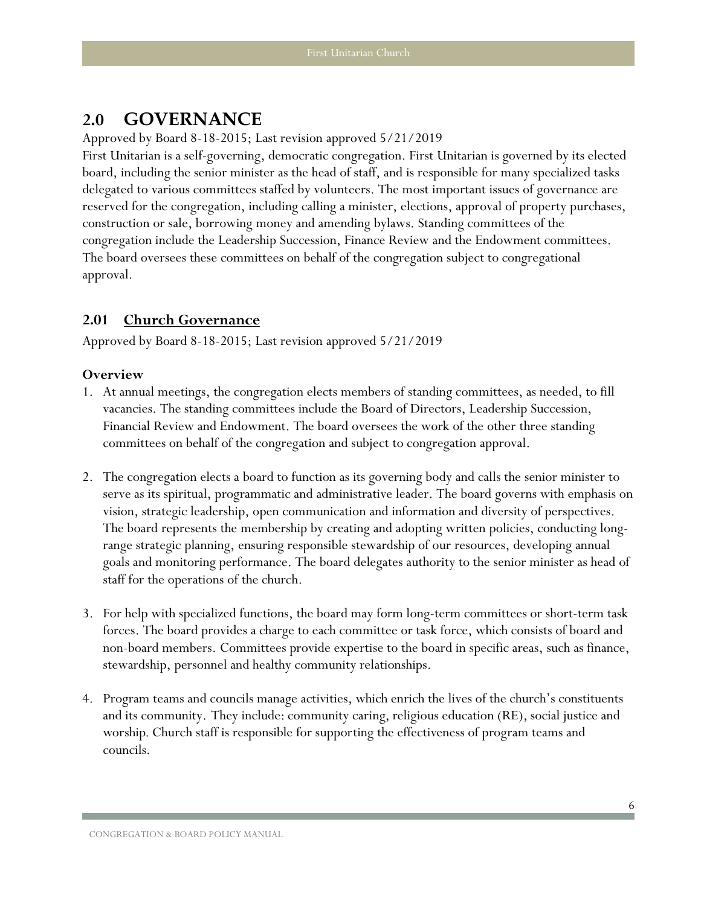# 2.0 GOVERNANCE

Approved by Board 8-18-2015; Last revision approved 5/21/2019

First Unitarian is a self-governing, democratic congregation. First Unitarian is governed by its elected board, including the senior minister as the head of staff, and is responsible for many specialized tasks delegated to various committees staffed by volunteers. The most important issues of governance are reserved for the congregation, including calling a minister, elections, approval of property purchases, construction or sale, borrowing money and amending bylaws. Standing committees of the congregation include the Leadership Succession, Finance Review and the Endowment committees. The board oversees these committees on behalf of the congregation subject to congregational approval.

## 2.01 Church Governance

Approved by Board 8-18-2015; Last revision approved 5/21/2019

**Overview**

1. At annual meetings, the congregation elects members of standing committees, as needed, to fill vacancies. The standing committees include the Board of Directors, Leadership Succession, Financial Review and Endowment. The board oversees the work of the other three standing committees on behalf of the congregation and subject to congregation approval.

2. The congregation elects a board to function as its governing body and calls the senior minister to serve as its spiritual, programmatic and administrative leader. The board governs with emphasis on vision, strategic leadership, open communication and information and diversity of perspectives. The board represents the membership by creating and adopting written policies, conducting long-range strategic planning, ensuring responsible stewardship of our resources, developing annual goals and monitoring performance. The board delegates authority to the senior minister as head of staff for the operations of the church.

3. For help with specialized functions, the board may form long-term committees or short-term task forces. The board provides a charge to each committee or task force, which consists of board and non-board members. Committees provide expertise to the board in specific areas, such as finance, stewardship, personnel and healthy community relationships.

4. Program teams and councils manage activities, which enrich the lives of the church's constituents and its community. They include: community caring, religious education (RE), social justice and worship. Church staff is responsible for supporting the effectiveness of program teams and councils.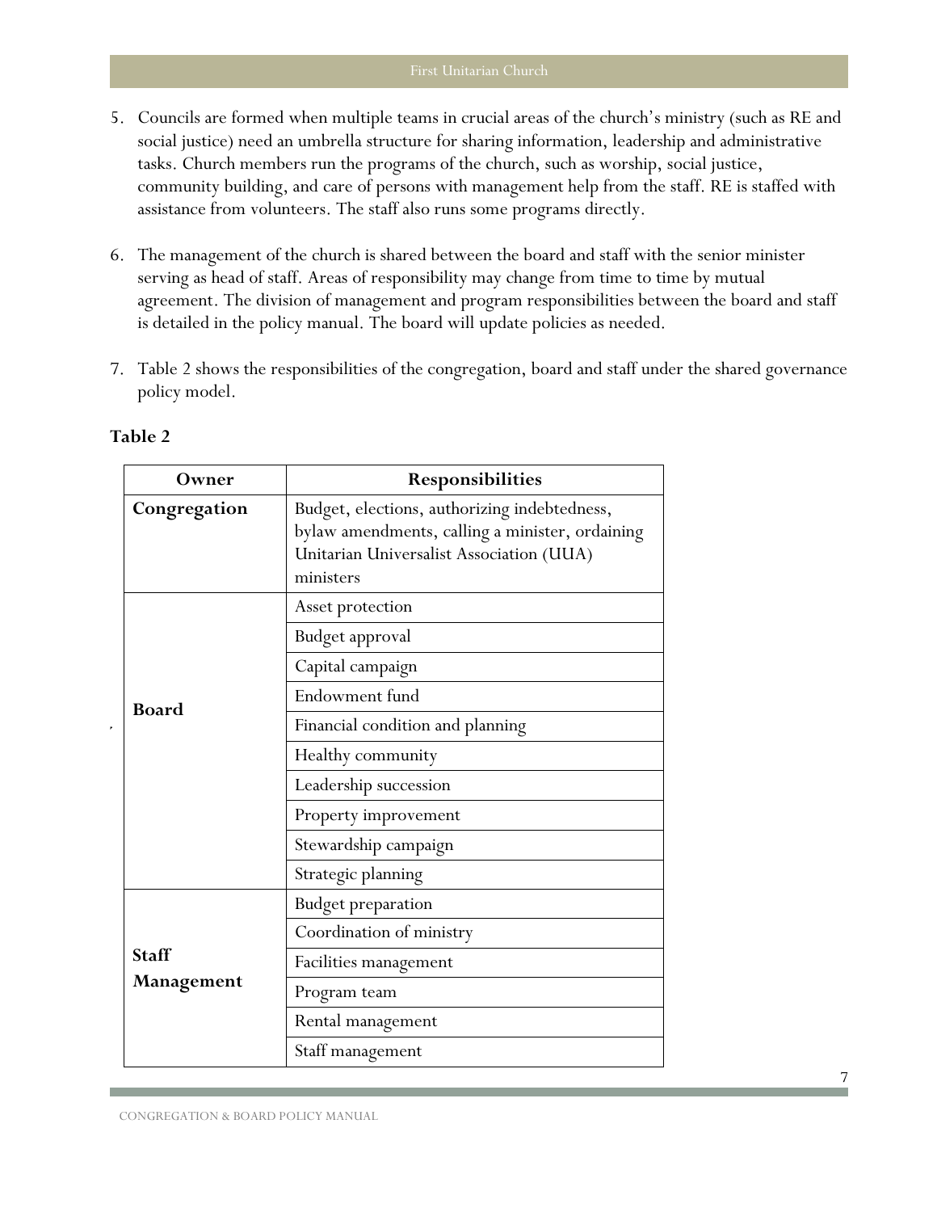5. Councils are formed when multiple teams in crucial areas of the church's ministry (such as RE and social justice) need an umbrella structure for sharing information, leadership and administrative tasks. Church members run the programs of the church, such as worship, social justice, community building, and care of persons with management help from the staff. RE is staffed with assistance from volunteers. The staff also runs some programs directly.

6. The management of the church is shared between the board and staff with the senior minister serving as head of staff. Areas of responsibility may change from time to time by mutual agreement. The division of management and program responsibilities between the board and staff is detailed in the policy manual. The board will update policies as needed.

7. Table 2 shows the responsibilities of the congregation, board and staff under the shared governance policy model.

**Table 2**

| Owner | Responsibilities |
|---|---|
| **Congregation** | Budget, elections, authorizing indebtedness, bylaw amendments, calling a minister, ordaining Unitarian Universalist Association (UUA) ministers |
| **Board** | Asset protection |
| | Budget approval |
| | Capital campaign |
| | Endowment fund |
| | Financial condition and planning |
| | Healthy community |
| | Leadership succession |
| | Property improvement |
| | Stewardship campaign |
| | Strategic planning |
| **Staff Management** | Budget preparation |
| | Coordination of ministry |
| | Facilities management |
| | Program team |
| | Rental management |
| | Staff management |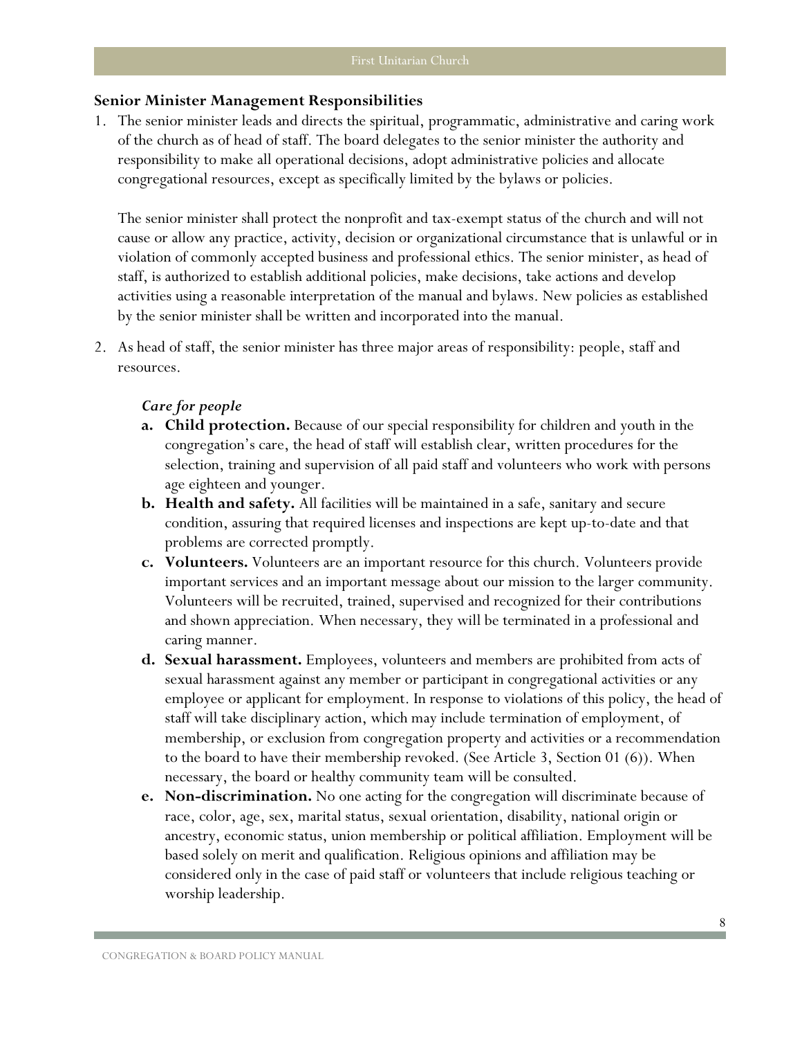### Senior Minister Management Responsibilities

1. The senior minister leads and directs the spiritual, programmatic, administrative and caring work of the church as of head of staff. The board delegates to the senior minister the authority and responsibility to make all operational decisions, adopt administrative policies and allocate congregational resources, except as specifically limited by the bylaws or policies.

   The senior minister shall protect the nonprofit and tax-exempt status of the church and will not cause or allow any practice, activity, decision or organizational circumstance that is unlawful or in violation of commonly accepted business and professional ethics. The senior minister, as head of staff, is authorized to establish additional policies, make decisions, take actions and develop activities using a reasonable interpretation of the manual and bylaws. New policies as established by the senior minister shall be written and incorporated into the manual.

2. As head of staff, the senior minister has three major areas of responsibility: people, staff and resources.

   ***Care for people***

   a. **Child protection.** Because of our special responsibility for children and youth in the congregation's care, the head of staff will establish clear, written procedures for the selection, training and supervision of all paid staff and volunteers who work with persons age eighteen and younger.
   b. **Health and safety.** All facilities will be maintained in a safe, sanitary and secure condition, assuring that required licenses and inspections are kept up-to-date and that problems are corrected promptly.
   c. **Volunteers.** Volunteers are an important resource for this church. Volunteers provide important services and an important message about our mission to the larger community. Volunteers will be recruited, trained, supervised and recognized for their contributions and shown appreciation. When necessary, they will be terminated in a professional and caring manner.
   d. **Sexual harassment.** Employees, volunteers and members are prohibited from acts of sexual harassment against any member or participant in congregational activities or any employee or applicant for employment. In response to violations of this policy, the head of staff will take disciplinary action, which may include termination of employment, of membership, or exclusion from congregation property and activities or a recommendation to the board to have their membership revoked. (See Article 3, Section 01 (6)). When necessary, the board or healthy community team will be consulted.
   e. **Non-discrimination.** No one acting for the congregation will discriminate because of race, color, age, sex, marital status, sexual orientation, disability, national origin or ancestry, economic status, union membership or political affiliation. Employment will be based solely on merit and qualification. Religious opinions and affiliation may be considered only in the case of paid staff or volunteers that include religious teaching or worship leadership.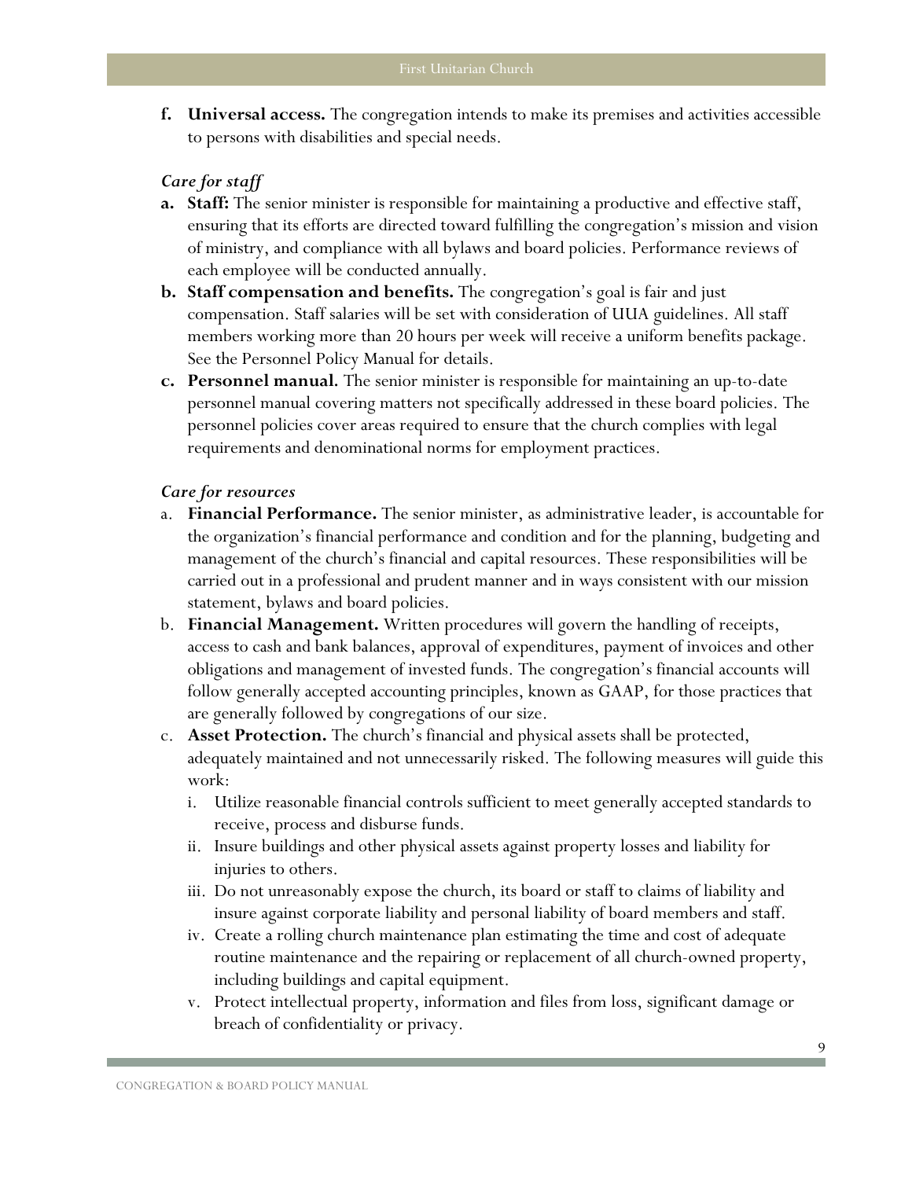**f. Universal access.** The congregation intends to make its premises and activities accessible to persons with disabilities and special needs.

*Care for staff*

**a. Staff:** The senior minister is responsible for maintaining a productive and effective staff, ensuring that its efforts are directed toward fulfilling the congregation's mission and vision of ministry, and compliance with all bylaws and board policies. Performance reviews of each employee will be conducted annually.

**b. Staff compensation and benefits.** The congregation's goal is fair and just compensation. Staff salaries will be set with consideration of UUA guidelines. All staff members working more than 20 hours per week will receive a uniform benefits package. See the Personnel Policy Manual for details.

**c. Personnel manual.** The senior minister is responsible for maintaining an up-to-date personnel manual covering matters not specifically addressed in these board policies. The personnel policies cover areas required to ensure that the church complies with legal requirements and denominational norms for employment practices.

*Care for resources*

a. **Financial Performance.** The senior minister, as administrative leader, is accountable for the organization's financial performance and condition and for the planning, budgeting and management of the church's financial and capital resources. These responsibilities will be carried out in a professional and prudent manner and in ways consistent with our mission statement, bylaws and board policies.

b. **Financial Management.** Written procedures will govern the handling of receipts, access to cash and bank balances, approval of expenditures, payment of invoices and other obligations and management of invested funds. The congregation's financial accounts will follow generally accepted accounting principles, known as GAAP, for those practices that are generally followed by congregations of our size.

c. **Asset Protection.** The church's financial and physical assets shall be protected, adequately maintained and not unnecessarily risked. The following measures will guide this work:

   i. Utilize reasonable financial controls sufficient to meet generally accepted standards to receive, process and disburse funds.

   ii. Insure buildings and other physical assets against property losses and liability for injuries to others.

   iii. Do not unreasonably expose the church, its board or staff to claims of liability and insure against corporate liability and personal liability of board members and staff.

   iv. Create a rolling church maintenance plan estimating the time and cost of adequate routine maintenance and the repairing or replacement of all church-owned property, including buildings and capital equipment.

   v. Protect intellectual property, information and files from loss, significant damage or breach of confidentiality or privacy.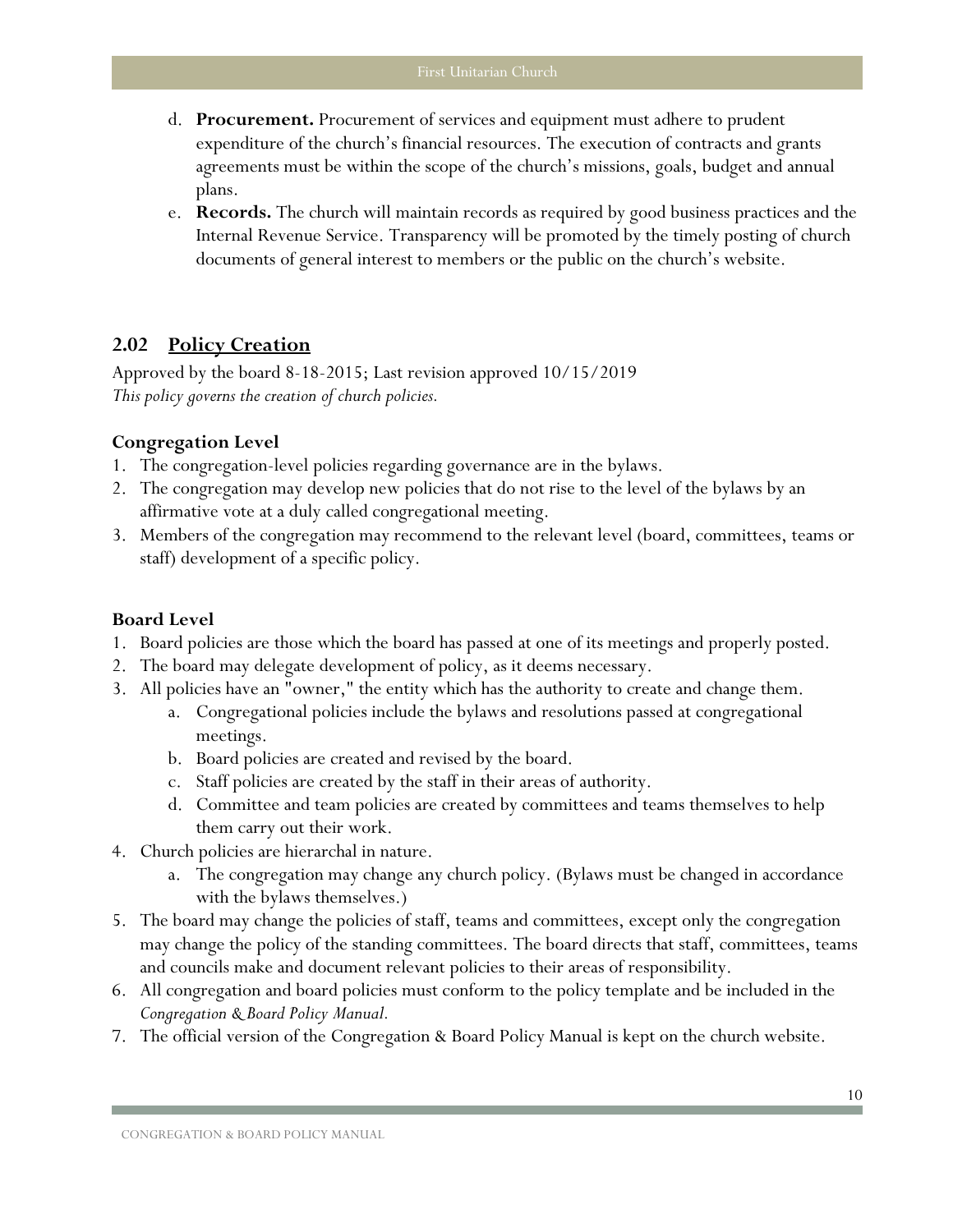d. **Procurement.** Procurement of services and equipment must adhere to prudent expenditure of the church's financial resources. The execution of contracts and grants agreements must be within the scope of the church's missions, goals, budget and annual plans.

e. **Records.** The church will maintain records as required by good business practices and the Internal Revenue Service. Transparency will be promoted by the timely posting of church documents of general interest to members or the public on the church's website.

## 2.02 Policy Creation

Approved by the board 8-18-2015; Last revision approved 10/15/2019

*This policy governs the creation of church policies.*

### Congregation Level

1. The congregation-level policies regarding governance are in the bylaws.
2. The congregation may develop new policies that do not rise to the level of the bylaws by an affirmative vote at a duly called congregational meeting.
3. Members of the congregation may recommend to the relevant level (board, committees, teams or staff) development of a specific policy.

### Board Level

1. Board policies are those which the board has passed at one of its meetings and properly posted.
2. The board may delegate development of policy, as it deems necessary.
3. All policies have an "owner," the entity which has the authority to create and change them.
    a. Congregational policies include the bylaws and resolutions passed at congregational meetings.
    b. Board policies are created and revised by the board.
    c. Staff policies are created by the staff in their areas of authority.
    d. Committee and team policies are created by committees and teams themselves to help them carry out their work.
4. Church policies are hierarchal in nature.
    a. The congregation may change any church policy. (Bylaws must be changed in accordance with the bylaws themselves.)
5. The board may change the policies of staff, teams and committees, except only the congregation may change the policy of the standing committees. The board directs that staff, committees, teams and councils make and document relevant policies to their areas of responsibility.
6. All congregation and board policies must conform to the policy template and be included in the *Congregation & Board Policy Manual.*
7. The official version of the Congregation & Board Policy Manual is kept on the church website.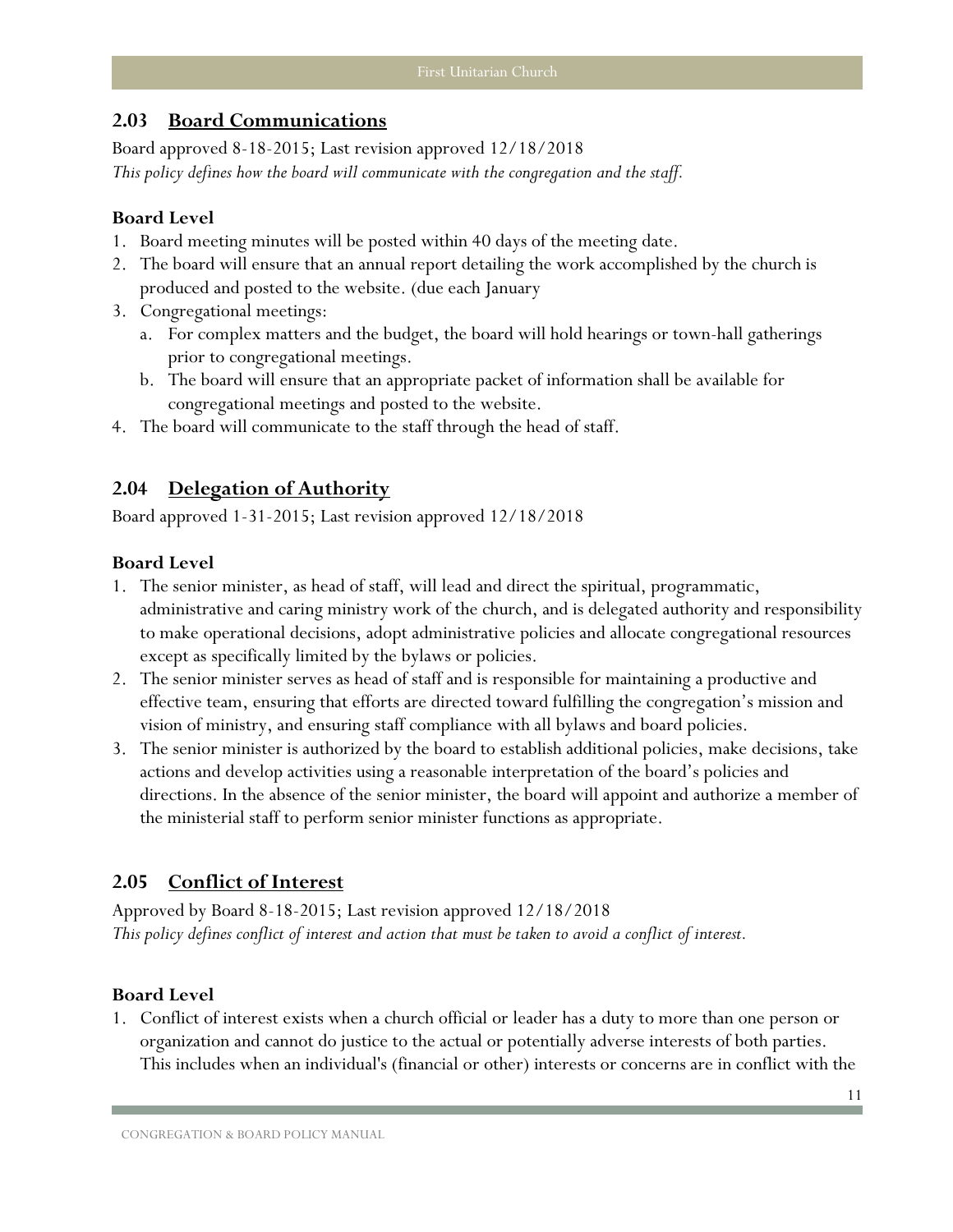## 2.03 Board Communications

Board approved 8-18-2015; Last revision approved 12/18/2018

*This policy defines how the board will communicate with the congregation and the staff.*

**Board Level**

1. Board meeting minutes will be posted within 40 days of the meeting date.
2. The board will ensure that an annual report detailing the work accomplished by the church is produced and posted to the website. (due each January
3. Congregational meetings:
   a. For complex matters and the budget, the board will hold hearings or town-hall gatherings prior to congregational meetings.
   b. The board will ensure that an appropriate packet of information shall be available for congregational meetings and posted to the website.
4. The board will communicate to the staff through the head of staff.

## 2.04 Delegation of Authority

Board approved 1-31-2015; Last revision approved 12/18/2018

**Board Level**

1. The senior minister, as head of staff, will lead and direct the spiritual, programmatic, administrative and caring ministry work of the church, and is delegated authority and responsibility to make operational decisions, adopt administrative policies and allocate congregational resources except as specifically limited by the bylaws or policies.
2. The senior minister serves as head of staff and is responsible for maintaining a productive and effective team, ensuring that efforts are directed toward fulfilling the congregation's mission and vision of ministry, and ensuring staff compliance with all bylaws and board policies.
3. The senior minister is authorized by the board to establish additional policies, make decisions, take actions and develop activities using a reasonable interpretation of the board's policies and directions. In the absence of the senior minister, the board will appoint and authorize a member of the ministerial staff to perform senior minister functions as appropriate.

## 2.05 Conflict of Interest

Approved by Board 8-18-2015; Last revision approved 12/18/2018

*This policy defines conflict of interest and action that must be taken to avoid a conflict of interest.*

**Board Level**

1. Conflict of interest exists when a church official or leader has a duty to more than one person or organization and cannot do justice to the actual or potentially adverse interests of both parties. This includes when an individual's (financial or other) interests or concerns are in conflict with the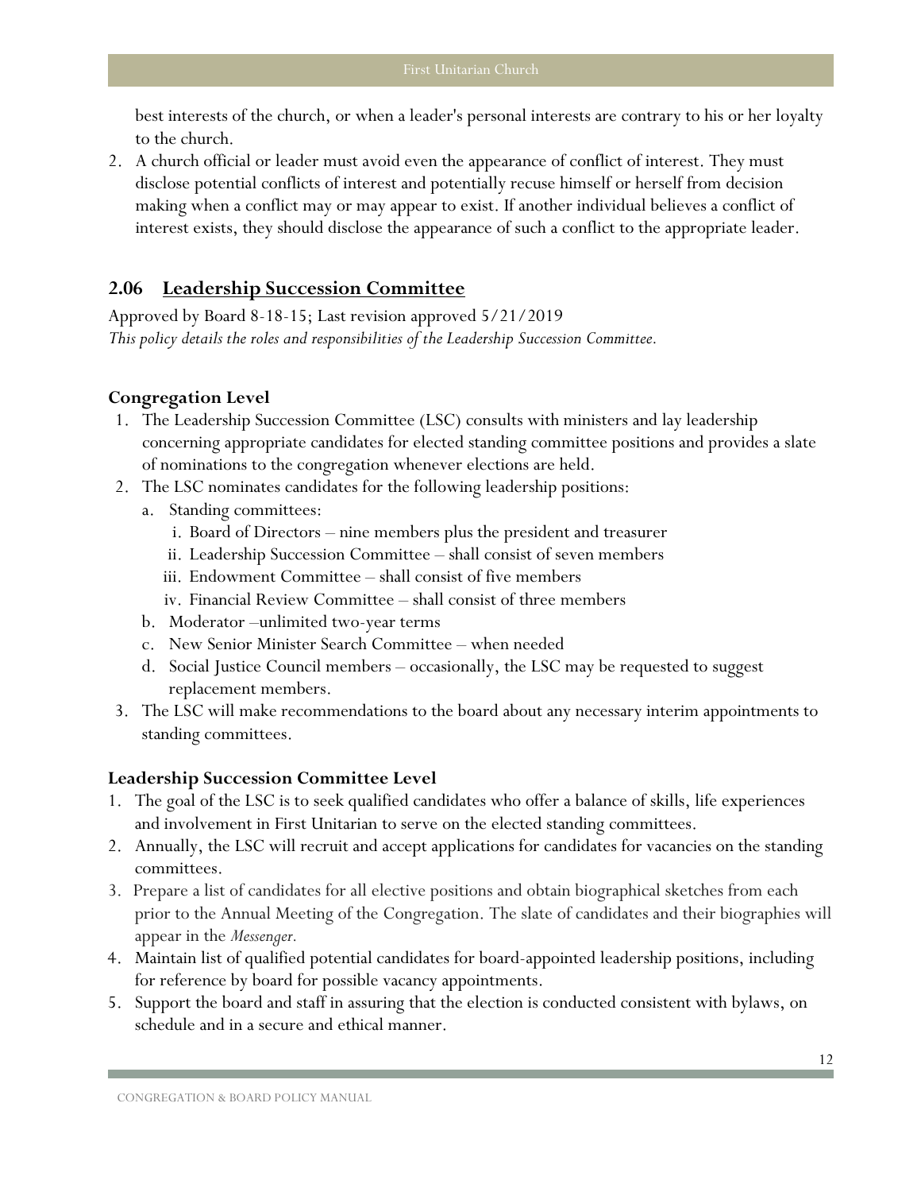best interests of the church, or when a leader's personal interests are contrary to his or her loyalty to the church.

2. A church official or leader must avoid even the appearance of conflict of interest. They must disclose potential conflicts of interest and potentially recuse himself or herself from decision making when a conflict may or may appear to exist. If another individual believes a conflict of interest exists, they should disclose the appearance of such a conflict to the appropriate leader.

## 2.06 Leadership Succession Committee

Approved by Board 8-18-15; Last revision approved 5/21/2019

*This policy details the roles and responsibilities of the Leadership Succession Committee.*

### Congregation Level

1. The Leadership Succession Committee (LSC) consults with ministers and lay leadership concerning appropriate candidates for elected standing committee positions and provides a slate of nominations to the congregation whenever elections are held.
2. The LSC nominates candidates for the following leadership positions:
   a. Standing committees:
      i. Board of Directors – nine members plus the president and treasurer
      ii. Leadership Succession Committee – shall consist of seven members
      iii. Endowment Committee – shall consist of five members
      iv. Financial Review Committee – shall consist of three members
   b. Moderator –unlimited two-year terms
   c. New Senior Minister Search Committee – when needed
   d. Social Justice Council members – occasionally, the LSC may be requested to suggest replacement members.
3. The LSC will make recommendations to the board about any necessary interim appointments to standing committees.

### Leadership Succession Committee Level

1. The goal of the LSC is to seek qualified candidates who offer a balance of skills, life experiences and involvement in First Unitarian to serve on the elected standing committees.
2. Annually, the LSC will recruit and accept applications for candidates for vacancies on the standing committees.
3. Prepare a list of candidates for all elective positions and obtain biographical sketches from each prior to the Annual Meeting of the Congregation. The slate of candidates and their biographies will appear in the *Messenger.*
4. Maintain list of qualified potential candidates for board-appointed leadership positions, including for reference by board for possible vacancy appointments.
5. Support the board and staff in assuring that the election is conducted consistent with bylaws, on schedule and in a secure and ethical manner.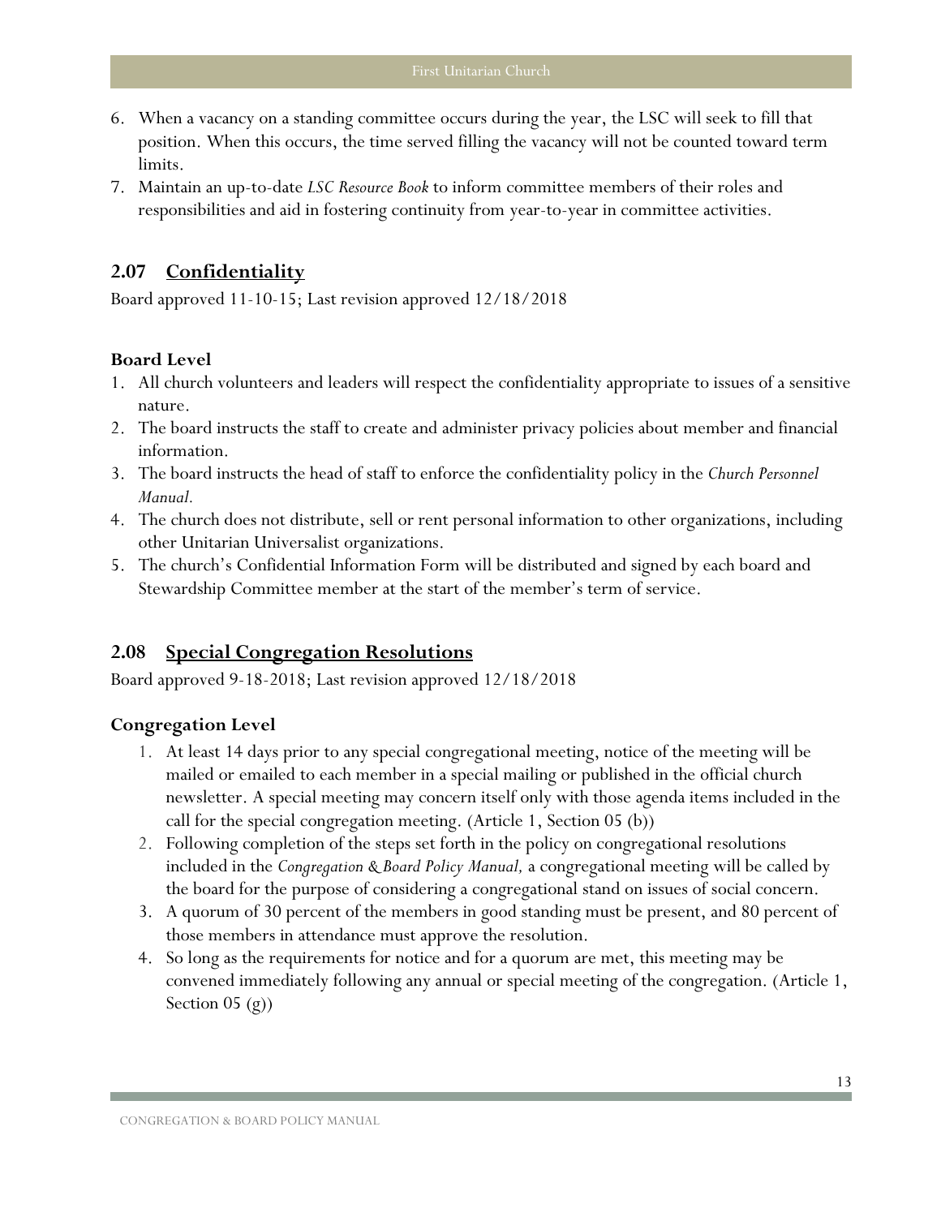6. When a vacancy on a standing committee occurs during the year, the LSC will seek to fill that position. When this occurs, the time served filling the vacancy will not be counted toward term limits.
7. Maintain an up-to-date *LSC Resource Book* to inform committee members of their roles and responsibilities and aid in fostering continuity from year-to-year in committee activities.

## 2.07 <u>Confidentiality</u>

Board approved 11-10-15; Last revision approved 12/18/2018

### Board Level

1. All church volunteers and leaders will respect the confidentiality appropriate to issues of a sensitive nature.
2. The board instructs the staff to create and administer privacy policies about member and financial information.
3. The board instructs the head of staff to enforce the confidentiality policy in the *Church Personnel Manual.*
4. The church does not distribute, sell or rent personal information to other organizations, including other Unitarian Universalist organizations.
5. The church's Confidential Information Form will be distributed and signed by each board and Stewardship Committee member at the start of the member's term of service.

## 2.08 <u>Special Congregation Resolutions</u>

Board approved 9-18-2018; Last revision approved 12/18/2018

### Congregation Level

1. At least 14 days prior to any special congregational meeting, notice of the meeting will be mailed or emailed to each member in a special mailing or published in the official church newsletter. A special meeting may concern itself only with those agenda items included in the call for the special congregation meeting. (Article 1, Section 05 (b))
2. Following completion of the steps set forth in the policy on congregational resolutions included in the *Congregation & Board Policy Manual,* a congregational meeting will be called by the board for the purpose of considering a congregational stand on issues of social concern.
3. A quorum of 30 percent of the members in good standing must be present, and 80 percent of those members in attendance must approve the resolution.
4. So long as the requirements for notice and for a quorum are met, this meeting may be convened immediately following any annual or special meeting of the congregation. (Article 1, Section 05 (g))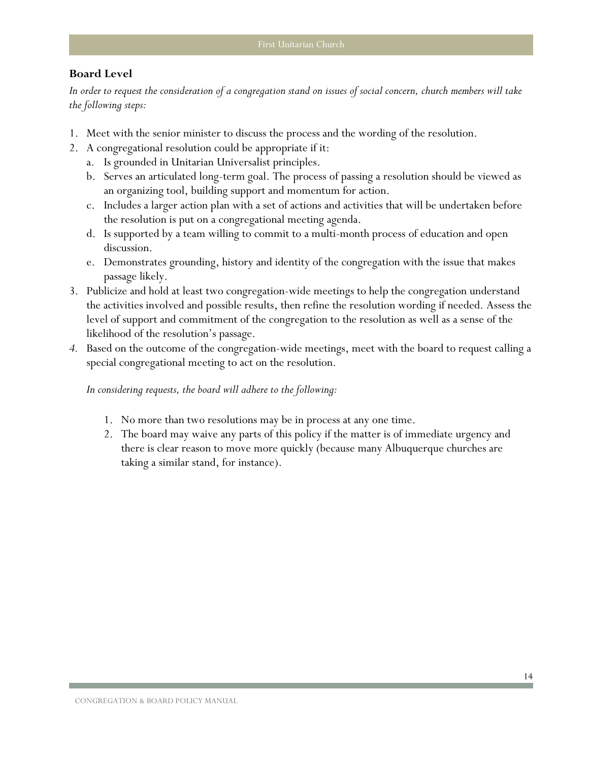### Board Level

*In order to request the consideration of a congregation stand on issues of social concern, church members will take the following steps:*

1. Meet with the senior minister to discuss the process and the wording of the resolution.
2. A congregational resolution could be appropriate if it:
   a. Is grounded in Unitarian Universalist principles.
   b. Serves an articulated long-term goal. The process of passing a resolution should be viewed as an organizing tool, building support and momentum for action.
   c. Includes a larger action plan with a set of actions and activities that will be undertaken before the resolution is put on a congregational meeting agenda.
   d. Is supported by a team willing to commit to a multi-month process of education and open discussion.
   e. Demonstrates grounding, history and identity of the congregation with the issue that makes passage likely.
3. Publicize and hold at least two congregation-wide meetings to help the congregation understand the activities involved and possible results, then refine the resolution wording if needed. Assess the level of support and commitment of the congregation to the resolution as well as a sense of the likelihood of the resolution's passage.
4. Based on the outcome of the congregation-wide meetings, meet with the board to request calling a special congregational meeting to act on the resolution.

*In considering requests, the board will adhere to the following:*

1. No more than two resolutions may be in process at any one time.
2. The board may waive any parts of this policy if the matter is of immediate urgency and there is clear reason to move more quickly (because many Albuquerque churches are taking a similar stand, for instance).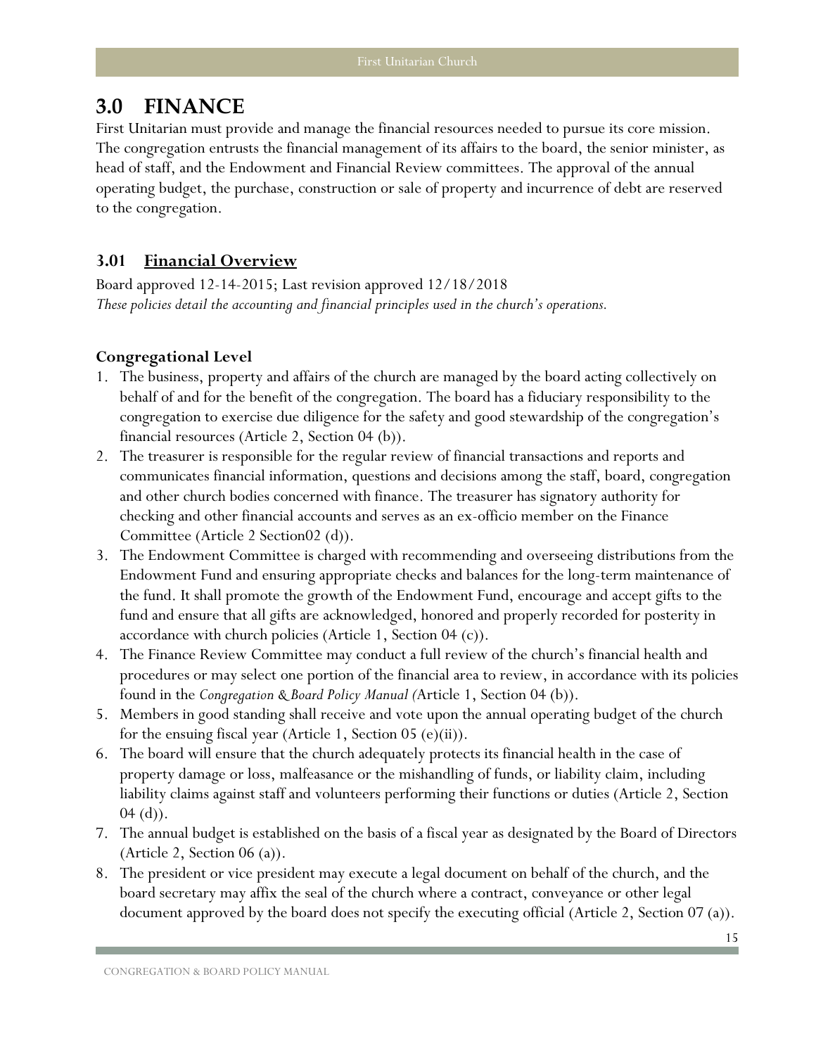# 3.0 FINANCE

First Unitarian must provide and manage the financial resources needed to pursue its core mission. The congregation entrusts the financial management of its affairs to the board, the senior minister, as head of staff, and the Endowment and Financial Review committees. The approval of the annual operating budget, the purchase, construction or sale of property and incurrence of debt are reserved to the congregation.

## 3.01 Financial Overview

Board approved 12-14-2015; Last revision approved 12/18/2018

*These policies detail the accounting and financial principles used in the church's operations.*

### Congregational Level

1. The business, property and affairs of the church are managed by the board acting collectively on behalf of and for the benefit of the congregation. The board has a fiduciary responsibility to the congregation to exercise due diligence for the safety and good stewardship of the congregation's financial resources (Article 2, Section 04 (b)).
2. The treasurer is responsible for the regular review of financial transactions and reports and communicates financial information, questions and decisions among the staff, board, congregation and other church bodies concerned with finance. The treasurer has signatory authority for checking and other financial accounts and serves as an ex-officio member on the Finance Committee (Article 2 Section02 (d)).
3. The Endowment Committee is charged with recommending and overseeing distributions from the Endowment Fund and ensuring appropriate checks and balances for the long-term maintenance of the fund. It shall promote the growth of the Endowment Fund, encourage and accept gifts to the fund and ensure that all gifts are acknowledged, honored and properly recorded for posterity in accordance with church policies (Article 1, Section 04 (c)).
4. The Finance Review Committee may conduct a full review of the church's financial health and procedures or may select one portion of the financial area to review, in accordance with its policies found in the *Congregation & Board Policy Manual (*Article 1, Section 04 (b)).
5. Members in good standing shall receive and vote upon the annual operating budget of the church for the ensuing fiscal year (Article 1, Section 05 (e)(ii)).
6. The board will ensure that the church adequately protects its financial health in the case of property damage or loss, malfeasance or the mishandling of funds, or liability claim, including liability claims against staff and volunteers performing their functions or duties (Article 2, Section 04 (d)).
7. The annual budget is established on the basis of a fiscal year as designated by the Board of Directors (Article 2, Section 06 (a)).
8. The president or vice president may execute a legal document on behalf of the church, and the board secretary may affix the seal of the church where a contract, conveyance or other legal document approved by the board does not specify the executing official (Article 2, Section 07 (a)).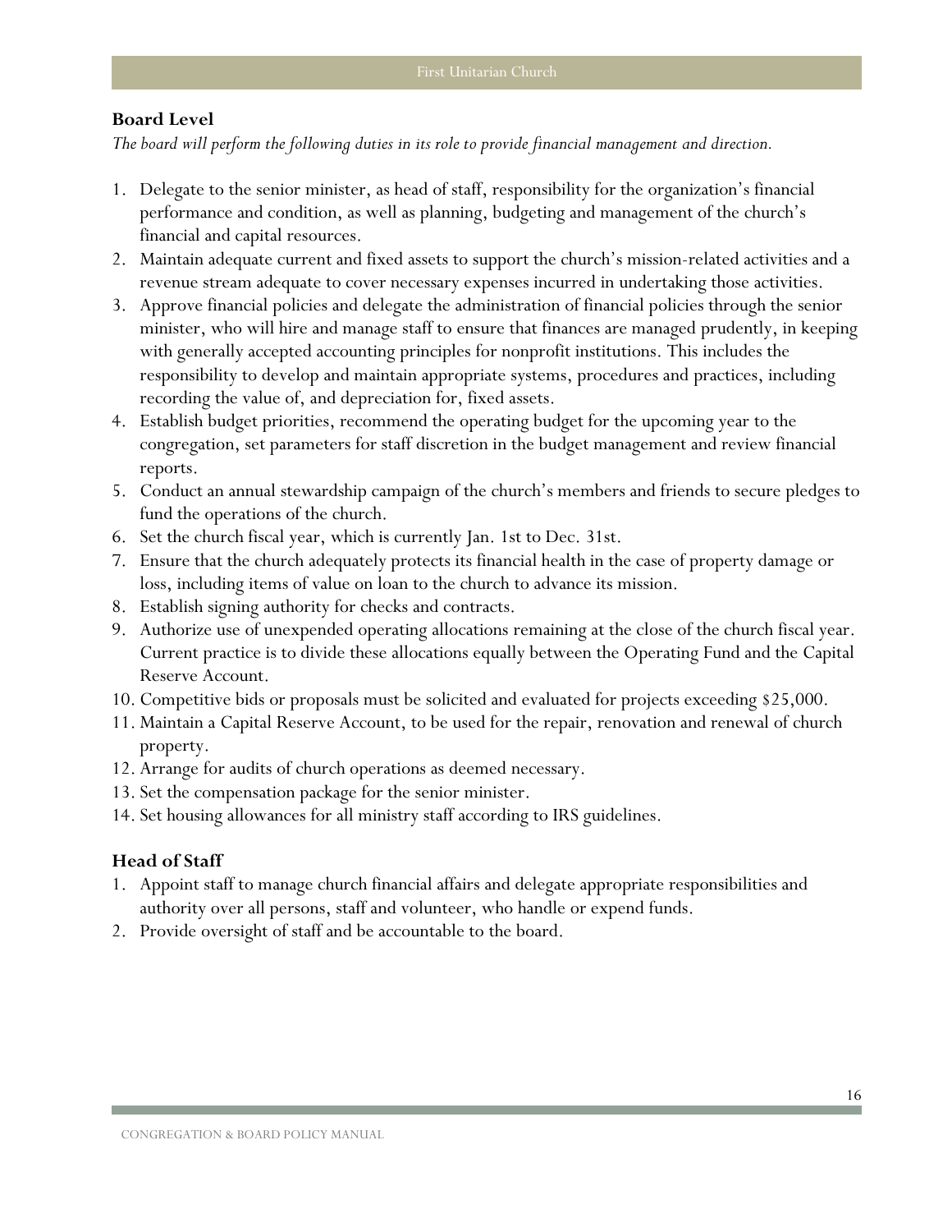## Board Level

*The board will perform the following duties in its role to provide financial management and direction.*

1. Delegate to the senior minister, as head of staff, responsibility for the organization's financial performance and condition, as well as planning, budgeting and management of the church's financial and capital resources.
2. Maintain adequate current and fixed assets to support the church's mission-related activities and a revenue stream adequate to cover necessary expenses incurred in undertaking those activities.
3. Approve financial policies and delegate the administration of financial policies through the senior minister, who will hire and manage staff to ensure that finances are managed prudently, in keeping with generally accepted accounting principles for nonprofit institutions. This includes the responsibility to develop and maintain appropriate systems, procedures and practices, including recording the value of, and depreciation for, fixed assets.
4. Establish budget priorities, recommend the operating budget for the upcoming year to the congregation, set parameters for staff discretion in the budget management and review financial reports.
5. Conduct an annual stewardship campaign of the church's members and friends to secure pledges to fund the operations of the church.
6. Set the church fiscal year, which is currently Jan. 1st to Dec. 31st.
7. Ensure that the church adequately protects its financial health in the case of property damage or loss, including items of value on loan to the church to advance its mission.
8. Establish signing authority for checks and contracts.
9. Authorize use of unexpended operating allocations remaining at the close of the church fiscal year. Current practice is to divide these allocations equally between the Operating Fund and the Capital Reserve Account.
10. Competitive bids or proposals must be solicited and evaluated for projects exceeding $25,000.
11. Maintain a Capital Reserve Account, to be used for the repair, renovation and renewal of church property.
12. Arrange for audits of church operations as deemed necessary.
13. Set the compensation package for the senior minister.
14. Set housing allowances for all ministry staff according to IRS guidelines.

## Head of Staff

1. Appoint staff to manage church financial affairs and delegate appropriate responsibilities and authority over all persons, staff and volunteer, who handle or expend funds.
2. Provide oversight of staff and be accountable to the board.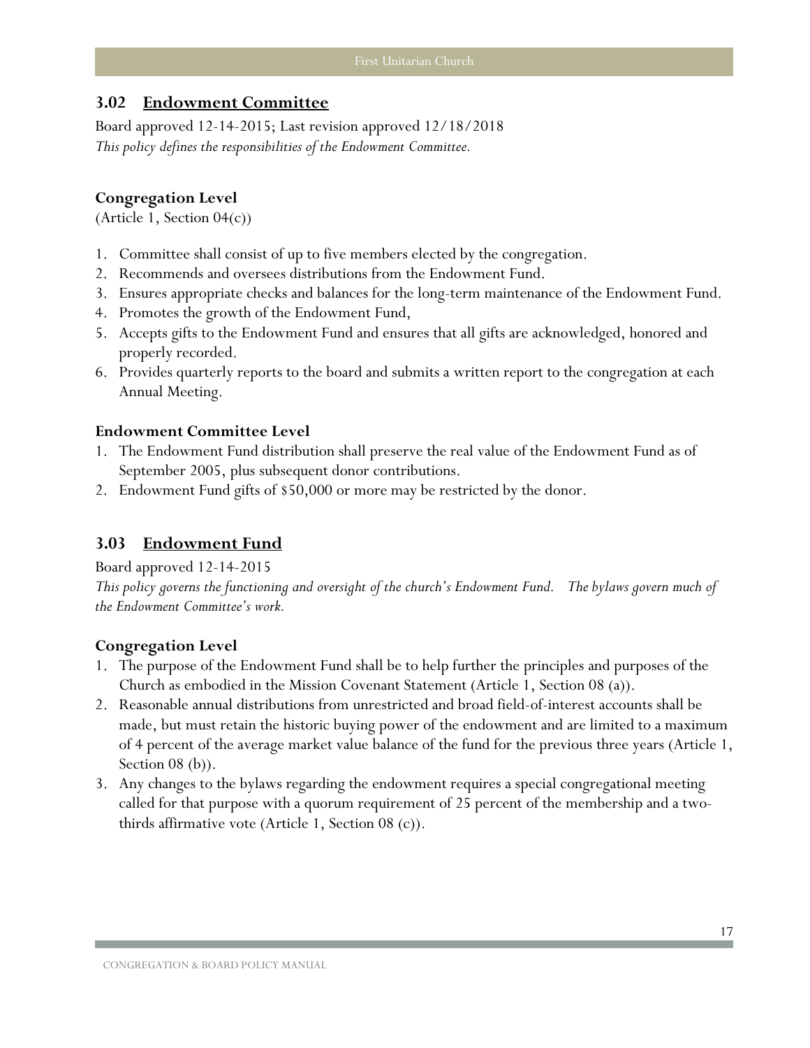## 3.02 Endowment Committee

Board approved 12-14-2015; Last revision approved 12/18/2018

*This policy defines the responsibilities of the Endowment Committee.*

### Congregation Level

(Article 1, Section 04(c))

1. Committee shall consist of up to five members elected by the congregation.
2. Recommends and oversees distributions from the Endowment Fund.
3. Ensures appropriate checks and balances for the long-term maintenance of the Endowment Fund.
4. Promotes the growth of the Endowment Fund,
5. Accepts gifts to the Endowment Fund and ensures that all gifts are acknowledged, honored and properly recorded.
6. Provides quarterly reports to the board and submits a written report to the congregation at each Annual Meeting.

### Endowment Committee Level

1. The Endowment Fund distribution shall preserve the real value of the Endowment Fund as of September 2005, plus subsequent donor contributions.
2. Endowment Fund gifts of $50,000 or more may be restricted by the donor.

## 3.03 Endowment Fund

Board approved 12-14-2015

*This policy governs the functioning and oversight of the church's Endowment Fund. The bylaws govern much of the Endowment Committee's work.*

### Congregation Level

1. The purpose of the Endowment Fund shall be to help further the principles and purposes of the Church as embodied in the Mission Covenant Statement (Article 1, Section 08 (a)).
2. Reasonable annual distributions from unrestricted and broad field-of-interest accounts shall be made, but must retain the historic buying power of the endowment and are limited to a maximum of 4 percent of the average market value balance of the fund for the previous three years (Article 1, Section 08 (b)).
3. Any changes to the bylaws regarding the endowment requires a special congregational meeting called for that purpose with a quorum requirement of 25 percent of the membership and a two-thirds affirmative vote (Article 1, Section 08 (c)).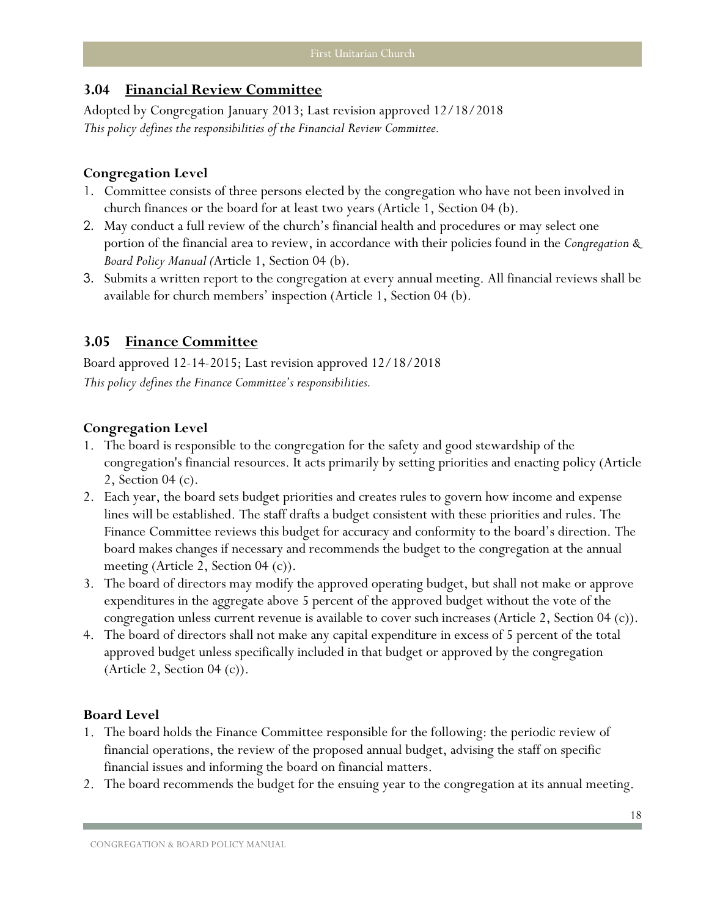## 3.04 Financial Review Committee

Adopted by Congregation January 2013; Last revision approved 12/18/2018

*This policy defines the responsibilities of the Financial Review Committee.*

### Congregation Level

1. Committee consists of three persons elected by the congregation who have not been involved in church finances or the board for at least two years (Article 1, Section 04 (b).
2. May conduct a full review of the church's financial health and procedures or may select one portion of the financial area to review, in accordance with their policies found in the *Congregation & Board Policy Manual (*Article 1, Section 04 (b).
3. Submits a written report to the congregation at every annual meeting. All financial reviews shall be available for church members' inspection (Article 1, Section 04 (b).

## 3.05 Finance Committee

Board approved 12-14-2015; Last revision approved 12/18/2018

*This policy defines the Finance Committee's responsibilities.*

### Congregation Level

1. The board is responsible to the congregation for the safety and good stewardship of the congregation's financial resources. It acts primarily by setting priorities and enacting policy (Article 2, Section 04 (c).
2. Each year, the board sets budget priorities and creates rules to govern how income and expense lines will be established. The staff drafts a budget consistent with these priorities and rules. The Finance Committee reviews this budget for accuracy and conformity to the board's direction. The board makes changes if necessary and recommends the budget to the congregation at the annual meeting (Article 2, Section 04 (c)).
3. The board of directors may modify the approved operating budget, but shall not make or approve expenditures in the aggregate above 5 percent of the approved budget without the vote of the congregation unless current revenue is available to cover such increases (Article 2, Section 04 (c)).
4. The board of directors shall not make any capital expenditure in excess of 5 percent of the total approved budget unless specifically included in that budget or approved by the congregation (Article 2, Section 04 (c)).

### Board Level

1. The board holds the Finance Committee responsible for the following: the periodic review of financial operations, the review of the proposed annual budget, advising the staff on specific financial issues and informing the board on financial matters.
2. The board recommends the budget for the ensuing year to the congregation at its annual meeting.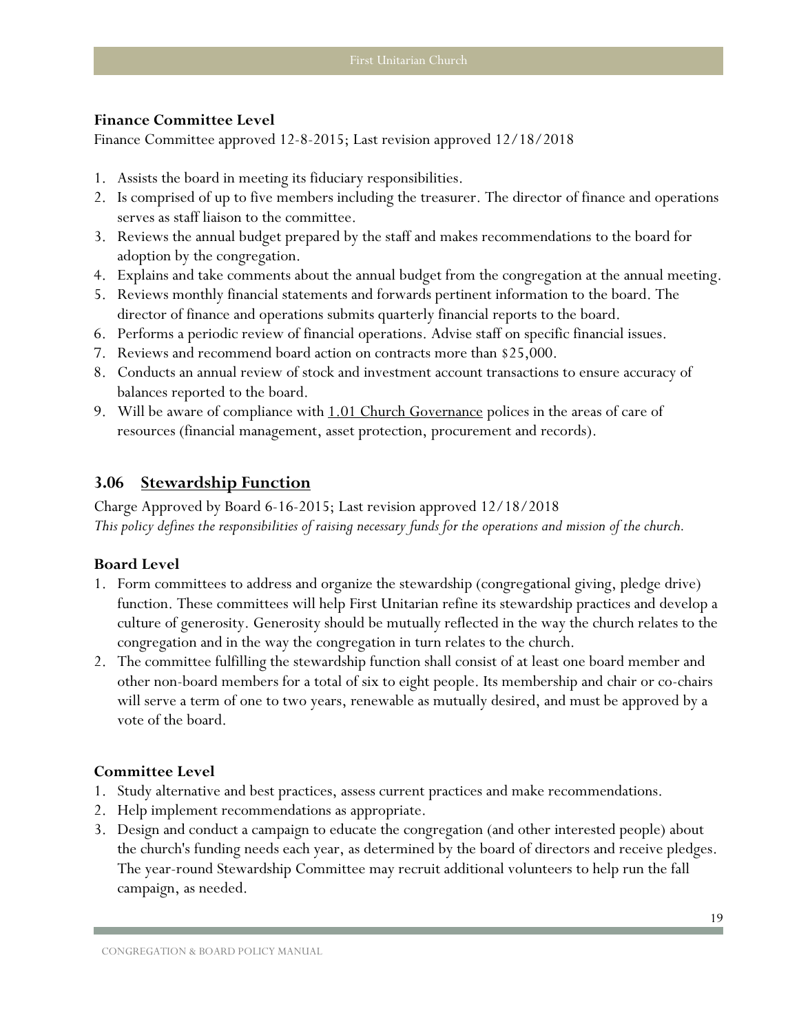### Finance Committee Level

Finance Committee approved 12-8-2015; Last revision approved 12/18/2018

1. Assists the board in meeting its fiduciary responsibilities.
2. Is comprised of up to five members including the treasurer. The director of finance and operations serves as staff liaison to the committee.
3. Reviews the annual budget prepared by the staff and makes recommendations to the board for adoption by the congregation.
4. Explains and take comments about the annual budget from the congregation at the annual meeting.
5. Reviews monthly financial statements and forwards pertinent information to the board. The director of finance and operations submits quarterly financial reports to the board.
6. Performs a periodic review of financial operations. Advise staff on specific financial issues.
7. Reviews and recommend board action on contracts more than $25,000.
8. Conducts an annual review of stock and investment account transactions to ensure accuracy of balances reported to the board.
9. Will be aware of compliance with 1.01 Church Governance polices in the areas of care of resources (financial management, asset protection, procurement and records).

## 3.06 Stewardship Function

Charge Approved by Board 6-16-2015; Last revision approved 12/18/2018

*This policy defines the responsibilities of raising necessary funds for the operations and mission of the church.*

### Board Level

1. Form committees to address and organize the stewardship (congregational giving, pledge drive) function. These committees will help First Unitarian refine its stewardship practices and develop a culture of generosity. Generosity should be mutually reflected in the way the church relates to the congregation and in the way the congregation in turn relates to the church.
2. The committee fulfilling the stewardship function shall consist of at least one board member and other non-board members for a total of six to eight people. Its membership and chair or co-chairs will serve a term of one to two years, renewable as mutually desired, and must be approved by a vote of the board.

### Committee Level

1. Study alternative and best practices, assess current practices and make recommendations.
2. Help implement recommendations as appropriate.
3. Design and conduct a campaign to educate the congregation (and other interested people) about the church's funding needs each year, as determined by the board of directors and receive pledges. The year-round Stewardship Committee may recruit additional volunteers to help run the fall campaign, as needed.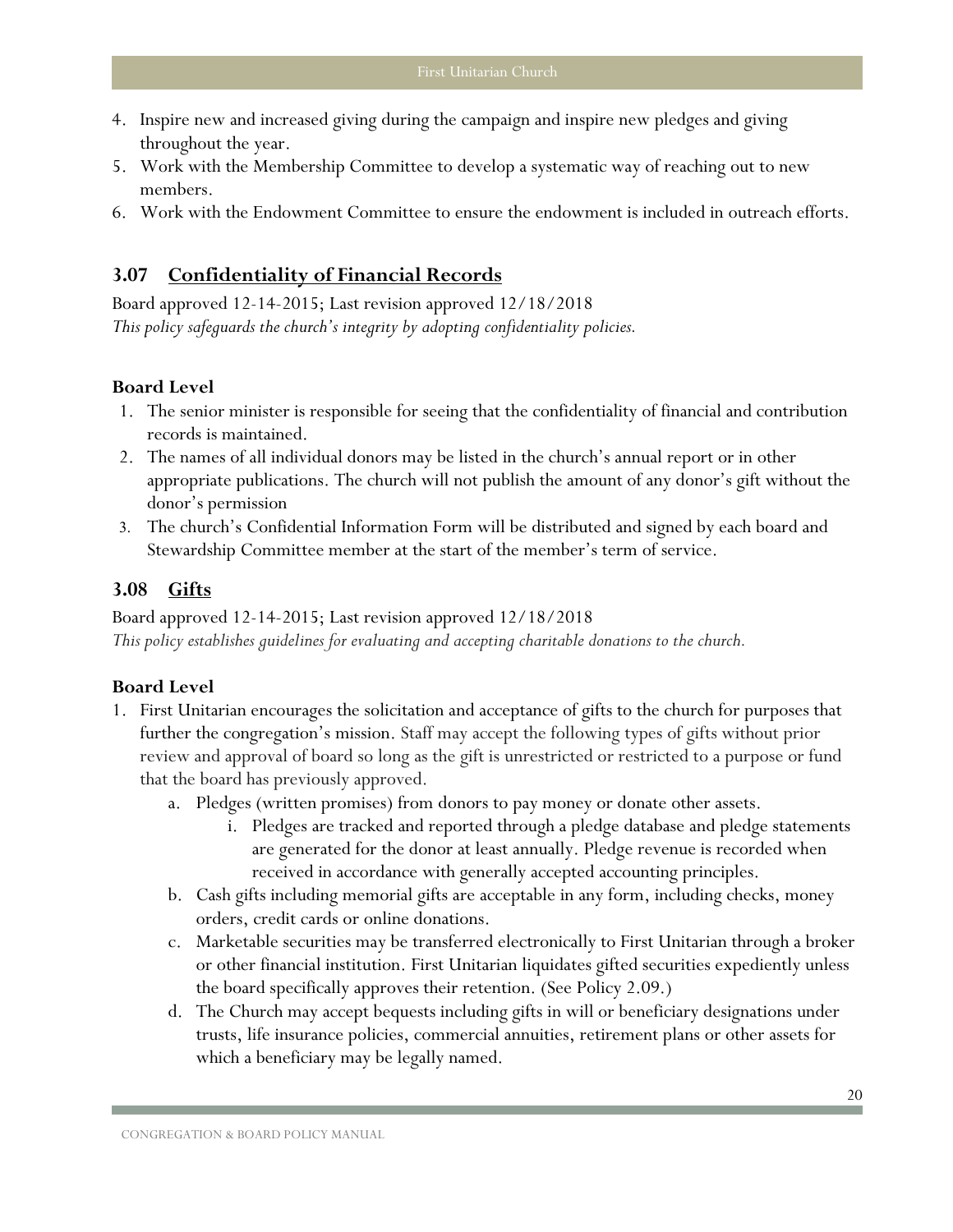4. Inspire new and increased giving during the campaign and inspire new pledges and giving throughout the year.
5. Work with the Membership Committee to develop a systematic way of reaching out to new members.
6. Work with the Endowment Committee to ensure the endowment is included in outreach efforts.

## 3.07 Confidentiality of Financial Records

Board approved 12-14-2015; Last revision approved 12/18/2018

*This policy safeguards the church's integrity by adopting confidentiality policies.*

### Board Level

1. The senior minister is responsible for seeing that the confidentiality of financial and contribution records is maintained.
2. The names of all individual donors may be listed in the church's annual report or in other appropriate publications. The church will not publish the amount of any donor's gift without the donor's permission
3. The church's Confidential Information Form will be distributed and signed by each board and Stewardship Committee member at the start of the member's term of service.

## 3.08 Gifts

Board approved 12-14-2015; Last revision approved 12/18/2018

*This policy establishes guidelines for evaluating and accepting charitable donations to the church.*

### Board Level

1. First Unitarian encourages the solicitation and acceptance of gifts to the church for purposes that further the congregation's mission. Staff may accept the following types of gifts without prior review and approval of board so long as the gift is unrestricted or restricted to a purpose or fund that the board has previously approved.
    a. Pledges (written promises) from donors to pay money or donate other assets.
        i. Pledges are tracked and reported through a pledge database and pledge statements are generated for the donor at least annually. Pledge revenue is recorded when received in accordance with generally accepted accounting principles.
    b. Cash gifts including memorial gifts are acceptable in any form, including checks, money orders, credit cards or online donations.
    c. Marketable securities may be transferred electronically to First Unitarian through a broker or other financial institution. First Unitarian liquidates gifted securities expediently unless the board specifically approves their retention. (See Policy 2.09.)
    d. The Church may accept bequests including gifts in will or beneficiary designations under trusts, life insurance policies, commercial annuities, retirement plans or other assets for which a beneficiary may be legally named.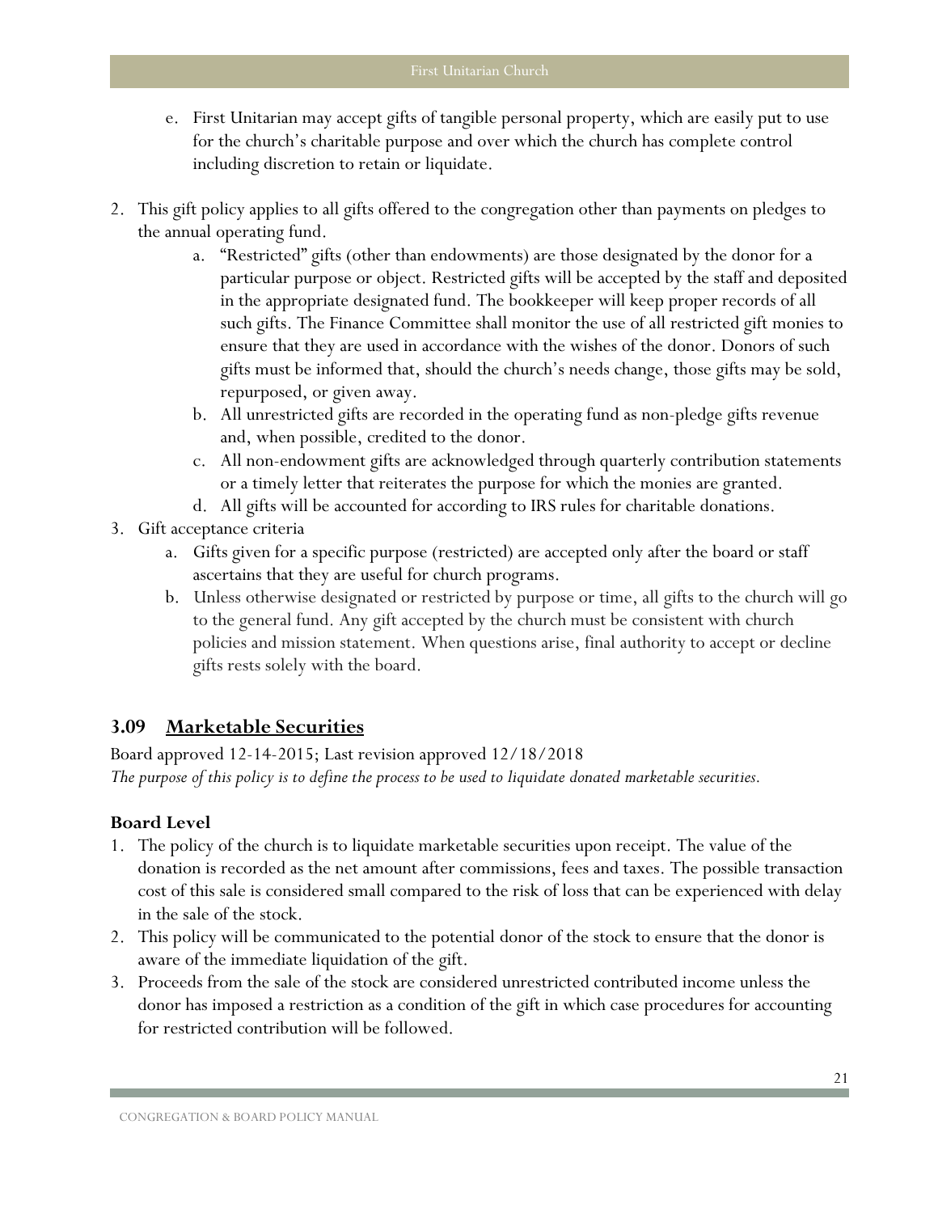e. First Unitarian may accept gifts of tangible personal property, which are easily put to use for the church's charitable purpose and over which the church has complete control including discretion to retain or liquidate.

2. This gift policy applies to all gifts offered to the congregation other than payments on pledges to the annual operating fund.
   a. "Restricted" gifts (other than endowments) are those designated by the donor for a particular purpose or object. Restricted gifts will be accepted by the staff and deposited in the appropriate designated fund. The bookkeeper will keep proper records of all such gifts. The Finance Committee shall monitor the use of all restricted gift monies to ensure that they are used in accordance with the wishes of the donor. Donors of such gifts must be informed that, should the church's needs change, those gifts may be sold, repurposed, or given away.
   b. All unrestricted gifts are recorded in the operating fund as non-pledge gifts revenue and, when possible, credited to the donor.
   c. All non-endowment gifts are acknowledged through quarterly contribution statements or a timely letter that reiterates the purpose for which the monies are granted.
   d. All gifts will be accounted for according to IRS rules for charitable donations.
3. Gift acceptance criteria
   a. Gifts given for a specific purpose (restricted) are accepted only after the board or staff ascertains that they are useful for church programs.
   b. Unless otherwise designated or restricted by purpose or time, all gifts to the church will go to the general fund. Any gift accepted by the church must be consistent with church policies and mission statement. When questions arise, final authority to accept or decline gifts rests solely with the board.

## 3.09 Marketable Securities

Board approved 12-14-2015; Last revision approved 12/18/2018

*The purpose of this policy is to define the process to be used to liquidate donated marketable securities.*

### Board Level

1. The policy of the church is to liquidate marketable securities upon receipt. The value of the donation is recorded as the net amount after commissions, fees and taxes. The possible transaction cost of this sale is considered small compared to the risk of loss that can be experienced with delay in the sale of the stock.
2. This policy will be communicated to the potential donor of the stock to ensure that the donor is aware of the immediate liquidation of the gift.
3. Proceeds from the sale of the stock are considered unrestricted contributed income unless the donor has imposed a restriction as a condition of the gift in which case procedures for accounting for restricted contribution will be followed.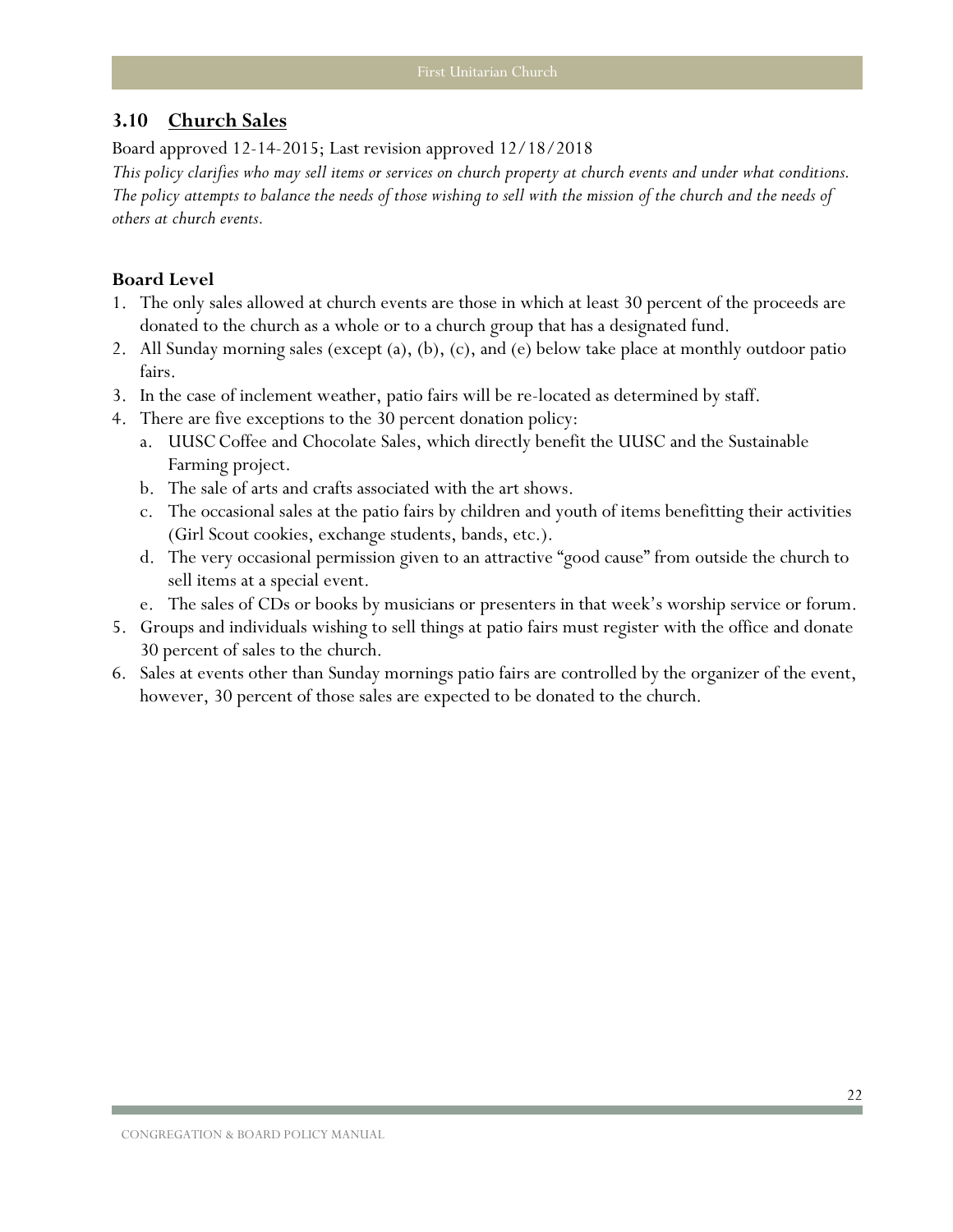## 3.10 Church Sales

Board approved 12-14-2015; Last revision approved 12/18/2018

*This policy clarifies who may sell items or services on church property at church events and under what conditions. The policy attempts to balance the needs of those wishing to sell with the mission of the church and the needs of others at church events.*

### Board Level

1. The only sales allowed at church events are those in which at least 30 percent of the proceeds are donated to the church as a whole or to a church group that has a designated fund.
2. All Sunday morning sales (except (a), (b), (c), and (e) below take place at monthly outdoor patio fairs.
3. In the case of inclement weather, patio fairs will be re-located as determined by staff.
4. There are five exceptions to the 30 percent donation policy:
   a. UUSC Coffee and Chocolate Sales, which directly benefit the UUSC and the Sustainable Farming project.
   b. The sale of arts and crafts associated with the art shows.
   c. The occasional sales at the patio fairs by children and youth of items benefitting their activities (Girl Scout cookies, exchange students, bands, etc.).
   d. The very occasional permission given to an attractive "good cause" from outside the church to sell items at a special event.
   e. The sales of CDs or books by musicians or presenters in that week's worship service or forum.
5. Groups and individuals wishing to sell things at patio fairs must register with the office and donate 30 percent of sales to the church.
6. Sales at events other than Sunday mornings patio fairs are controlled by the organizer of the event, however, 30 percent of those sales are expected to be donated to the church.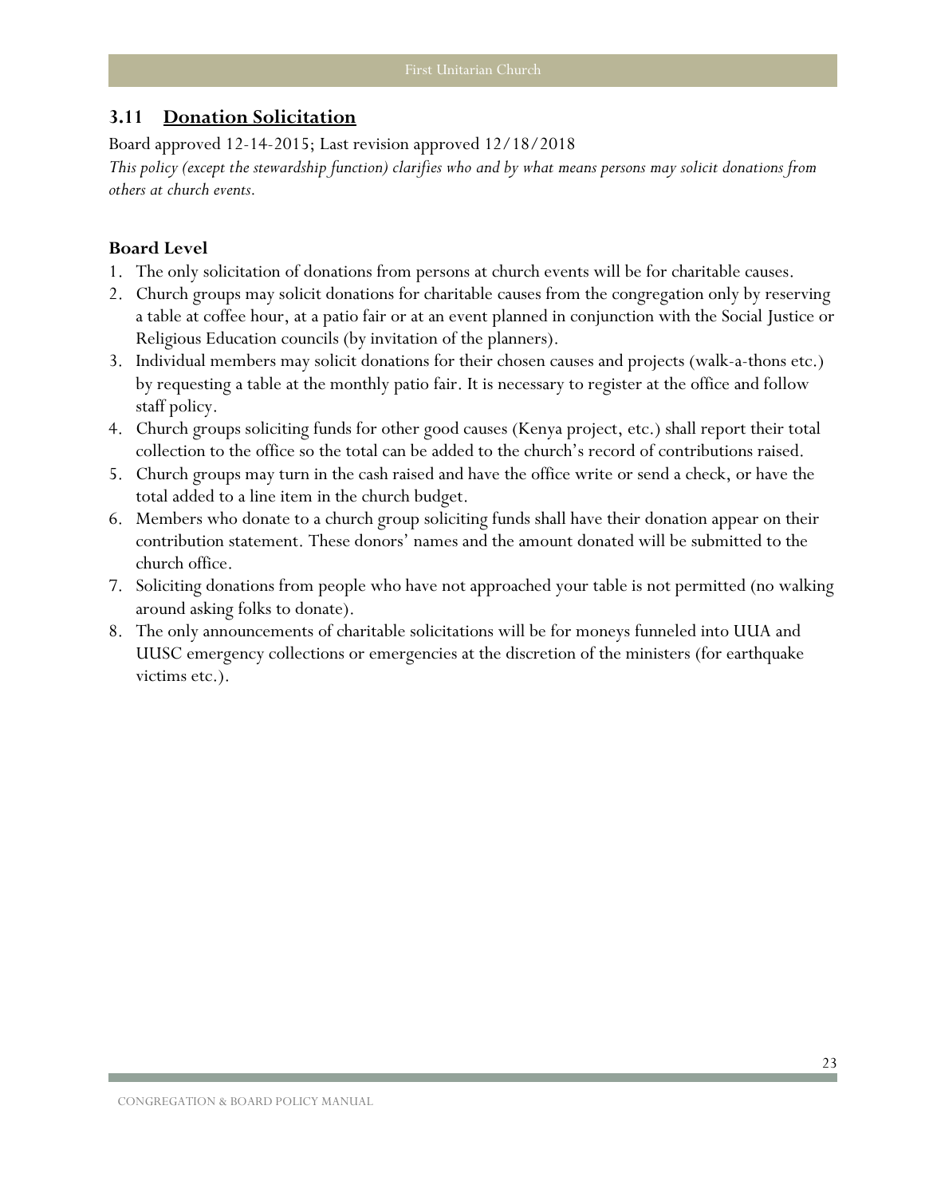## 3.11 Donation Solicitation

Board approved 12-14-2015; Last revision approved 12/18/2018

*This policy (except the stewardship function) clarifies who and by what means persons may solicit donations from others at church events.*

### Board Level

1. The only solicitation of donations from persons at church events will be for charitable causes.
2. Church groups may solicit donations for charitable causes from the congregation only by reserving a table at coffee hour, at a patio fair or at an event planned in conjunction with the Social Justice or Religious Education councils (by invitation of the planners).
3. Individual members may solicit donations for their chosen causes and projects (walk-a-thons etc.) by requesting a table at the monthly patio fair. It is necessary to register at the office and follow staff policy.
4. Church groups soliciting funds for other good causes (Kenya project, etc.) shall report their total collection to the office so the total can be added to the church's record of contributions raised.
5. Church groups may turn in the cash raised and have the office write or send a check, or have the total added to a line item in the church budget.
6. Members who donate to a church group soliciting funds shall have their donation appear on their contribution statement. These donors' names and the amount donated will be submitted to the church office.
7. Soliciting donations from people who have not approached your table is not permitted (no walking around asking folks to donate).
8. The only announcements of charitable solicitations will be for moneys funneled into UUA and UUSC emergency collections or emergencies at the discretion of the ministers (for earthquake victims etc.).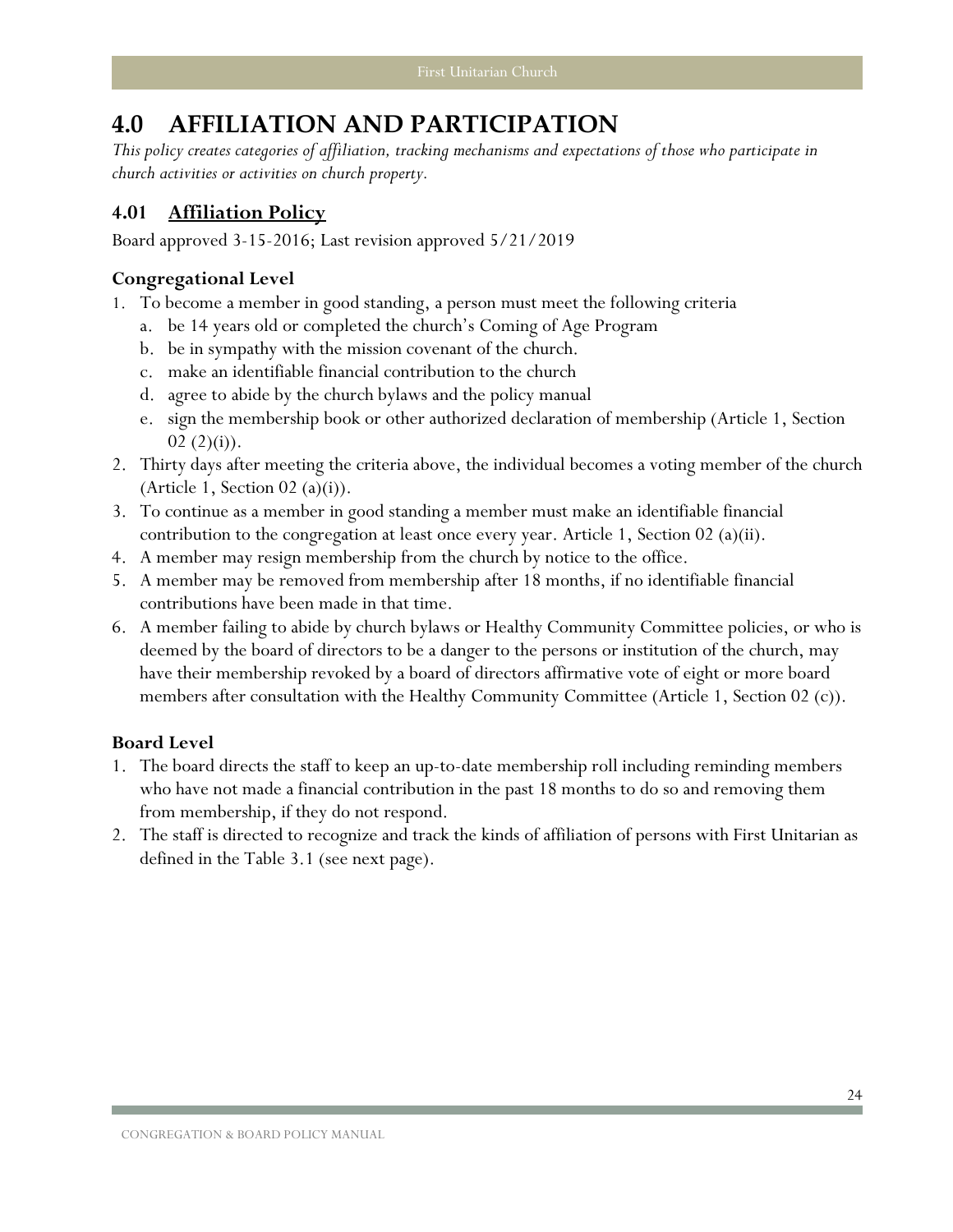# 4.0 AFFILIATION AND PARTICIPATION

*This policy creates categories of affiliation, tracking mechanisms and expectations of those who participate in church activities or activities on church property.*

## 4.01 Affiliation Policy

Board approved 3-15-2016; Last revision approved 5/21/2019

### Congregational Level

1. To become a member in good standing, a person must meet the following criteria
   a. be 14 years old or completed the church's Coming of Age Program
   b. be in sympathy with the mission covenant of the church.
   c. make an identifiable financial contribution to the church
   d. agree to abide by the church bylaws and the policy manual
   e. sign the membership book or other authorized declaration of membership (Article 1, Section 02 (2)(i)).
2. Thirty days after meeting the criteria above, the individual becomes a voting member of the church (Article 1, Section 02 (a)(i)).
3. To continue as a member in good standing a member must make an identifiable financial contribution to the congregation at least once every year. Article 1, Section 02 (a)(ii).
4. A member may resign membership from the church by notice to the office.
5. A member may be removed from membership after 18 months, if no identifiable financial contributions have been made in that time.
6. A member failing to abide by church bylaws or Healthy Community Committee policies, or who is deemed by the board of directors to be a danger to the persons or institution of the church, may have their membership revoked by a board of directors affirmative vote of eight or more board members after consultation with the Healthy Community Committee (Article 1, Section 02 (c)).

### Board Level

1. The board directs the staff to keep an up-to-date membership roll including reminding members who have not made a financial contribution in the past 18 months to do so and removing them from membership, if they do not respond.
2. The staff is directed to recognize and track the kinds of affiliation of persons with First Unitarian as defined in the Table 3.1 (see next page).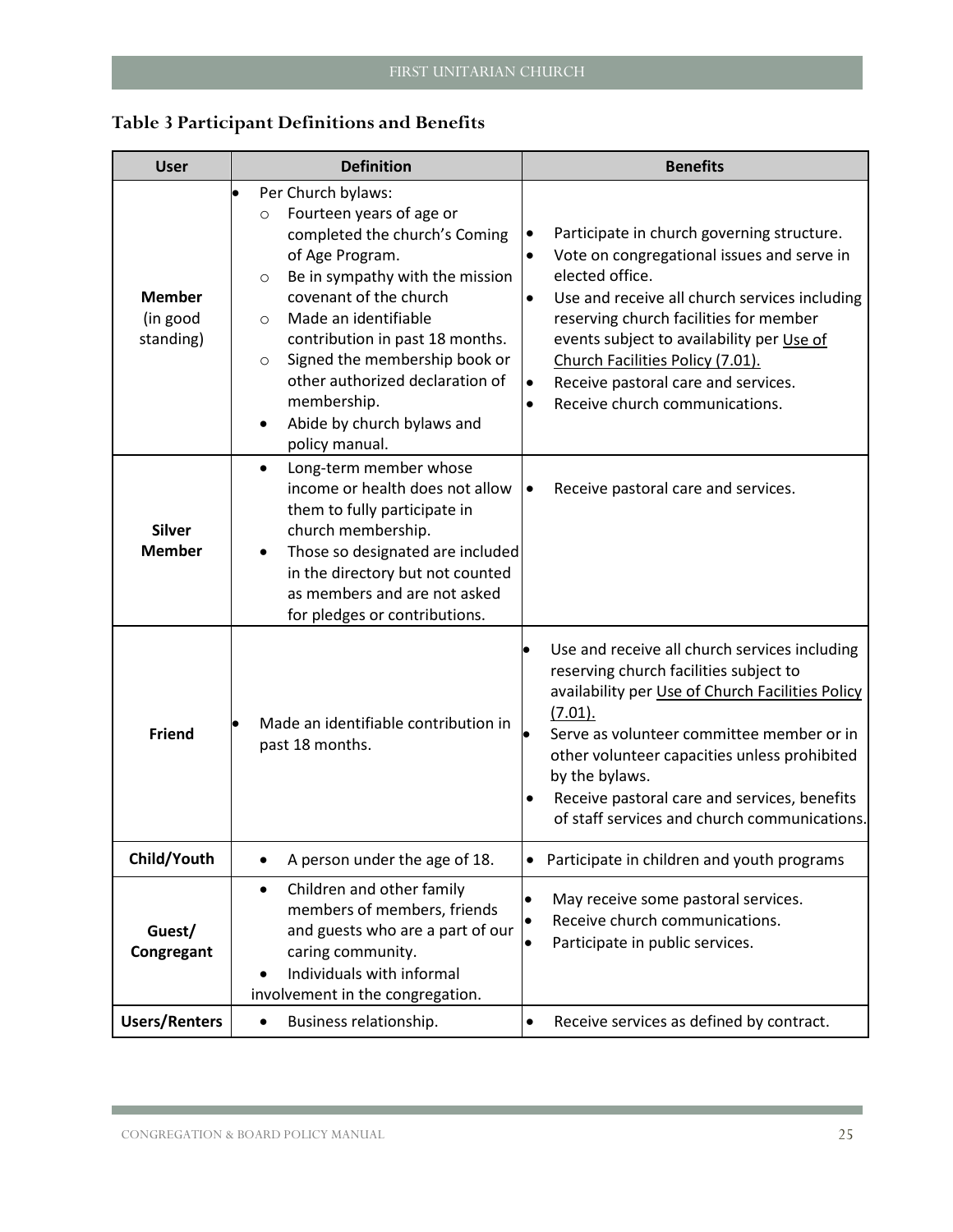### Table 3 Participant Definitions and Benefits

| User | Definition | Benefits |
|---|---|---|
| **Member** (in good standing) | • Per Church bylaws:<br>○ Fourteen years of age or completed the church's Coming of Age Program.<br>○ Be in sympathy with the mission covenant of the church<br>○ Made an identifiable contribution in past 18 months.<br>○ Signed the membership book or other authorized declaration of membership.<br>• Abide by church bylaws and policy manual. | • Participate in church governing structure.<br>• Vote on congregational issues and serve in elected office.<br>• Use and receive all church services including reserving church facilities for member events subject to availability per Use of Church Facilities Policy (7.01).<br>• Receive pastoral care and services.<br>• Receive church communications. |
| **Silver Member** | • Long-term member whose income or health does not allow them to fully participate in church membership.<br>• Those so designated are included in the directory but not counted as members and are not asked for pledges or contributions. | • Receive pastoral care and services. |
| **Friend** | • Made an identifiable contribution in past 18 months. | • Use and receive all church services including reserving church facilities subject to availability per Use of Church Facilities Policy (7.01).<br>• Serve as volunteer committee member or in other volunteer capacities unless prohibited by the bylaws.<br>• Receive pastoral care and services, benefits of staff services and church communications. |
| **Child/Youth** | • A person under the age of 18. | • Participate in children and youth programs |
| **Guest/ Congregant** | • Children and other family members of members, friends and guests who are a part of our caring community.<br>• Individuals with informal involvement in the congregation. | • May receive some pastoral services.<br>• Receive church communications.<br>• Participate in public services. |
| **Users/Renters** | • Business relationship. | • Receive services as defined by contract. |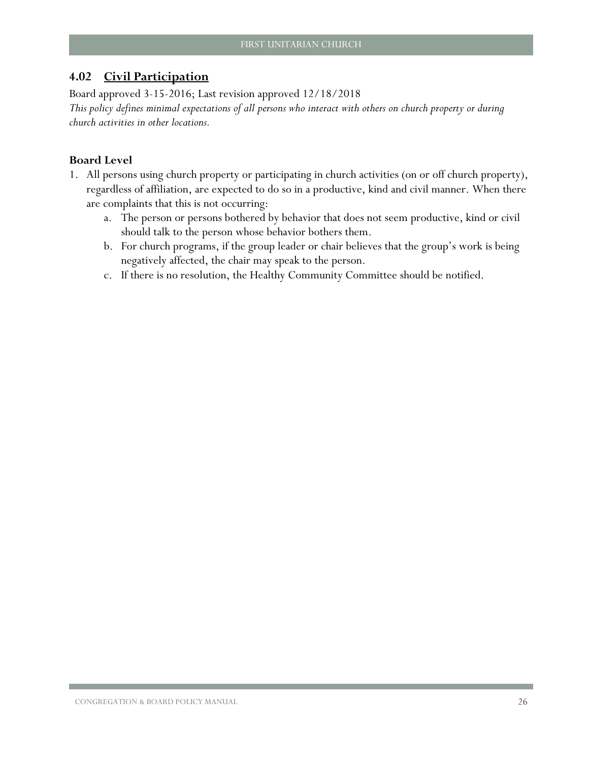## 4.02 <u>Civil Participation</u>

Board approved 3-15-2016; Last revision approved 12/18/2018

*This policy defines minimal expectations of all persons who interact with others on church property or during church activities in other locations.*

### Board Level

1. All persons using church property or participating in church activities (on or off church property), regardless of affiliation, are expected to do so in a productive, kind and civil manner. When there are complaints that this is not occurring:
   a. The person or persons bothered by behavior that does not seem productive, kind or civil should talk to the person whose behavior bothers them.
   b. For church programs, if the group leader or chair believes that the group's work is being negatively affected, the chair may speak to the person.
   c. If there is no resolution, the Healthy Community Committee should be notified.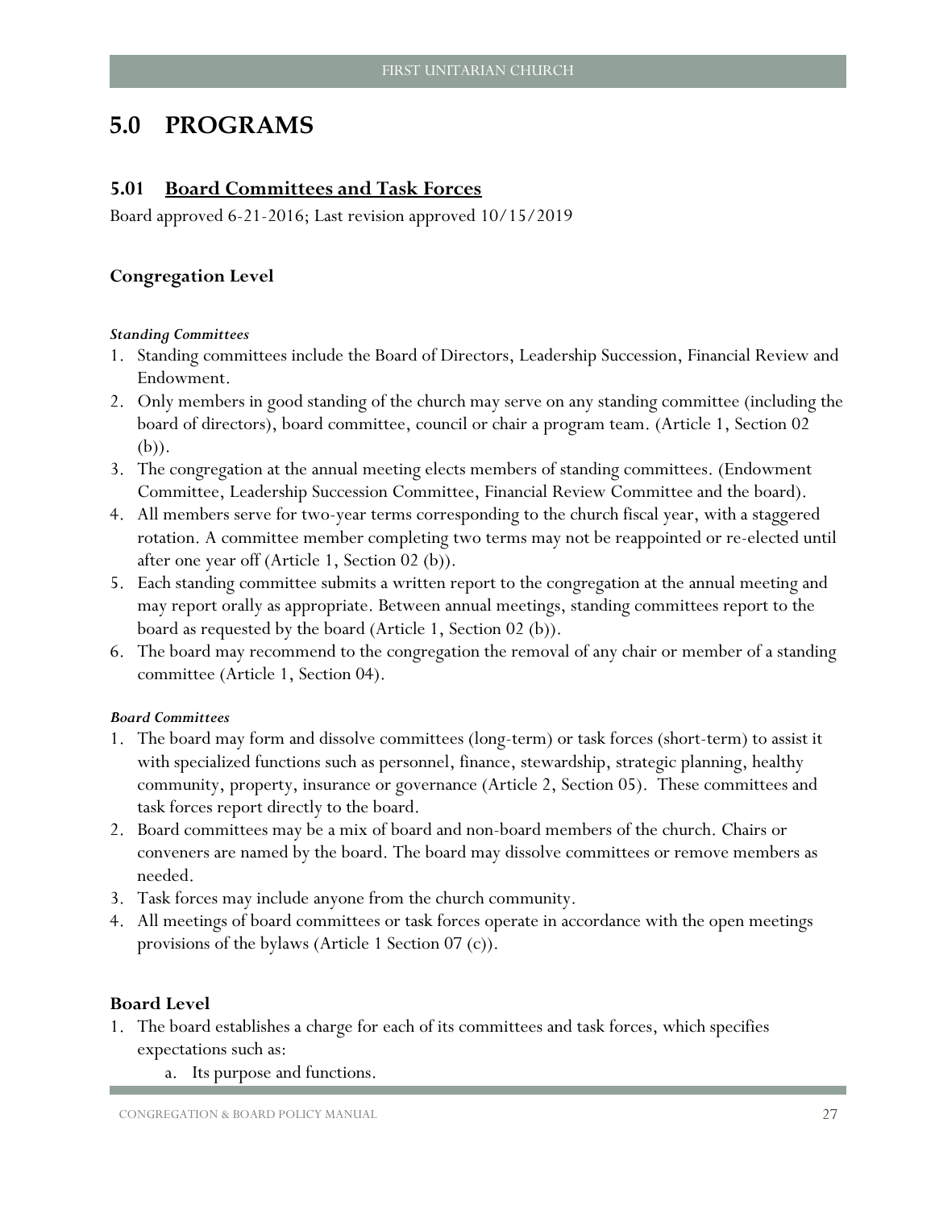# 5.0 PROGRAMS

## 5.01 Board Committees and Task Forces

Board approved 6-21-2016; Last revision approved 10/15/2019

### Congregation Level

***Standing Committees***

1. Standing committees include the Board of Directors, Leadership Succession, Financial Review and Endowment.
2. Only members in good standing of the church may serve on any standing committee (including the board of directors), board committee, council or chair a program team. (Article 1, Section 02 (b)).
3. The congregation at the annual meeting elects members of standing committees. (Endowment Committee, Leadership Succession Committee, Financial Review Committee and the board).
4. All members serve for two-year terms corresponding to the church fiscal year, with a staggered rotation. A committee member completing two terms may not be reappointed or re-elected until after one year off (Article 1, Section 02 (b)).
5. Each standing committee submits a written report to the congregation at the annual meeting and may report orally as appropriate. Between annual meetings, standing committees report to the board as requested by the board (Article 1, Section 02 (b)).
6. The board may recommend to the congregation the removal of any chair or member of a standing committee (Article 1, Section 04).

***Board Committees***

1. The board may form and dissolve committees (long-term) or task forces (short-term) to assist it with specialized functions such as personnel, finance, stewardship, strategic planning, healthy community, property, insurance or governance (Article 2, Section 05). These committees and task forces report directly to the board.
2. Board committees may be a mix of board and non-board members of the church. Chairs or conveners are named by the board. The board may dissolve committees or remove members as needed.
3. Task forces may include anyone from the church community.
4. All meetings of board committees or task forces operate in accordance with the open meetings provisions of the bylaws (Article 1 Section 07 (c)).

### Board Level

1. The board establishes a charge for each of its committees and task forces, which specifies expectations such as:
    a. Its purpose and functions.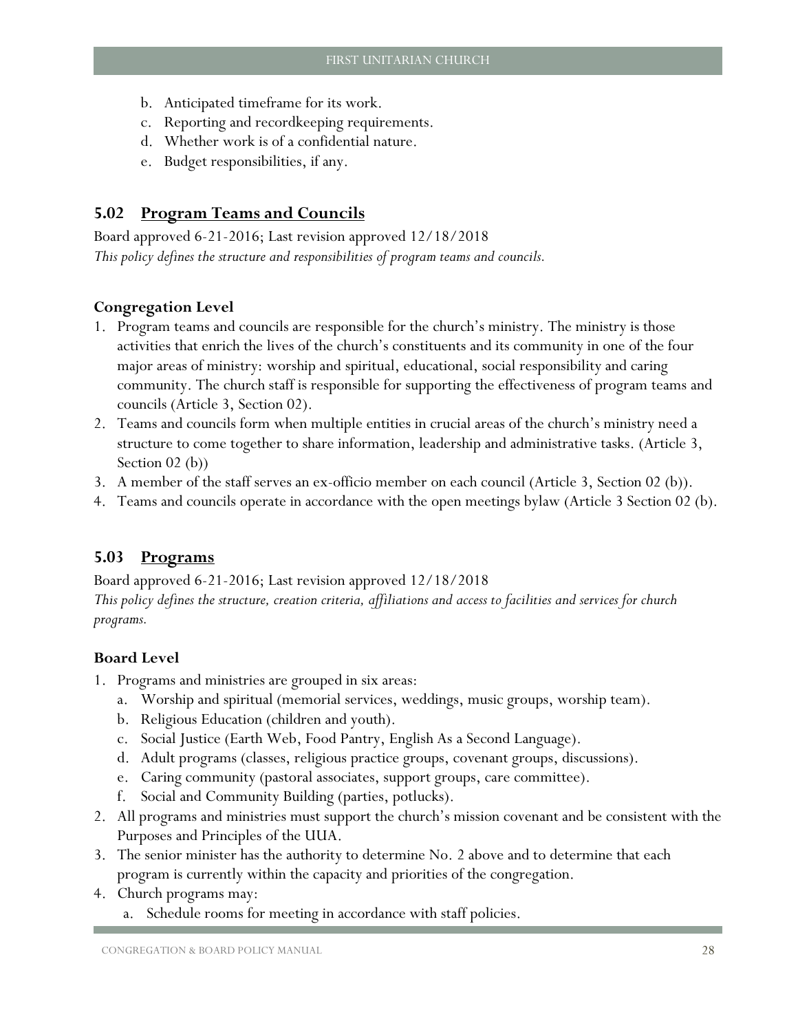b. Anticipated timeframe for its work.
c. Reporting and recordkeeping requirements.
d. Whether work is of a confidential nature.
e. Budget responsibilities, if any.

## 5.02 Program Teams and Councils

Board approved 6-21-2016; Last revision approved 12/18/2018

*This policy defines the structure and responsibilities of program teams and councils.*

### Congregation Level

1. Program teams and councils are responsible for the church's ministry. The ministry is those activities that enrich the lives of the church's constituents and its community in one of the four major areas of ministry: worship and spiritual, educational, social responsibility and caring community. The church staff is responsible for supporting the effectiveness of program teams and councils (Article 3, Section 02).
2. Teams and councils form when multiple entities in crucial areas of the church's ministry need a structure to come together to share information, leadership and administrative tasks. (Article 3, Section 02 (b))
3. A member of the staff serves an ex-officio member on each council (Article 3, Section 02 (b)).
4. Teams and councils operate in accordance with the open meetings bylaw (Article 3 Section 02 (b).

## 5.03 Programs

Board approved 6-21-2016; Last revision approved 12/18/2018

*This policy defines the structure, creation criteria, affiliations and access to facilities and services for church programs.*

### Board Level

1. Programs and ministries are grouped in six areas:
   a. Worship and spiritual (memorial services, weddings, music groups, worship team).
   b. Religious Education (children and youth).
   c. Social Justice (Earth Web, Food Pantry, English As a Second Language).
   d. Adult programs (classes, religious practice groups, covenant groups, discussions).
   e. Caring community (pastoral associates, support groups, care committee).
   f. Social and Community Building (parties, potlucks).
2. All programs and ministries must support the church's mission covenant and be consistent with the Purposes and Principles of the UUA.
3. The senior minister has the authority to determine No. 2 above and to determine that each program is currently within the capacity and priorities of the congregation.
4. Church programs may:
   a. Schedule rooms for meeting in accordance with staff policies.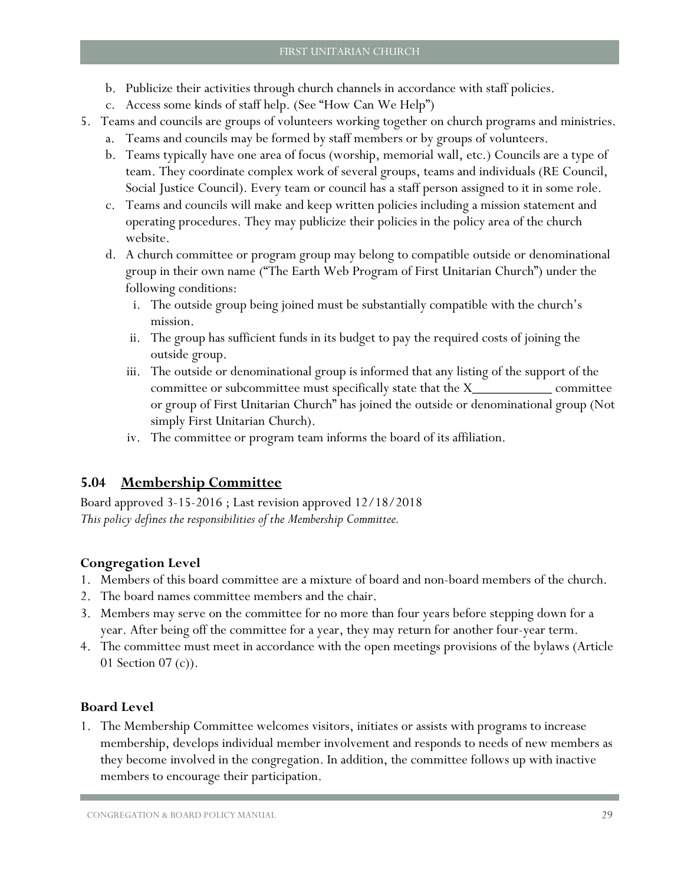b. Publicize their activities through church channels in accordance with staff policies.
c. Access some kinds of staff help. (See "How Can We Help")

5. Teams and councils are groups of volunteers working together on church programs and ministries.
   a. Teams and councils may be formed by staff members or by groups of volunteers.
   b. Teams typically have one area of focus (worship, memorial wall, etc.) Councils are a type of team. They coordinate complex work of several groups, teams and individuals (RE Council, Social Justice Council). Every team or council has a staff person assigned to it in some role.
   c. Teams and councils will make and keep written policies including a mission statement and operating procedures. They may publicize their policies in the policy area of the church website.
   d. A church committee or program group may belong to compatible outside or denominational group in their own name ("The Earth Web Program of First Unitarian Church") under the following conditions:
      i. The outside group being joined must be substantially compatible with the church's mission.
      ii. The group has sufficient funds in its budget to pay the required costs of joining the outside group.
      iii. The outside or denominational group is informed that any listing of the support of the committee or subcommittee must specifically state that the X___________ committee or group of First Unitarian Church" has joined the outside or denominational group (Not simply First Unitarian Church).
      iv. The committee or program team informs the board of its affiliation.

## 5.04 <u>Membership Committee</u>

Board approved 3-15-2016 ; Last revision approved 12/18/2018

*This policy defines the responsibilities of the Membership Committee.*

### Congregation Level

1. Members of this board committee are a mixture of board and non-board members of the church.
2. The board names committee members and the chair.
3. Members may serve on the committee for no more than four years before stepping down for a year. After being off the committee for a year, they may return for another four-year term.
4. The committee must meet in accordance with the open meetings provisions of the bylaws (Article 01 Section 07 (c)).

### Board Level

1. The Membership Committee welcomes visitors, initiates or assists with programs to increase membership, develops individual member involvement and responds to needs of new members as they become involved in the congregation. In addition, the committee follows up with inactive members to encourage their participation.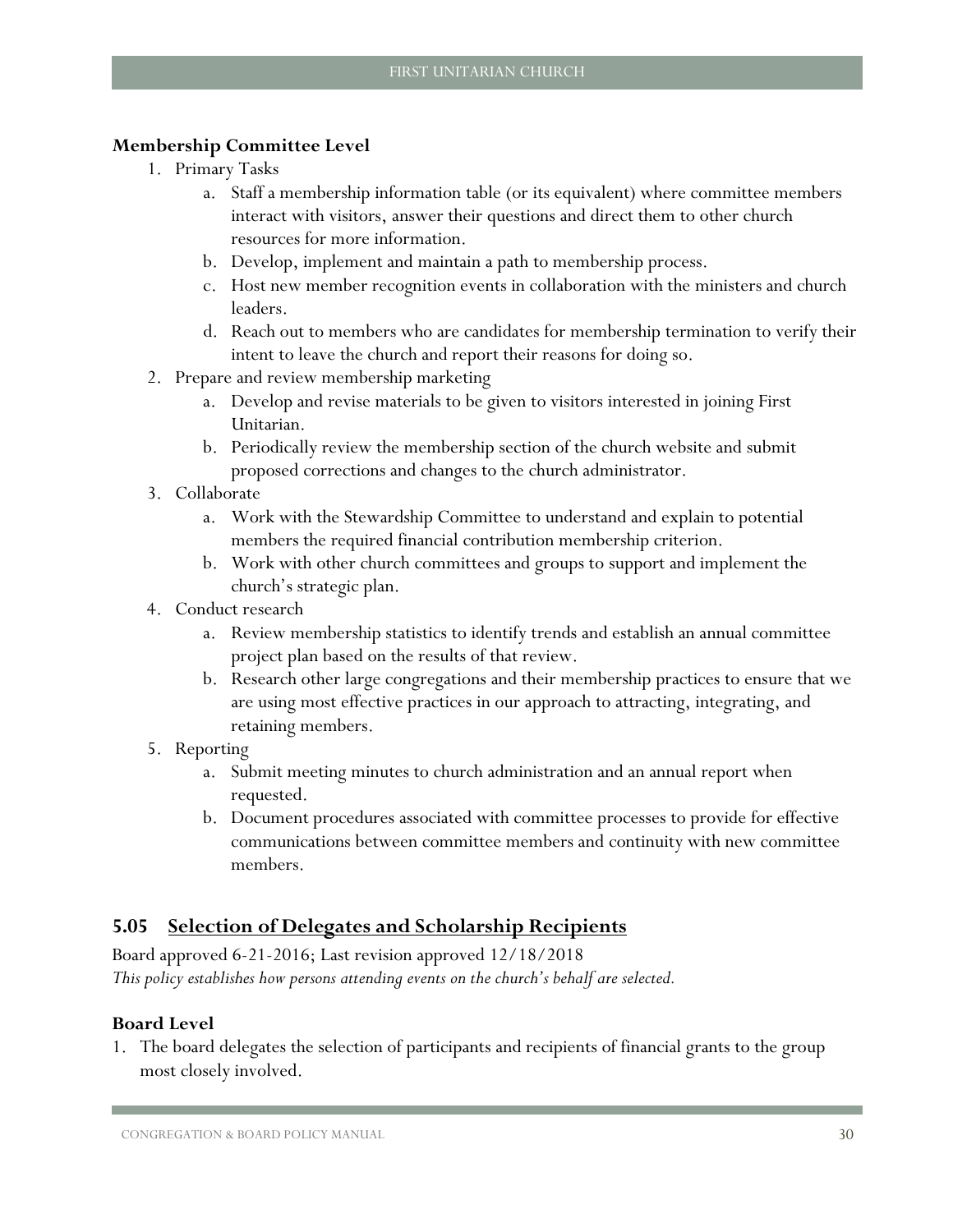### Membership Committee Level

1. Primary Tasks
    a. Staff a membership information table (or its equivalent) where committee members interact with visitors, answer their questions and direct them to other church resources for more information.
    b. Develop, implement and maintain a path to membership process.
    c. Host new member recognition events in collaboration with the ministers and church leaders.
    d. Reach out to members who are candidates for membership termination to verify their intent to leave the church and report their reasons for doing so.
2. Prepare and review membership marketing
    a. Develop and revise materials to be given to visitors interested in joining First Unitarian.
    b. Periodically review the membership section of the church website and submit proposed corrections and changes to the church administrator.
3. Collaborate
    a. Work with the Stewardship Committee to understand and explain to potential members the required financial contribution membership criterion.
    b. Work with other church committees and groups to support and implement the church's strategic plan.
4. Conduct research
    a. Review membership statistics to identify trends and establish an annual committee project plan based on the results of that review.
    b. Research other large congregations and their membership practices to ensure that we are using most effective practices in our approach to attracting, integrating, and retaining members.
5. Reporting
    a. Submit meeting minutes to church administration and an annual report when requested.
    b. Document procedures associated with committee processes to provide for effective communications between committee members and continuity with new committee members.

## 5.05 Selection of Delegates and Scholarship Recipients

Board approved 6-21-2016; Last revision approved 12/18/2018

*This policy establishes how persons attending events on the church's behalf are selected.*

### Board Level

1. The board delegates the selection of participants and recipients of financial grants to the group most closely involved.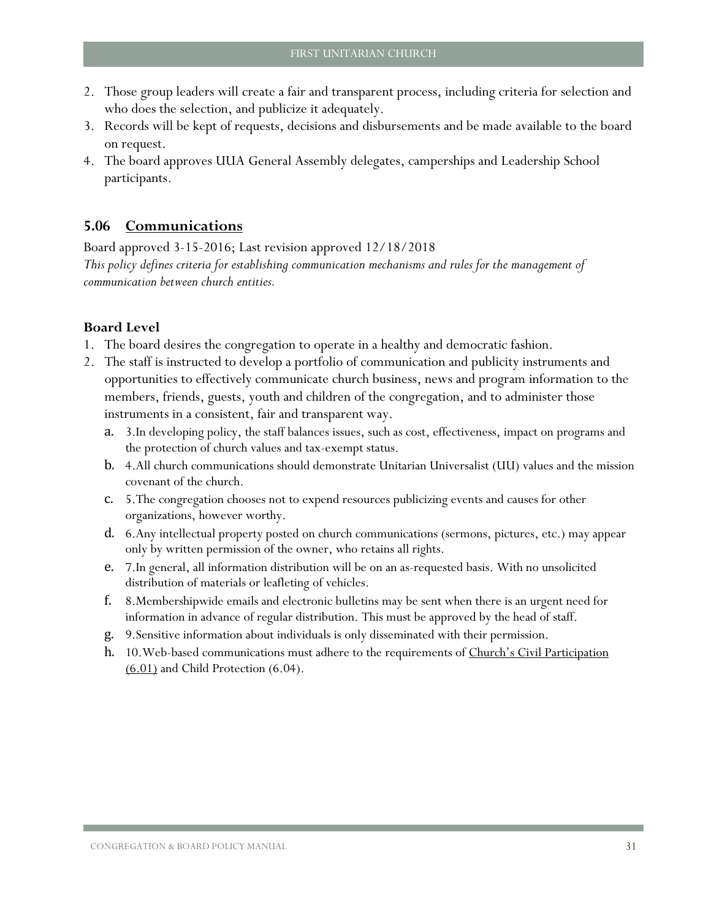2. Those group leaders will create a fair and transparent process, including criteria for selection and who does the selection, and publicize it adequately.
3. Records will be kept of requests, decisions and disbursements and be made available to the board on request.
4. The board approves UUA General Assembly delegates, camperships and Leadership School participants.

### 5.06 <u>Communications</u>

Board approved 3-15-2016; Last revision approved 12/18/2018

*This policy defines criteria for establishing communication mechanisms and rules for the management of communication between church entities.*

**Board Level**

1. The board desires the congregation to operate in a healthy and democratic fashion.
2. The staff is instructed to develop a portfolio of communication and publicity instruments and opportunities to effectively communicate church business, news and program information to the members, friends, guests, youth and children of the congregation, and to administer those instruments in a consistent, fair and transparent way.
   a. 3.In developing policy, the staff balances issues, such as cost, effectiveness, impact on programs and the protection of church values and tax-exempt status.
   b. 4.All church communications should demonstrate Unitarian Universalist (UU) values and the mission covenant of the church.
   c. 5.The congregation chooses not to expend resources publicizing events and causes for other organizations, however worthy.
   d. 6.Any intellectual property posted on church communications (sermons, pictures, etc.) may appear only by written permission of the owner, who retains all rights.
   e. 7.In general, all information distribution will be on an as-requested basis. With no unsolicited distribution of materials or leafleting of vehicles.
   f. 8.Membershipwide emails and electronic bulletins may be sent when there is an urgent need for information in advance of regular distribution. This must be approved by the head of staff.
   g. 9.Sensitive information about individuals is only disseminated with their permission.
   h. 10.Web-based communications must adhere to the requirements of <u>Church's Civil Participation (6.01)</u> and Child Protection (6.04).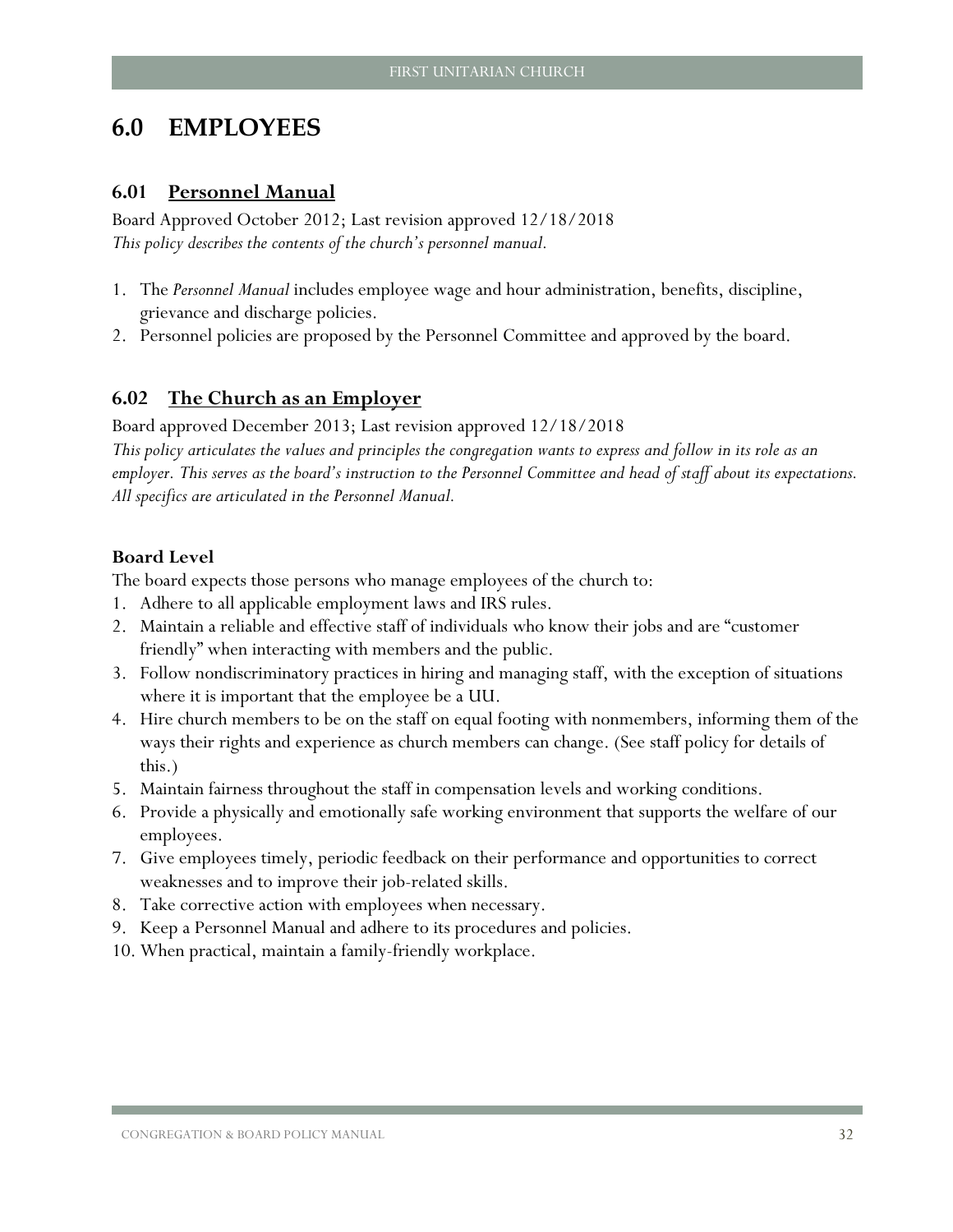# 6.0 EMPLOYEES

## 6.01 Personnel Manual

Board Approved October 2012; Last revision approved 12/18/2018

*This policy describes the contents of the church's personnel manual.*

1. The *Personnel Manual* includes employee wage and hour administration, benefits, discipline, grievance and discharge policies.
2. Personnel policies are proposed by the Personnel Committee and approved by the board.

## 6.02 The Church as an Employer

Board approved December 2013; Last revision approved 12/18/2018

*This policy articulates the values and principles the congregation wants to express and follow in its role as an employer. This serves as the board's instruction to the Personnel Committee and head of staff about its expectations. All specifics are articulated in the Personnel Manual.*

**Board Level**

The board expects those persons who manage employees of the church to:

1. Adhere to all applicable employment laws and IRS rules.
2. Maintain a reliable and effective staff of individuals who know their jobs and are "customer friendly" when interacting with members and the public.
3. Follow nondiscriminatory practices in hiring and managing staff, with the exception of situations where it is important that the employee be a UU.
4. Hire church members to be on the staff on equal footing with nonmembers, informing them of the ways their rights and experience as church members can change. (See staff policy for details of this.)
5. Maintain fairness throughout the staff in compensation levels and working conditions.
6. Provide a physically and emotionally safe working environment that supports the welfare of our employees.
7. Give employees timely, periodic feedback on their performance and opportunities to correct weaknesses and to improve their job-related skills.
8. Take corrective action with employees when necessary.
9. Keep a Personnel Manual and adhere to its procedures and policies.
10. When practical, maintain a family-friendly workplace.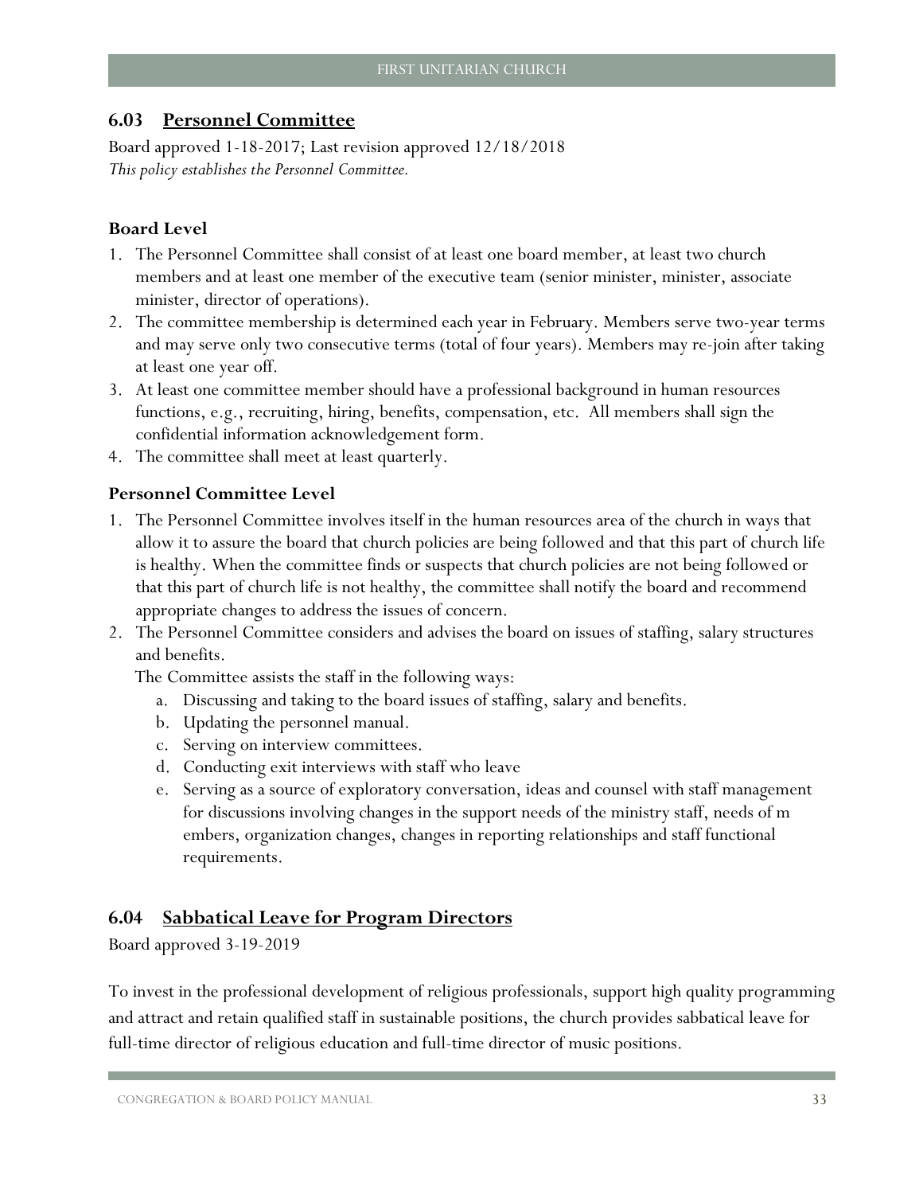## 6.03 Personnel Committee

Board approved 1-18-2017; Last revision approved 12/18/2018

*This policy establishes the Personnel Committee.*

### Board Level

1. The Personnel Committee shall consist of at least one board member, at least two church members and at least one member of the executive team (senior minister, minister, associate minister, director of operations).
2. The committee membership is determined each year in February. Members serve two-year terms and may serve only two consecutive terms (total of four years). Members may re-join after taking at least one year off.
3. At least one committee member should have a professional background in human resources functions, e.g., recruiting, hiring, benefits, compensation, etc. All members shall sign the confidential information acknowledgement form.
4. The committee shall meet at least quarterly.

### Personnel Committee Level

1. The Personnel Committee involves itself in the human resources area of the church in ways that allow it to assure the board that church policies are being followed and that this part of church life is healthy. When the committee finds or suspects that church policies are not being followed or that this part of church life is not healthy, the committee shall notify the board and recommend appropriate changes to address the issues of concern.
2. The Personnel Committee considers and advises the board on issues of staffing, salary structures and benefits.

   The Committee assists the staff in the following ways:

   a. Discussing and taking to the board issues of staffing, salary and benefits.
   b. Updating the personnel manual.
   c. Serving on interview committees.
   d. Conducting exit interviews with staff who leave
   e. Serving as a source of exploratory conversation, ideas and counsel with staff management for discussions involving changes in the support needs of the ministry staff, needs of m embers, organization changes, changes in reporting relationships and staff functional requirements.

## 6.04 Sabbatical Leave for Program Directors

Board approved 3-19-2019

To invest in the professional development of religious professionals, support high quality programming and attract and retain qualified staff in sustainable positions, the church provides sabbatical leave for full-time director of religious education and full-time director of music positions.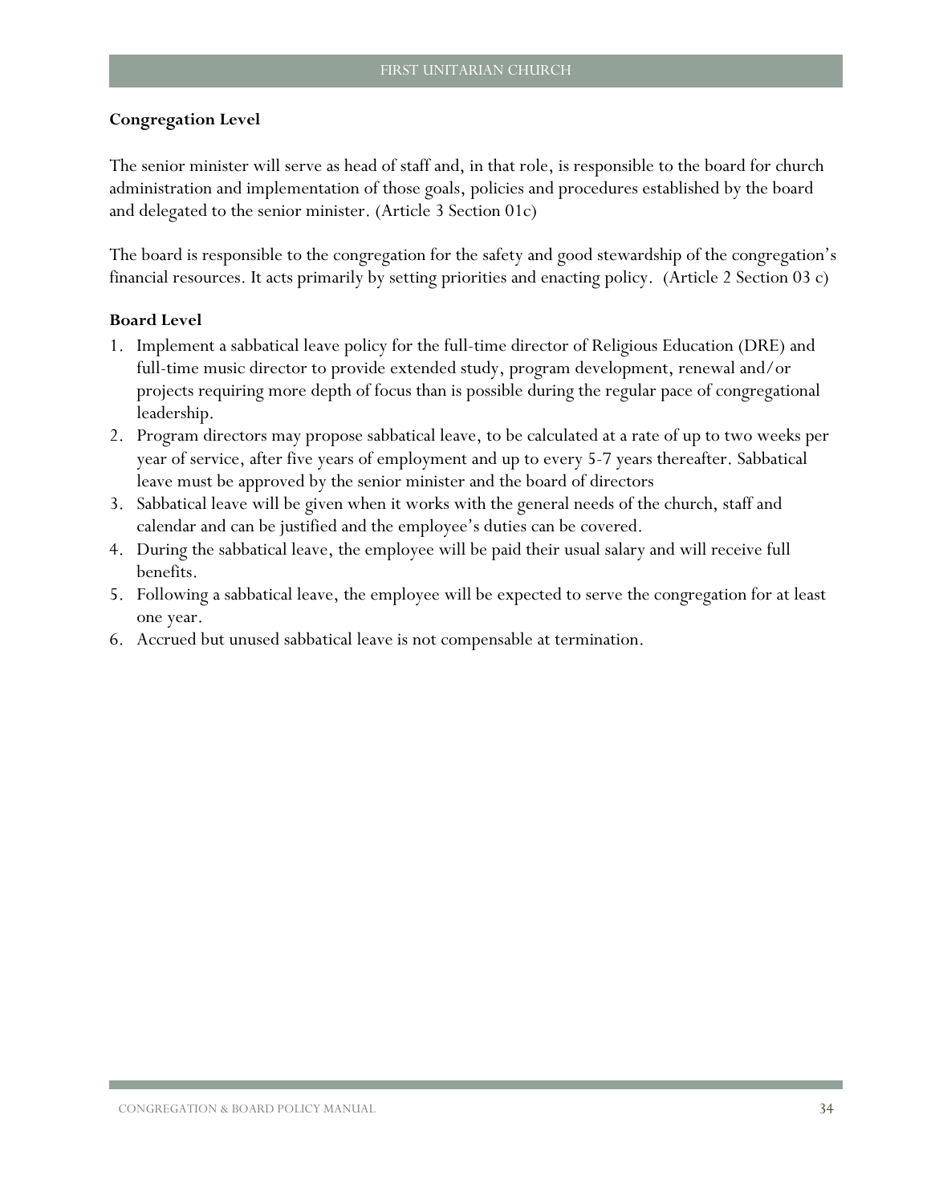### Congregation Level

The senior minister will serve as head of staff and, in that role, is responsible to the board for church administration and implementation of those goals, policies and procedures established by the board and delegated to the senior minister. (Article 3 Section 01c)

The board is responsible to the congregation for the safety and good stewardship of the congregation's financial resources. It acts primarily by setting priorities and enacting policy. (Article 2 Section 03 c)

### Board Level

1. Implement a sabbatical leave policy for the full-time director of Religious Education (DRE) and full-time music director to provide extended study, program development, renewal and/or projects requiring more depth of focus than is possible during the regular pace of congregational leadership.
2. Program directors may propose sabbatical leave, to be calculated at a rate of up to two weeks per year of service, after five years of employment and up to every 5-7 years thereafter. Sabbatical leave must be approved by the senior minister and the board of directors
3. Sabbatical leave will be given when it works with the general needs of the church, staff and calendar and can be justified and the employee's duties can be covered.
4. During the sabbatical leave, the employee will be paid their usual salary and will receive full benefits.
5. Following a sabbatical leave, the employee will be expected to serve the congregation for at least one year.
6. Accrued but unused sabbatical leave is not compensable at termination.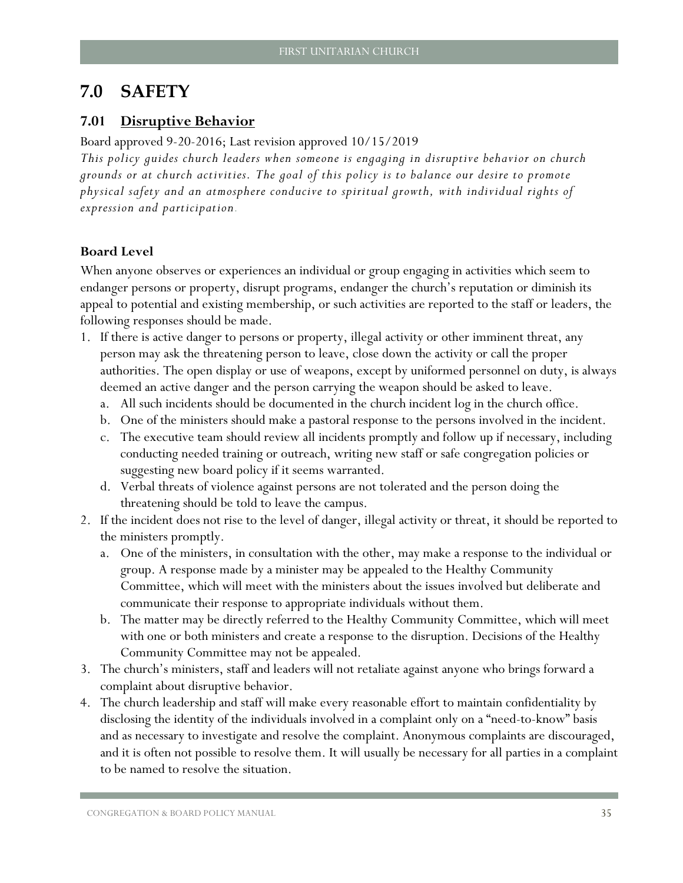# 7.0 SAFETY

## 7.01 Disruptive Behavior

Board approved 9-20-2016; Last revision approved 10/15/2019

*This policy guides church leaders when someone is engaging in disruptive behavior on church grounds or at church activities. The goal of this policy is to balance our desire to promote physical safety and an atmosphere conducive to spiritual growth, with individual rights of expression and participation.*

### Board Level

When anyone observes or experiences an individual or group engaging in activities which seem to endanger persons or property, disrupt programs, endanger the church's reputation or diminish its appeal to potential and existing membership, or such activities are reported to the staff or leaders, the following responses should be made.

1. If there is active danger to persons or property, illegal activity or other imminent threat, any person may ask the threatening person to leave, close down the activity or call the proper authorities. The open display or use of weapons, except by uniformed personnel on duty, is always deemed an active danger and the person carrying the weapon should be asked to leave.
   a. All such incidents should be documented in the church incident log in the church office.
   b. One of the ministers should make a pastoral response to the persons involved in the incident.
   c. The executive team should review all incidents promptly and follow up if necessary, including conducting needed training or outreach, writing new staff or safe congregation policies or suggesting new board policy if it seems warranted.
   d. Verbal threats of violence against persons are not tolerated and the person doing the threatening should be told to leave the campus.
2. If the incident does not rise to the level of danger, illegal activity or threat, it should be reported to the ministers promptly.
   a. One of the ministers, in consultation with the other, may make a response to the individual or group. A response made by a minister may be appealed to the Healthy Community Committee, which will meet with the ministers about the issues involved but deliberate and communicate their response to appropriate individuals without them.
   b. The matter may be directly referred to the Healthy Community Committee, which will meet with one or both ministers and create a response to the disruption. Decisions of the Healthy Community Committee may not be appealed.
3. The church's ministers, staff and leaders will not retaliate against anyone who brings forward a complaint about disruptive behavior.
4. The church leadership and staff will make every reasonable effort to maintain confidentiality by disclosing the identity of the individuals involved in a complaint only on a "need-to-know" basis and as necessary to investigate and resolve the complaint. Anonymous complaints are discouraged, and it is often not possible to resolve them. It will usually be necessary for all parties in a complaint to be named to resolve the situation.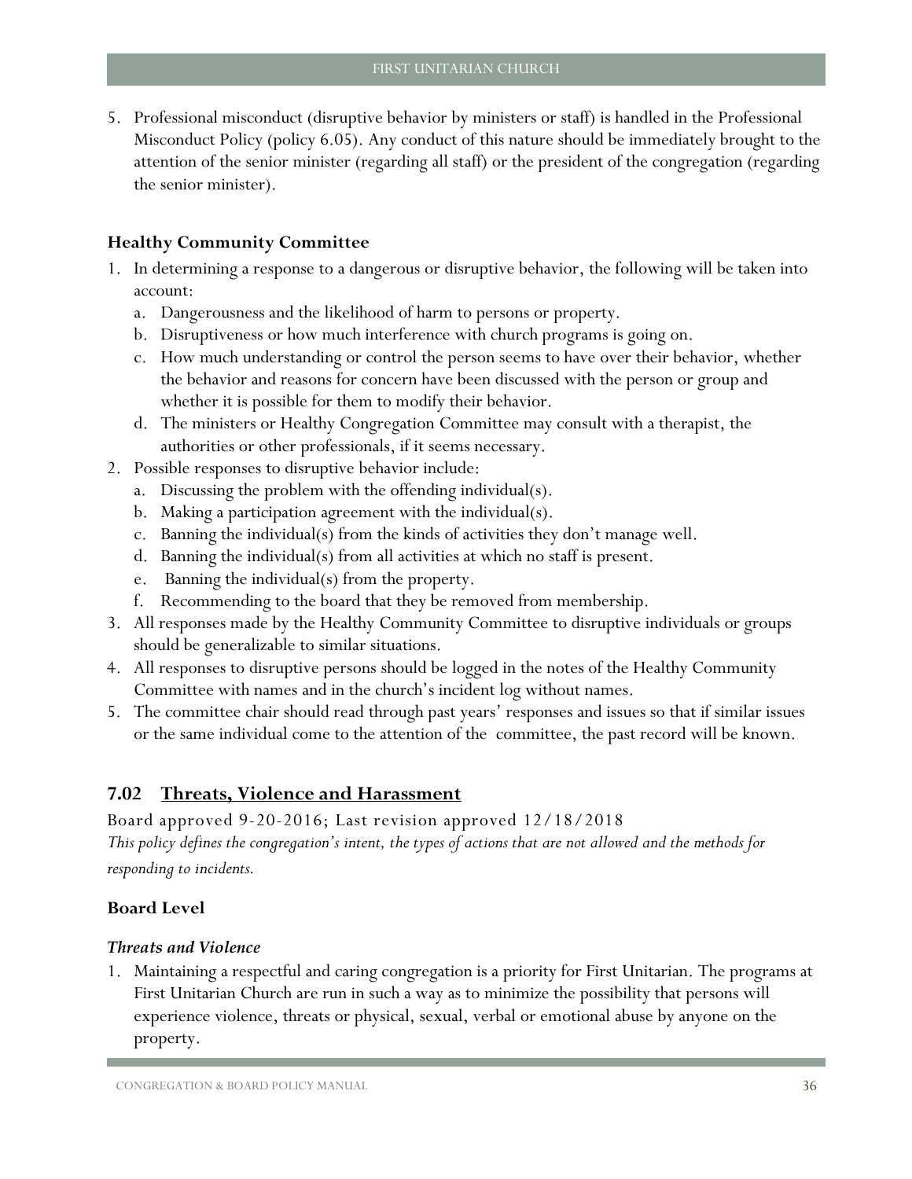5. Professional misconduct (disruptive behavior by ministers or staff) is handled in the Professional Misconduct Policy (policy 6.05). Any conduct of this nature should be immediately brought to the attention of the senior minister (regarding all staff) or the president of the congregation (regarding the senior minister).

### Healthy Community Committee

1. In determining a response to a dangerous or disruptive behavior, the following will be taken into account:
   a. Dangerousness and the likelihood of harm to persons or property.
   b. Disruptiveness or how much interference with church programs is going on.
   c. How much understanding or control the person seems to have over their behavior, whether the behavior and reasons for concern have been discussed with the person or group and whether it is possible for them to modify their behavior.
   d. The ministers or Healthy Congregation Committee may consult with a therapist, the authorities or other professionals, if it seems necessary.
2. Possible responses to disruptive behavior include:
   a. Discussing the problem with the offending individual(s).
   b. Making a participation agreement with the individual(s).
   c. Banning the individual(s) from the kinds of activities they don't manage well.
   d. Banning the individual(s) from all activities at which no staff is present.
   e. Banning the individual(s) from the property.
   f. Recommending to the board that they be removed from membership.
3. All responses made by the Healthy Community Committee to disruptive individuals or groups should be generalizable to similar situations.
4. All responses to disruptive persons should be logged in the notes of the Healthy Community Committee with names and in the church's incident log without names.
5. The committee chair should read through past years' responses and issues so that if similar issues or the same individual come to the attention of the committee, the past record will be known.

## 7.02 Threats, Violence and Harassment

Board approved 9-20-2016; Last revision approved 12/18/2018

*This policy defines the congregation's intent, the types of actions that are not allowed and the methods for responding to incidents.*

### Board Level

#### *Threats and Violence*

1. Maintaining a respectful and caring congregation is a priority for First Unitarian. The programs at First Unitarian Church are run in such a way as to minimize the possibility that persons will experience violence, threats or physical, sexual, verbal or emotional abuse by anyone on the property.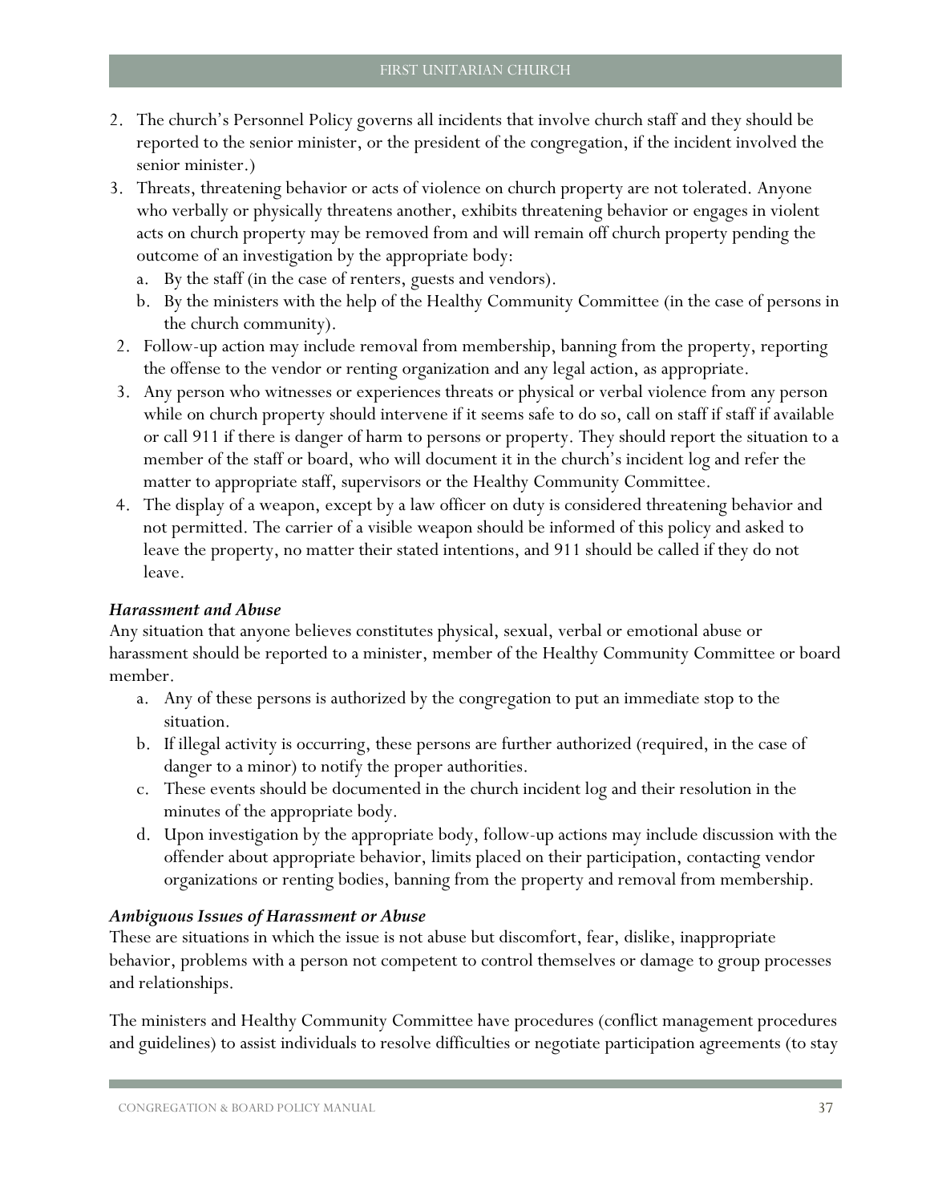2. The church's Personnel Policy governs all incidents that involve church staff and they should be reported to the senior minister, or the president of the congregation, if the incident involved the senior minister.)
3. Threats, threatening behavior or acts of violence on church property are not tolerated. Anyone who verbally or physically threatens another, exhibits threatening behavior or engages in violent acts on church property may be removed from and will remain off church property pending the outcome of an investigation by the appropriate body:
   a. By the staff (in the case of renters, guests and vendors).
   b. By the ministers with the help of the Healthy Community Committee (in the case of persons in the church community).

2. Follow-up action may include removal from membership, banning from the property, reporting the offense to the vendor or renting organization and any legal action, as appropriate.
3. Any person who witnesses or experiences threats or physical or verbal violence from any person while on church property should intervene if it seems safe to do so, call on staff if staff if available or call 911 if there is danger of harm to persons or property. They should report the situation to a member of the staff or board, who will document it in the church's incident log and refer the matter to appropriate staff, supervisors or the Healthy Community Committee.
4. The display of a weapon, except by a law officer on duty is considered threatening behavior and not permitted. The carrier of a visible weapon should be informed of this policy and asked to leave the property, no matter their stated intentions, and 911 should be called if they do not leave.

***Harassment and Abuse***

Any situation that anyone believes constitutes physical, sexual, verbal or emotional abuse or harassment should be reported to a minister, member of the Healthy Community Committee or board member.

a. Any of these persons is authorized by the congregation to put an immediate stop to the situation.
b. If illegal activity is occurring, these persons are further authorized (required, in the case of danger to a minor) to notify the proper authorities.
c. These events should be documented in the church incident log and their resolution in the minutes of the appropriate body.
d. Upon investigation by the appropriate body, follow-up actions may include discussion with the offender about appropriate behavior, limits placed on their participation, contacting vendor organizations or renting bodies, banning from the property and removal from membership.

***Ambiguous Issues of Harassment or Abuse***

These are situations in which the issue is not abuse but discomfort, fear, dislike, inappropriate behavior, problems with a person not competent to control themselves or damage to group processes and relationships.

The ministers and Healthy Community Committee have procedures (conflict management procedures and guidelines) to assist individuals to resolve difficulties or negotiate participation agreements (to stay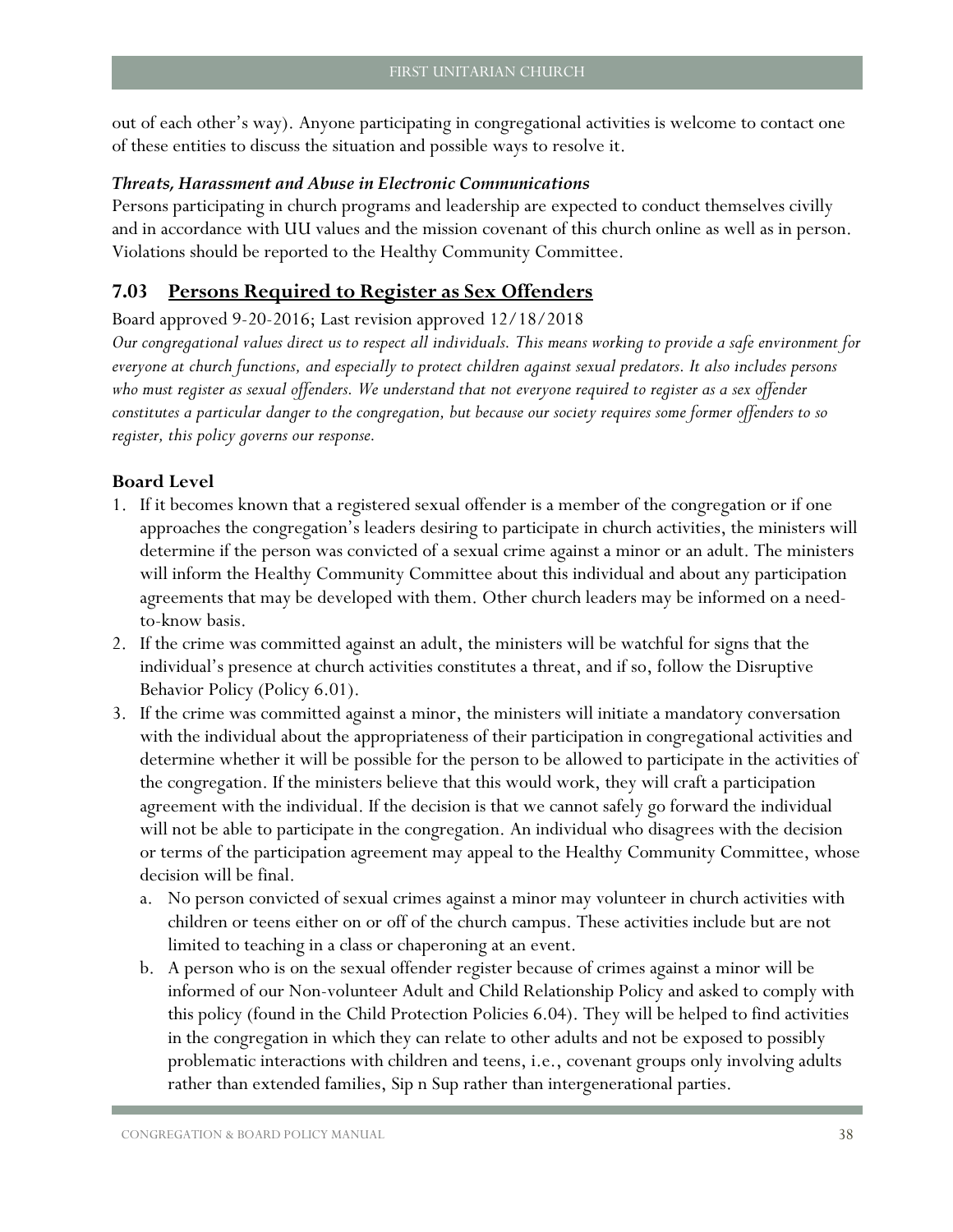out of each other's way). Anyone participating in congregational activities is welcome to contact one of these entities to discuss the situation and possible ways to resolve it.

***Threats, Harassment and Abuse in Electronic Communications***

Persons participating in church programs and leadership are expected to conduct themselves civilly and in accordance with UU values and the mission covenant of this church online as well as in person. Violations should be reported to the Healthy Community Committee.

## 7.03 <u>Persons Required to Register as Sex Offenders</u>

Board approved 9-20-2016; Last revision approved 12/18/2018

*Our congregational values direct us to respect all individuals. This means working to provide a safe environment for everyone at church functions, and especially to protect children against sexual predators. It also includes persons who must register as sexual offenders. We understand that not everyone required to register as a sex offender constitutes a particular danger to the congregation, but because our society requires some former offenders to so register, this policy governs our response.*

### Board Level

1. If it becomes known that a registered sexual offender is a member of the congregation or if one approaches the congregation's leaders desiring to participate in church activities, the ministers will determine if the person was convicted of a sexual crime against a minor or an adult. The ministers will inform the Healthy Community Committee about this individual and about any participation agreements that may be developed with them. Other church leaders may be informed on a need-to-know basis.
2. If the crime was committed against an adult, the ministers will be watchful for signs that the individual's presence at church activities constitutes a threat, and if so, follow the Disruptive Behavior Policy (Policy 6.01).
3. If the crime was committed against a minor, the ministers will initiate a mandatory conversation with the individual about the appropriateness of their participation in congregational activities and determine whether it will be possible for the person to be allowed to participate in the activities of the congregation. If the ministers believe that this would work, they will craft a participation agreement with the individual. If the decision is that we cannot safely go forward the individual will not be able to participate in the congregation. An individual who disagrees with the decision or terms of the participation agreement may appeal to the Healthy Community Committee, whose decision will be final.
   a. No person convicted of sexual crimes against a minor may volunteer in church activities with children or teens either on or off of the church campus. These activities include but are not limited to teaching in a class or chaperoning at an event.
   b. A person who is on the sexual offender register because of crimes against a minor will be informed of our Non-volunteer Adult and Child Relationship Policy and asked to comply with this policy (found in the Child Protection Policies 6.04). They will be helped to find activities in the congregation in which they can relate to other adults and not be exposed to possibly problematic interactions with children and teens, i.e., covenant groups only involving adults rather than extended families, Sip n Sup rather than intergenerational parties.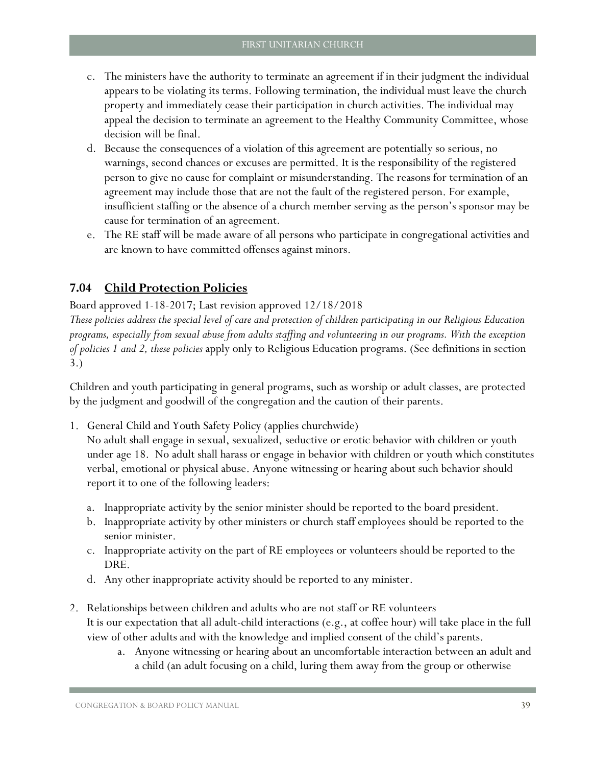c. The ministers have the authority to terminate an agreement if in their judgment the individual appears to be violating its terms. Following termination, the individual must leave the church property and immediately cease their participation in church activities. The individual may appeal the decision to terminate an agreement to the Healthy Community Committee, whose decision will be final.

d. Because the consequences of a violation of this agreement are potentially so serious, no warnings, second chances or excuses are permitted. It is the responsibility of the registered person to give no cause for complaint or misunderstanding. The reasons for termination of an agreement may include those that are not the fault of the registered person. For example, insufficient staffing or the absence of a church member serving as the person's sponsor may be cause for termination of an agreement.

e. The RE staff will be made aware of all persons who participate in congregational activities and are known to have committed offenses against minors.

## 7.04 Child Protection Policies

Board approved 1-18-2017; Last revision approved 12/18/2018

*These policies address the special level of care and protection of children participating in our Religious Education programs, especially from sexual abuse from adults staffing and volunteering in our programs. With the exception of policies 1 and 2, these policies* apply only to Religious Education programs. (See definitions in section 3.)

Children and youth participating in general programs, such as worship or adult classes, are protected by the judgment and goodwill of the congregation and the caution of their parents.

1. General Child and Youth Safety Policy (applies churchwide)
   No adult shall engage in sexual, sexualized, seductive or erotic behavior with children or youth under age 18. No adult shall harass or engage in behavior with children or youth which constitutes verbal, emotional or physical abuse. Anyone witnessing or hearing about such behavior should report it to one of the following leaders:

   a. Inappropriate activity by the senior minister should be reported to the board president.
   b. Inappropriate activity by other ministers or church staff employees should be reported to the senior minister.
   c. Inappropriate activity on the part of RE employees or volunteers should be reported to the DRE.
   d. Any other inappropriate activity should be reported to any minister.

2. Relationships between children and adults who are not staff or RE volunteers
   It is our expectation that all adult-child interactions (e.g., at coffee hour) will take place in the full view of other adults and with the knowledge and implied consent of the child's parents.

   a. Anyone witnessing or hearing about an uncomfortable interaction between an adult and a child (an adult focusing on a child, luring them away from the group or otherwise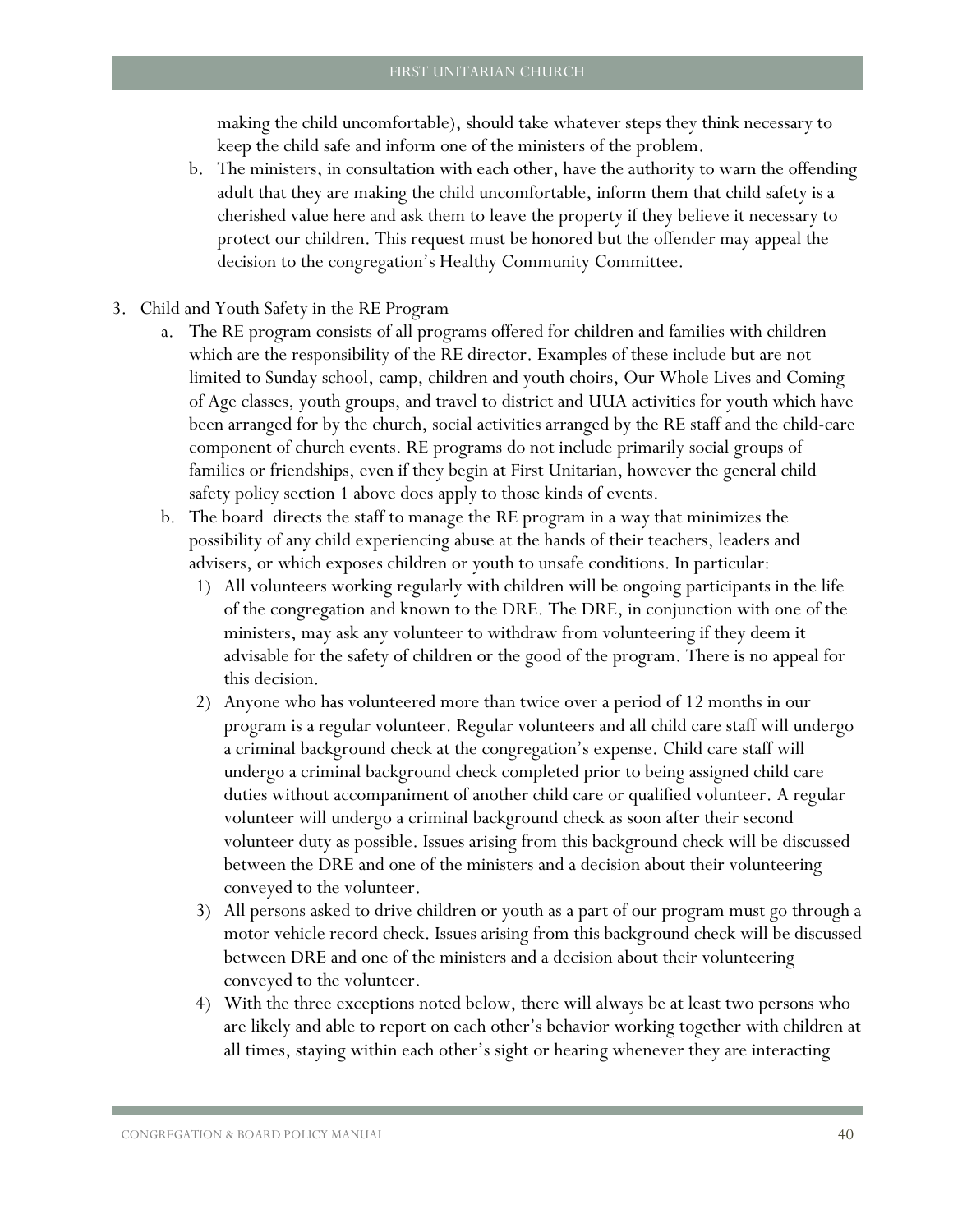making the child uncomfortable), should take whatever steps they think necessary to keep the child safe and inform one of the ministers of the problem.

   b. The ministers, in consultation with each other, have the authority to warn the offending adult that they are making the child uncomfortable, inform them that child safety is a cherished value here and ask them to leave the property if they believe it necessary to protect our children. This request must be honored but the offender may appeal the decision to the congregation's Healthy Community Committee.

3. Child and Youth Safety in the RE Program
   a. The RE program consists of all programs offered for children and families with children which are the responsibility of the RE director. Examples of these include but are not limited to Sunday school, camp, children and youth choirs, Our Whole Lives and Coming of Age classes, youth groups, and travel to district and UUA activities for youth which have been arranged for by the church, social activities arranged by the RE staff and the child-care component of church events. RE programs do not include primarily social groups of families or friendships, even if they begin at First Unitarian, however the general child safety policy section 1 above does apply to those kinds of events.
   b. The board directs the staff to manage the RE program in a way that minimizes the possibility of any child experiencing abuse at the hands of their teachers, leaders and advisers, or which exposes children or youth to unsafe conditions. In particular:
      1) All volunteers working regularly with children will be ongoing participants in the life of the congregation and known to the DRE. The DRE, in conjunction with one of the ministers, may ask any volunteer to withdraw from volunteering if they deem it advisable for the safety of children or the good of the program. There is no appeal for this decision.
      2) Anyone who has volunteered more than twice over a period of 12 months in our program is a regular volunteer. Regular volunteers and all child care staff will undergo a criminal background check at the congregation's expense. Child care staff will undergo a criminal background check completed prior to being assigned child care duties without accompaniment of another child care or qualified volunteer. A regular volunteer will undergo a criminal background check as soon after their second volunteer duty as possible. Issues arising from this background check will be discussed between the DRE and one of the ministers and a decision about their volunteering conveyed to the volunteer.
      3) All persons asked to drive children or youth as a part of our program must go through a motor vehicle record check. Issues arising from this background check will be discussed between DRE and one of the ministers and a decision about their volunteering conveyed to the volunteer.
      4) With the three exceptions noted below, there will always be at least two persons who are likely and able to report on each other's behavior working together with children at all times, staying within each other's sight or hearing whenever they are interacting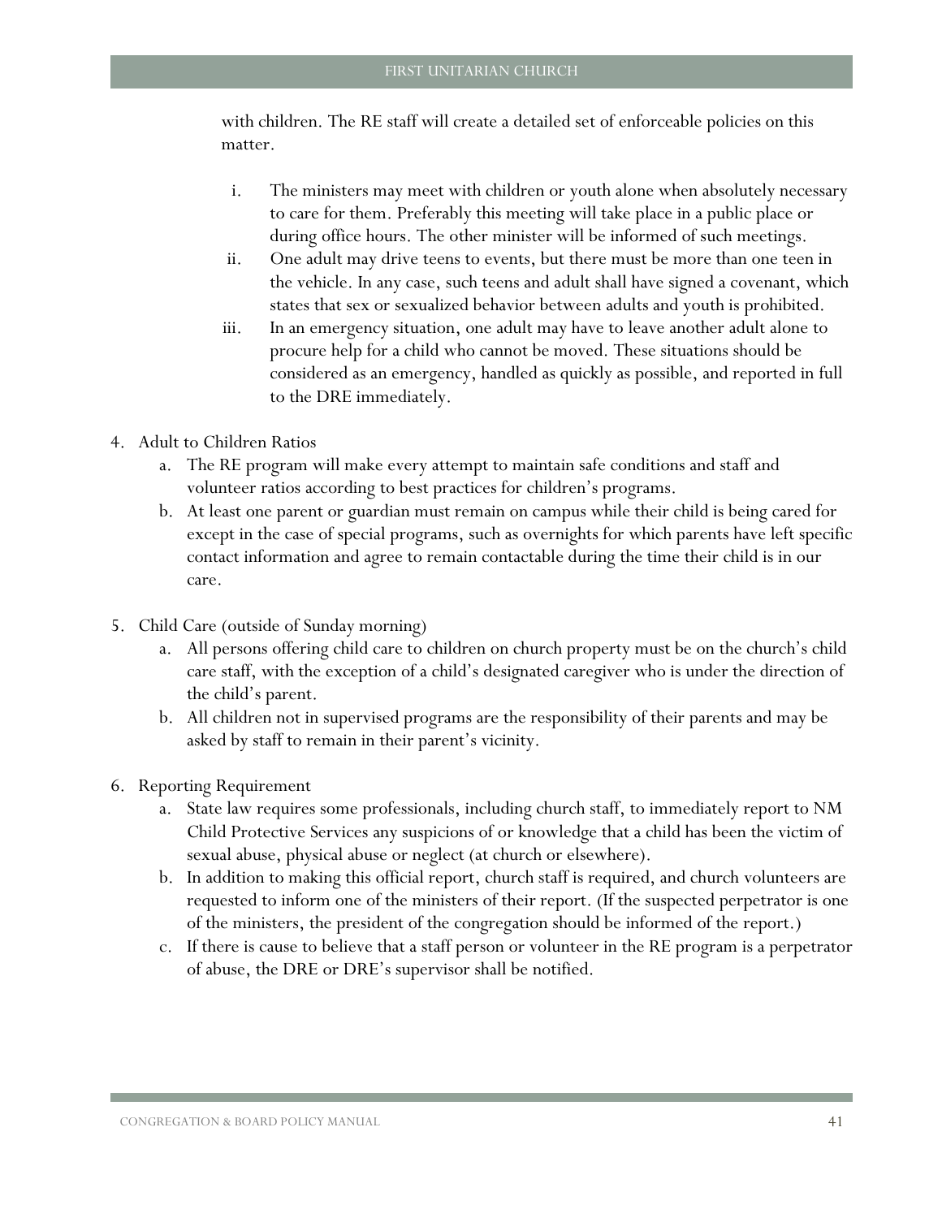with children. The RE staff will create a detailed set of enforceable policies on this matter.

   i. The ministers may meet with children or youth alone when absolutely necessary to care for them. Preferably this meeting will take place in a public place or during office hours. The other minister will be informed of such meetings.
   ii. One adult may drive teens to events, but there must be more than one teen in the vehicle. In any case, such teens and adult shall have signed a covenant, which states that sex or sexualized behavior between adults and youth is prohibited.
   iii. In an emergency situation, one adult may have to leave another adult alone to procure help for a child who cannot be moved. These situations should be considered as an emergency, handled as quickly as possible, and reported in full to the DRE immediately.

4. Adult to Children Ratios
   a. The RE program will make every attempt to maintain safe conditions and staff and volunteer ratios according to best practices for children's programs.
   b. At least one parent or guardian must remain on campus while their child is being cared for except in the case of special programs, such as overnights for which parents have left specific contact information and agree to remain contactable during the time their child is in our care.

5. Child Care (outside of Sunday morning)
   a. All persons offering child care to children on church property must be on the church's child care staff, with the exception of a child's designated caregiver who is under the direction of the child's parent.
   b. All children not in supervised programs are the responsibility of their parents and may be asked by staff to remain in their parent's vicinity.

6. Reporting Requirement
   a. State law requires some professionals, including church staff, to immediately report to NM Child Protective Services any suspicions of or knowledge that a child has been the victim of sexual abuse, physical abuse or neglect (at church or elsewhere).
   b. In addition to making this official report, church staff is required, and church volunteers are requested to inform one of the ministers of their report. (If the suspected perpetrator is one of the ministers, the president of the congregation should be informed of the report.)
   c. If there is cause to believe that a staff person or volunteer in the RE program is a perpetrator of abuse, the DRE or DRE's supervisor shall be notified.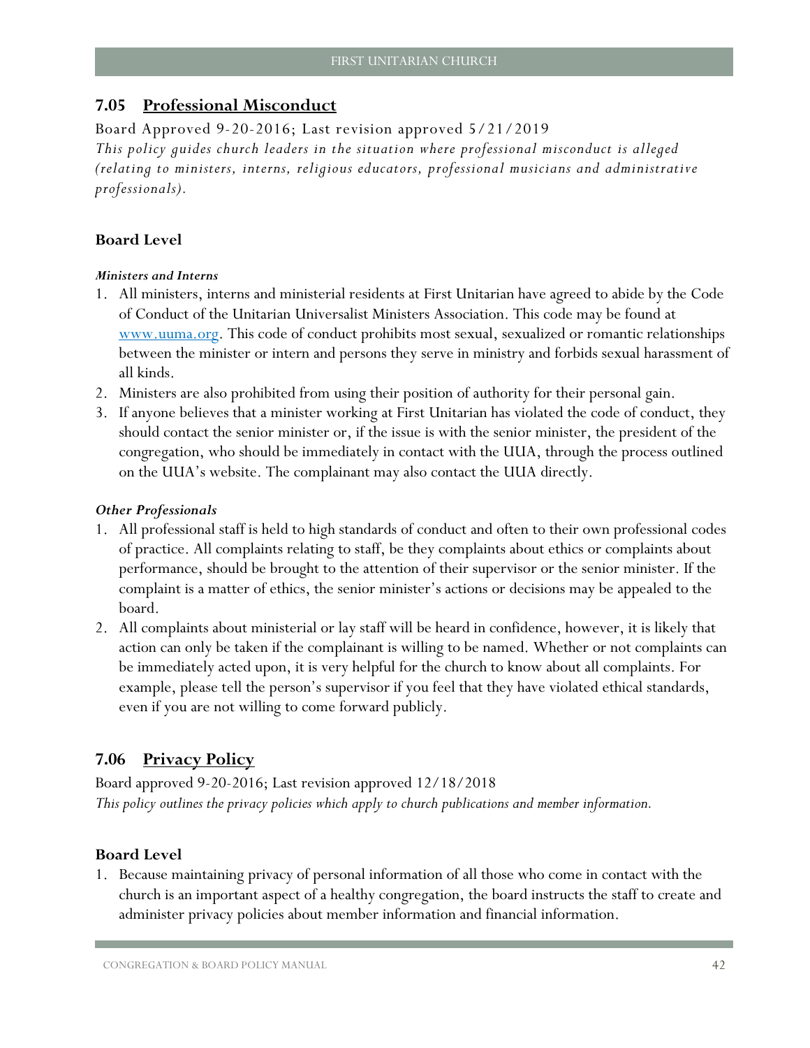## 7.05 Professional Misconduct

Board Approved 9-20-2016; Last revision approved 5/21/2019

*This policy guides church leaders in the situation where professional misconduct is alleged (relating to ministers, interns, religious educators, professional musicians and administrative professionals).*

### Board Level

***Ministers and Interns***

1. All ministers, interns and ministerial residents at First Unitarian have agreed to abide by the Code of Conduct of the Unitarian Universalist Ministers Association. This code may be found at [www.uuma.org](www.uuma.org). This code of conduct prohibits most sexual, sexualized or romantic relationships between the minister or intern and persons they serve in ministry and forbids sexual harassment of all kinds.
2. Ministers are also prohibited from using their position of authority for their personal gain.
3. If anyone believes that a minister working at First Unitarian has violated the code of conduct, they should contact the senior minister or, if the issue is with the senior minister, the president of the congregation, who should be immediately in contact with the UUA, through the process outlined on the UUA's website. The complainant may also contact the UUA directly.

***Other Professionals***

1. All professional staff is held to high standards of conduct and often to their own professional codes of practice. All complaints relating to staff, be they complaints about ethics or complaints about performance, should be brought to the attention of their supervisor or the senior minister. If the complaint is a matter of ethics, the senior minister's actions or decisions may be appealed to the board.
2. All complaints about ministerial or lay staff will be heard in confidence, however, it is likely that action can only be taken if the complainant is willing to be named. Whether or not complaints can be immediately acted upon, it is very helpful for the church to know about all complaints. For example, please tell the person's supervisor if you feel that they have violated ethical standards, even if you are not willing to come forward publicly.

## 7.06 Privacy Policy

Board approved 9-20-2016; Last revision approved 12/18/2018

*This policy outlines the privacy policies which apply to church publications and member information.*

### Board Level

1. Because maintaining privacy of personal information of all those who come in contact with the church is an important aspect of a healthy congregation, the board instructs the staff to create and administer privacy policies about member information and financial information.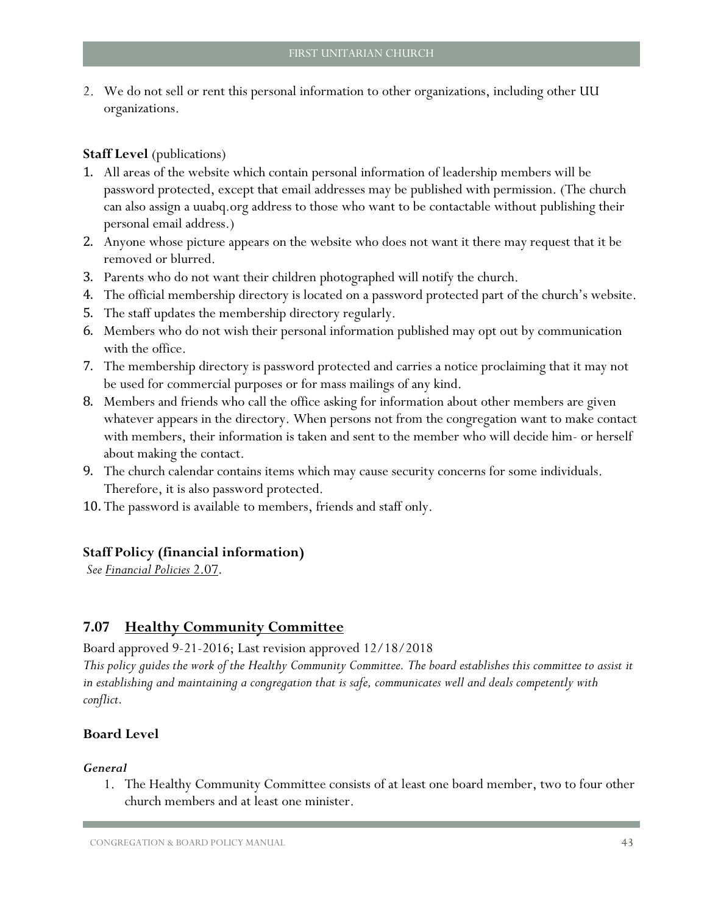2. We do not sell or rent this personal information to other organizations, including other UU organizations.

**Staff Level** (publications)

1. All areas of the website which contain personal information of leadership members will be password protected, except that email addresses may be published with permission. (The church can also assign a uuabq.org address to those who want to be contactable without publishing their personal email address.)
2. Anyone whose picture appears on the website who does not want it there may request that it be removed or blurred.
3. Parents who do not want their children photographed will notify the church.
4. The official membership directory is located on a password protected part of the church's website.
5. The staff updates the membership directory regularly.
6. Members who do not wish their personal information published may opt out by communication with the office.
7. The membership directory is password protected and carries a notice proclaiming that it may not be used for commercial purposes or for mass mailings of any kind.
8. Members and friends who call the office asking for information about other members are given whatever appears in the directory. When persons not from the congregation want to make contact with members, their information is taken and sent to the member who will decide him- or herself about making the contact.
9. The church calendar contains items which may cause security concerns for some individuals. Therefore, it is also password protected.
10. The password is available to members, friends and staff only.

**Staff Policy (financial information)**

*See Financial Policies* 2.07.

## 7.07 Healthy Community Committee

Board approved 9-21-2016; Last revision approved 12/18/2018

*This policy guides the work of the Healthy Community Committee. The board establishes this committee to assist it in establishing and maintaining a congregation that is safe, communicates well and deals competently with conflict.*

### Board Level

***General***

1. The Healthy Community Committee consists of at least one board member, two to four other church members and at least one minister.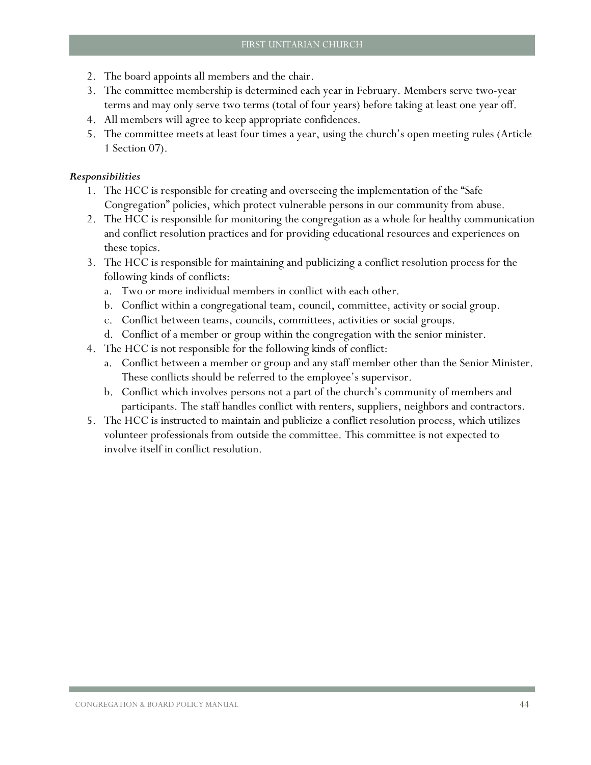2. The board appoints all members and the chair.
3. The committee membership is determined each year in February. Members serve two-year terms and may only serve two terms (total of four years) before taking at least one year off.
4. All members will agree to keep appropriate confidences.
5. The committee meets at least four times a year, using the church's open meeting rules (Article 1 Section 07).

***Responsibilities***

1. The HCC is responsible for creating and overseeing the implementation of the "Safe Congregation" policies, which protect vulnerable persons in our community from abuse.
2. The HCC is responsible for monitoring the congregation as a whole for healthy communication and conflict resolution practices and for providing educational resources and experiences on these topics.
3. The HCC is responsible for maintaining and publicizing a conflict resolution process for the following kinds of conflicts:
   a. Two or more individual members in conflict with each other.
   b. Conflict within a congregational team, council, committee, activity or social group.
   c. Conflict between teams, councils, committees, activities or social groups.
   d. Conflict of a member or group within the congregation with the senior minister.
4. The HCC is not responsible for the following kinds of conflict:
   a. Conflict between a member or group and any staff member other than the Senior Minister. These conflicts should be referred to the employee's supervisor.
   b. Conflict which involves persons not a part of the church's community of members and participants. The staff handles conflict with renters, suppliers, neighbors and contractors.
5. The HCC is instructed to maintain and publicize a conflict resolution process, which utilizes volunteer professionals from outside the committee. This committee is not expected to involve itself in conflict resolution.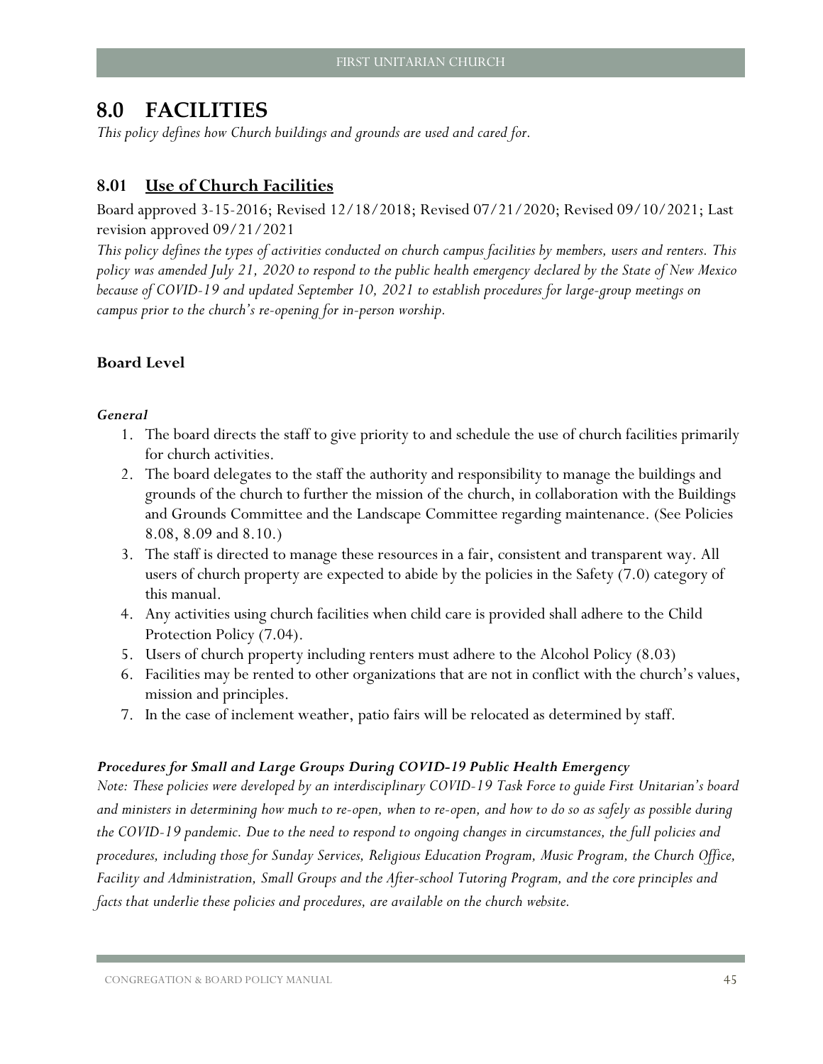# 8.0 FACILITIES

*This policy defines how Church buildings and grounds are used and cared for.*

## 8.01 Use of Church Facilities

Board approved 3-15-2016; Revised 12/18/2018; Revised 07/21/2020; Revised 09/10/2021; Last revision approved 09/21/2021

*This policy defines the types of activities conducted on church campus facilities by members, users and renters. This policy was amended July 21, 2020 to respond to the public health emergency declared by the State of New Mexico because of COVID-19 and updated September 10, 2021 to establish procedures for large-group meetings on campus prior to the church's re-opening for in-person worship.*

### Board Level

***General***

1. The board directs the staff to give priority to and schedule the use of church facilities primarily for church activities.
2. The board delegates to the staff the authority and responsibility to manage the buildings and grounds of the church to further the mission of the church, in collaboration with the Buildings and Grounds Committee and the Landscape Committee regarding maintenance. (See Policies 8.08, 8.09 and 8.10.)
3. The staff is directed to manage these resources in a fair, consistent and transparent way. All users of church property are expected to abide by the policies in the Safety (7.0) category of this manual.
4. Any activities using church facilities when child care is provided shall adhere to the Child Protection Policy (7.04).
5. Users of church property including renters must adhere to the Alcohol Policy (8.03)
6. Facilities may be rented to other organizations that are not in conflict with the church's values, mission and principles.
7. In the case of inclement weather, patio fairs will be relocated as determined by staff.

***Procedures for Small and Large Groups During COVID-19 Public Health Emergency***

*Note: These policies were developed by an interdisciplinary COVID-19 Task Force to guide First Unitarian's board and ministers in determining how much to re-open, when to re-open, and how to do so as safely as possible during the COVID-19 pandemic. Due to the need to respond to ongoing changes in circumstances, the full policies and procedures, including those for Sunday Services, Religious Education Program, Music Program, the Church Office, Facility and Administration, Small Groups and the After-school Tutoring Program, and the core principles and facts that underlie these policies and procedures, are available on the church website.*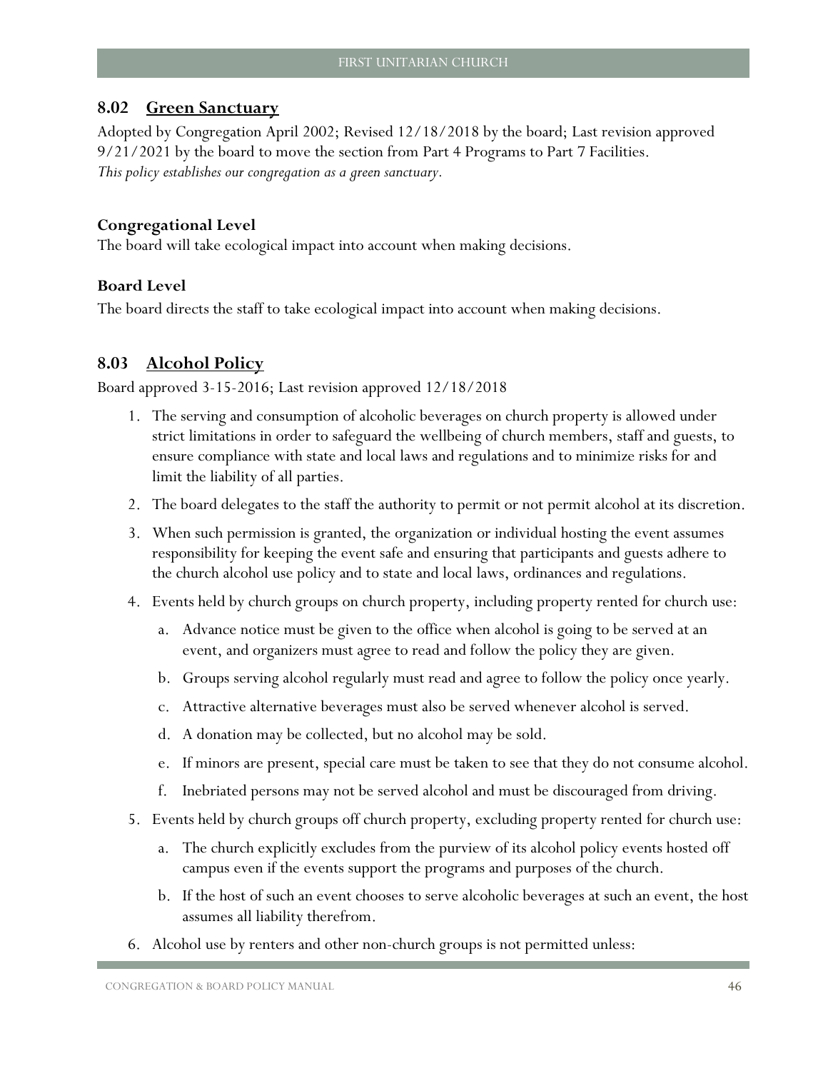## 8.02 Green Sanctuary

Adopted by Congregation April 2002; Revised 12/18/2018 by the board; Last revision approved 9/21/2021 by the board to move the section from Part 4 Programs to Part 7 Facilities.
*This policy establishes our congregation as a green sanctuary.*

**Congregational Level**
The board will take ecological impact into account when making decisions.

**Board Level**
The board directs the staff to take ecological impact into account when making decisions.

## 8.03 Alcohol Policy

Board approved 3-15-2016; Last revision approved 12/18/2018

1. The serving and consumption of alcoholic beverages on church property is allowed under strict limitations in order to safeguard the wellbeing of church members, staff and guests, to ensure compliance with state and local laws and regulations and to minimize risks for and limit the liability of all parties.
2. The board delegates to the staff the authority to permit or not permit alcohol at its discretion.
3. When such permission is granted, the organization or individual hosting the event assumes responsibility for keeping the event safe and ensuring that participants and guests adhere to the church alcohol use policy and to state and local laws, ordinances and regulations.
4. Events held by church groups on church property, including property rented for church use:
   a. Advance notice must be given to the office when alcohol is going to be served at an event, and organizers must agree to read and follow the policy they are given.
   b. Groups serving alcohol regularly must read and agree to follow the policy once yearly.
   c. Attractive alternative beverages must also be served whenever alcohol is served.
   d. A donation may be collected, but no alcohol may be sold.
   e. If minors are present, special care must be taken to see that they do not consume alcohol.
   f. Inebriated persons may not be served alcohol and must be discouraged from driving.
5. Events held by church groups off church property, excluding property rented for church use:
   a. The church explicitly excludes from the purview of its alcohol policy events hosted off campus even if the events support the programs and purposes of the church.
   b. If the host of such an event chooses to serve alcoholic beverages at such an event, the host assumes all liability therefrom.
6. Alcohol use by renters and other non-church groups is not permitted unless: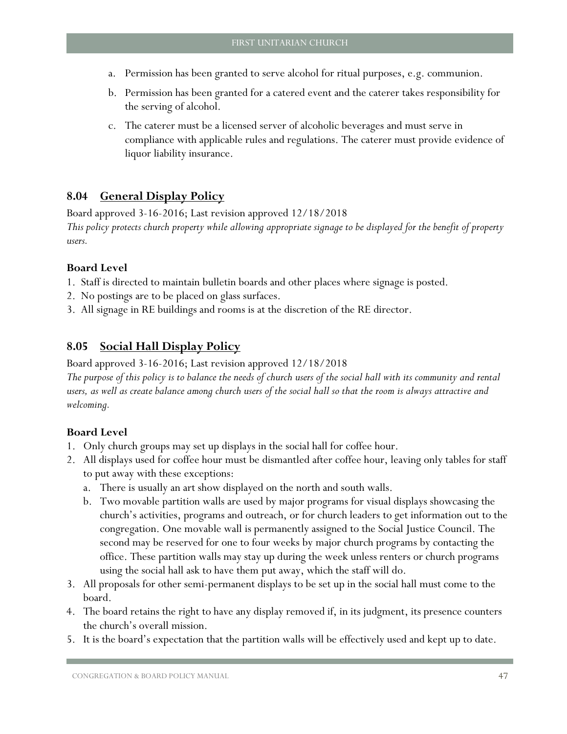a. Permission has been granted to serve alcohol for ritual purposes, e.g. communion.

b. Permission has been granted for a catered event and the caterer takes responsibility for the serving of alcohol.

c. The caterer must be a licensed server of alcoholic beverages and must serve in compliance with applicable rules and regulations. The caterer must provide evidence of liquor liability insurance.

## 8.04 General Display Policy

Board approved 3-16-2016; Last revision approved 12/18/2018

*This policy protects church property while allowing appropriate signage to be displayed for the benefit of property users.*

### Board Level

1. Staff is directed to maintain bulletin boards and other places where signage is posted.
2. No postings are to be placed on glass surfaces.
3. All signage in RE buildings and rooms is at the discretion of the RE director.

## 8.05 Social Hall Display Policy

Board approved 3-16-2016; Last revision approved 12/18/2018

*The purpose of this policy is to balance the needs of church users of the social hall with its community and rental users, as well as create balance among church users of the social hall so that the room is always attractive and welcoming.*

### Board Level

1. Only church groups may set up displays in the social hall for coffee hour.
2. All displays used for coffee hour must be dismantled after coffee hour, leaving only tables for staff to put away with these exceptions:
   a. There is usually an art show displayed on the north and south walls.
   b. Two movable partition walls are used by major programs for visual displays showcasing the church's activities, programs and outreach, or for church leaders to get information out to the congregation. One movable wall is permanently assigned to the Social Justice Council. The second may be reserved for one to four weeks by major church programs by contacting the office. These partition walls may stay up during the week unless renters or church programs using the social hall ask to have them put away, which the staff will do.
3. All proposals for other semi-permanent displays to be set up in the social hall must come to the board.
4. The board retains the right to have any display removed if, in its judgment, its presence counters the church's overall mission.
5. It is the board's expectation that the partition walls will be effectively used and kept up to date.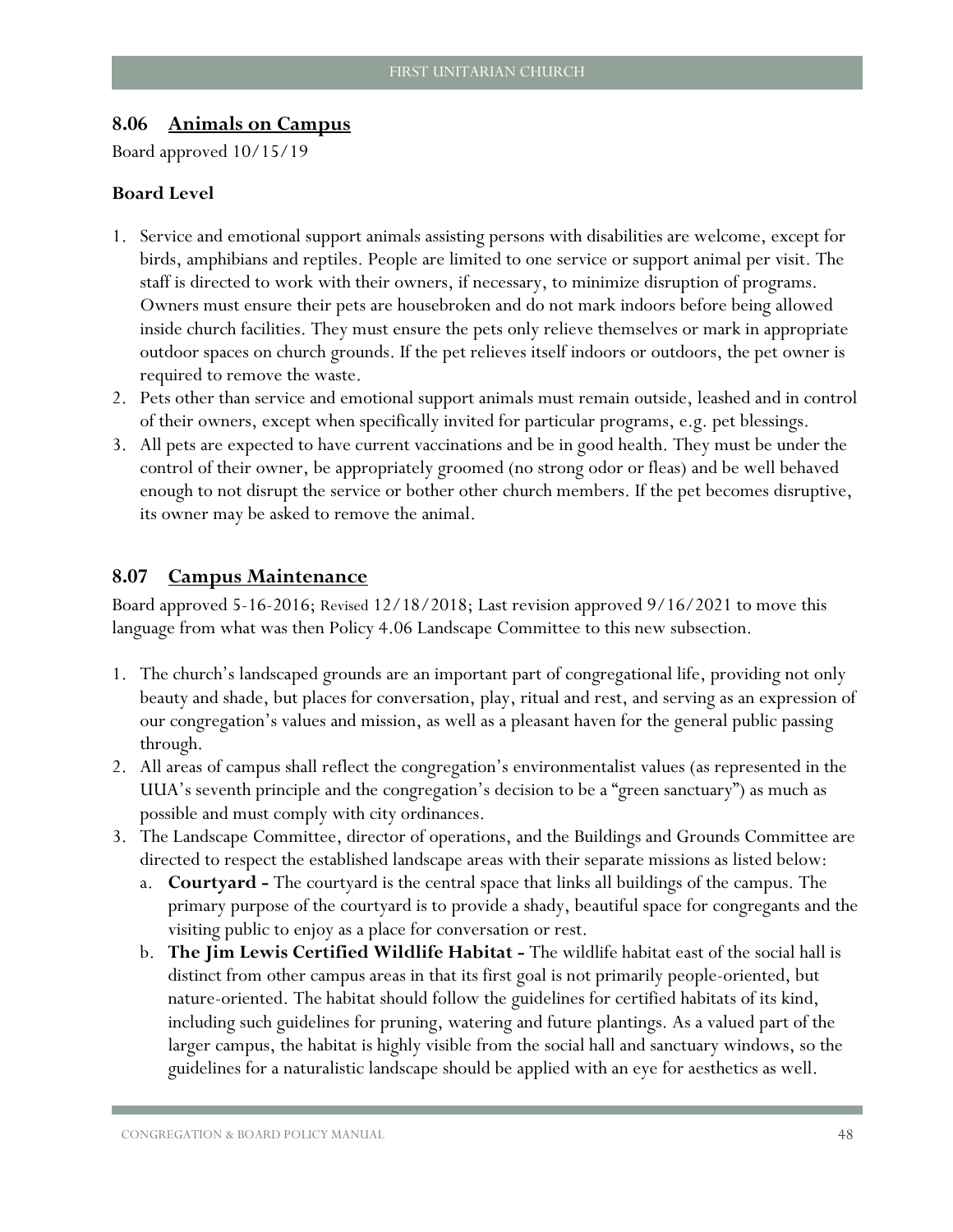## 8.06 Animals on Campus

Board approved 10/15/19

### Board Level

1. Service and emotional support animals assisting persons with disabilities are welcome, except for birds, amphibians and reptiles. People are limited to one service or support animal per visit. The staff is directed to work with their owners, if necessary, to minimize disruption of programs. Owners must ensure their pets are housebroken and do not mark indoors before being allowed inside church facilities. They must ensure the pets only relieve themselves or mark in appropriate outdoor spaces on church grounds. If the pet relieves itself indoors or outdoors, the pet owner is required to remove the waste.
2. Pets other than service and emotional support animals must remain outside, leashed and in control of their owners, except when specifically invited for particular programs, e.g. pet blessings.
3. All pets are expected to have current vaccinations and be in good health. They must be under the control of their owner, be appropriately groomed (no strong odor or fleas) and be well behaved enough to not disrupt the service or bother other church members. If the pet becomes disruptive, its owner may be asked to remove the animal.

## 8.07 Campus Maintenance

Board approved 5-16-2016; Revised 12/18/2018; Last revision approved 9/16/2021 to move this language from what was then Policy 4.06 Landscape Committee to this new subsection.

1. The church's landscaped grounds are an important part of congregational life, providing not only beauty and shade, but places for conversation, play, ritual and rest, and serving as an expression of our congregation's values and mission, as well as a pleasant haven for the general public passing through.
2. All areas of campus shall reflect the congregation's environmentalist values (as represented in the UUA's seventh principle and the congregation's decision to be a "green sanctuary") as much as possible and must comply with city ordinances.
3. The Landscape Committee, director of operations, and the Buildings and Grounds Committee are directed to respect the established landscape areas with their separate missions as listed below:
   a. **Courtyard -** The courtyard is the central space that links all buildings of the campus. The primary purpose of the courtyard is to provide a shady, beautiful space for congregants and the visiting public to enjoy as a place for conversation or rest.
   b. **The Jim Lewis Certified Wildlife Habitat -** The wildlife habitat east of the social hall is distinct from other campus areas in that its first goal is not primarily people-oriented, but nature-oriented. The habitat should follow the guidelines for certified habitats of its kind, including such guidelines for pruning, watering and future plantings. As a valued part of the larger campus, the habitat is highly visible from the social hall and sanctuary windows, so the guidelines for a naturalistic landscape should be applied with an eye for aesthetics as well.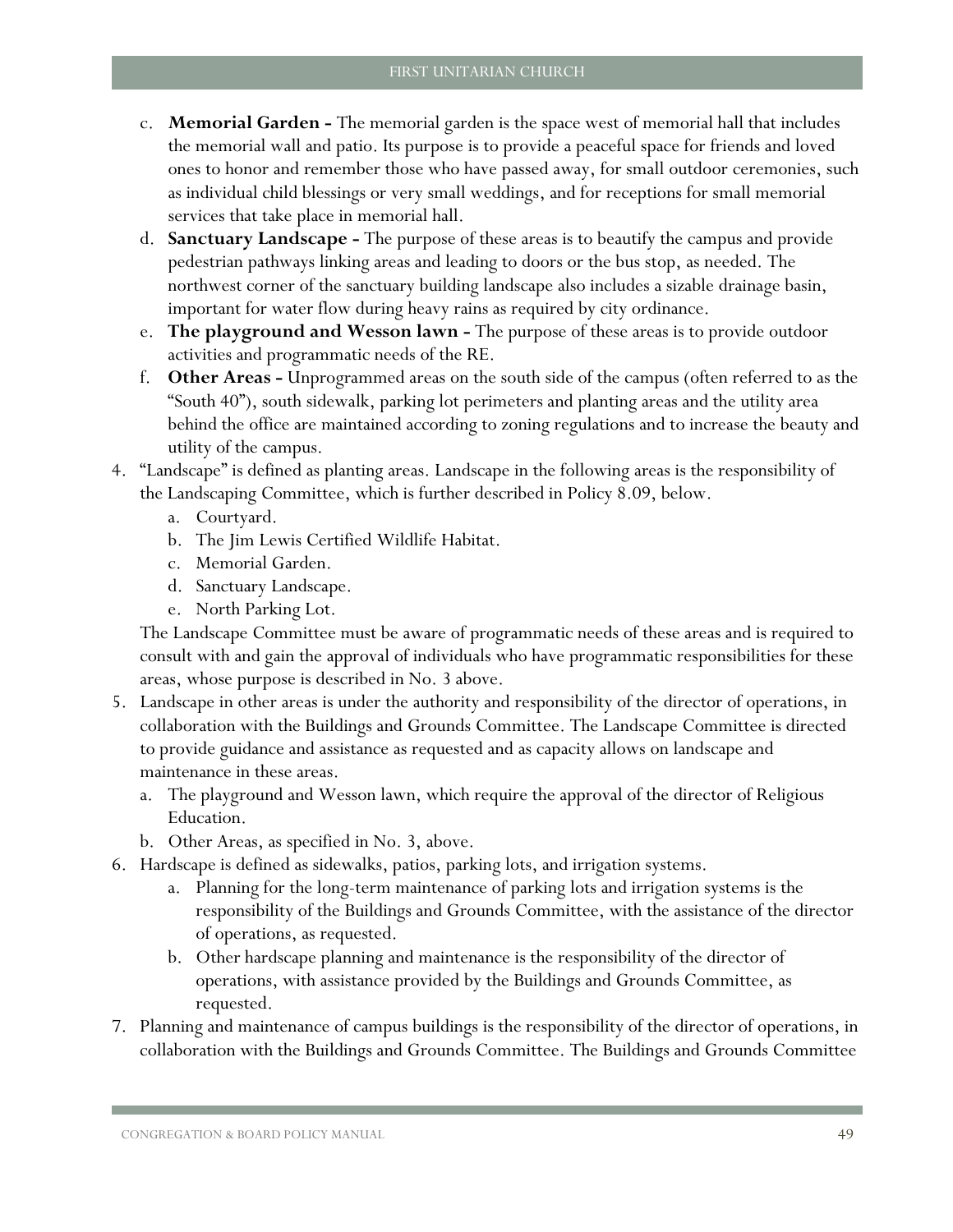c. **Memorial Garden -** The memorial garden is the space west of memorial hall that includes the memorial wall and patio. Its purpose is to provide a peaceful space for friends and loved ones to honor and remember those who have passed away, for small outdoor ceremonies, such as individual child blessings or very small weddings, and for receptions for small memorial services that take place in memorial hall.
   d. **Sanctuary Landscape -** The purpose of these areas is to beautify the campus and provide pedestrian pathways linking areas and leading to doors or the bus stop, as needed. The northwest corner of the sanctuary building landscape also includes a sizable drainage basin, important for water flow during heavy rains as required by city ordinance.
   e. **The playground and Wesson lawn -** The purpose of these areas is to provide outdoor activities and programmatic needs of the RE.
   f. **Other Areas -** Unprogrammed areas on the south side of the campus (often referred to as the "South 40"), south sidewalk, parking lot perimeters and planting areas and the utility area behind the office are maintained according to zoning regulations and to increase the beauty and utility of the campus.
4. "Landscape" is defined as planting areas. Landscape in the following areas is the responsibility of the Landscaping Committee, which is further described in Policy 8.09, below.
   a. Courtyard.
   b. The Jim Lewis Certified Wildlife Habitat.
   c. Memorial Garden.
   d. Sanctuary Landscape.
   e. North Parking Lot.

   The Landscape Committee must be aware of programmatic needs of these areas and is required to consult with and gain the approval of individuals who have programmatic responsibilities for these areas, whose purpose is described in No. 3 above.
5. Landscape in other areas is under the authority and responsibility of the director of operations, in collaboration with the Buildings and Grounds Committee. The Landscape Committee is directed to provide guidance and assistance as requested and as capacity allows on landscape and maintenance in these areas.
   a. The playground and Wesson lawn, which require the approval of the director of Religious Education.
   b. Other Areas, as specified in No. 3, above.
6. Hardscape is defined as sidewalks, patios, parking lots, and irrigation systems.
   a. Planning for the long-term maintenance of parking lots and irrigation systems is the responsibility of the Buildings and Grounds Committee, with the assistance of the director of operations, as requested.
   b. Other hardscape planning and maintenance is the responsibility of the director of operations, with assistance provided by the Buildings and Grounds Committee, as requested.
7. Planning and maintenance of campus buildings is the responsibility of the director of operations, in collaboration with the Buildings and Grounds Committee. The Buildings and Grounds Committee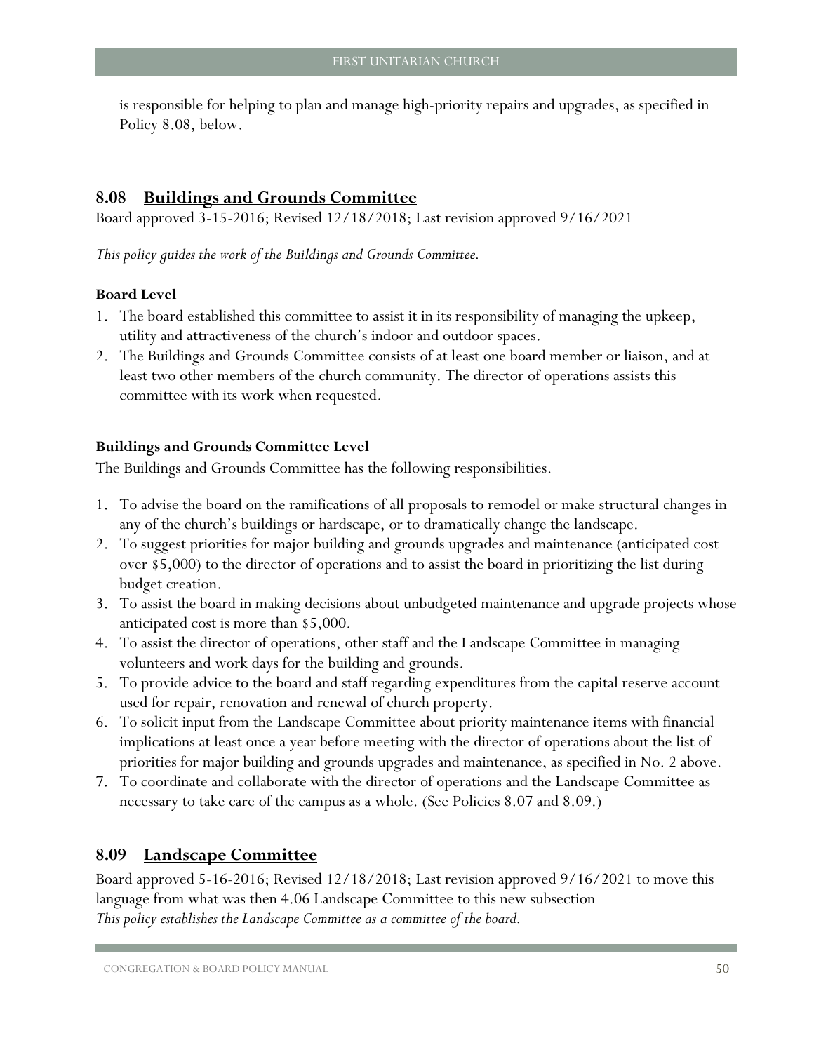is responsible for helping to plan and manage high-priority repairs and upgrades, as specified in Policy 8.08, below.

## 8.08 Buildings and Grounds Committee

Board approved 3-15-2016; Revised 12/18/2018; Last revision approved 9/16/2021

*This policy guides the work of the Buildings and Grounds Committee.*

**Board Level**

1. The board established this committee to assist it in its responsibility of managing the upkeep, utility and attractiveness of the church's indoor and outdoor spaces.
2. The Buildings and Grounds Committee consists of at least one board member or liaison, and at least two other members of the church community. The director of operations assists this committee with its work when requested.

**Buildings and Grounds Committee Level**

The Buildings and Grounds Committee has the following responsibilities.

1. To advise the board on the ramifications of all proposals to remodel or make structural changes in any of the church's buildings or hardscape, or to dramatically change the landscape.
2. To suggest priorities for major building and grounds upgrades and maintenance (anticipated cost over $5,000) to the director of operations and to assist the board in prioritizing the list during budget creation.
3. To assist the board in making decisions about unbudgeted maintenance and upgrade projects whose anticipated cost is more than $5,000.
4. To assist the director of operations, other staff and the Landscape Committee in managing volunteers and work days for the building and grounds.
5. To provide advice to the board and staff regarding expenditures from the capital reserve account used for repair, renovation and renewal of church property.
6. To solicit input from the Landscape Committee about priority maintenance items with financial implications at least once a year before meeting with the director of operations about the list of priorities for major building and grounds upgrades and maintenance, as specified in No. 2 above.
7. To coordinate and collaborate with the director of operations and the Landscape Committee as necessary to take care of the campus as a whole. (See Policies 8.07 and 8.09.)

## 8.09 Landscape Committee

Board approved 5-16-2016; Revised 12/18/2018; Last revision approved 9/16/2021 to move this language from what was then 4.06 Landscape Committee to this new subsection

*This policy establishes the Landscape Committee as a committee of the board.*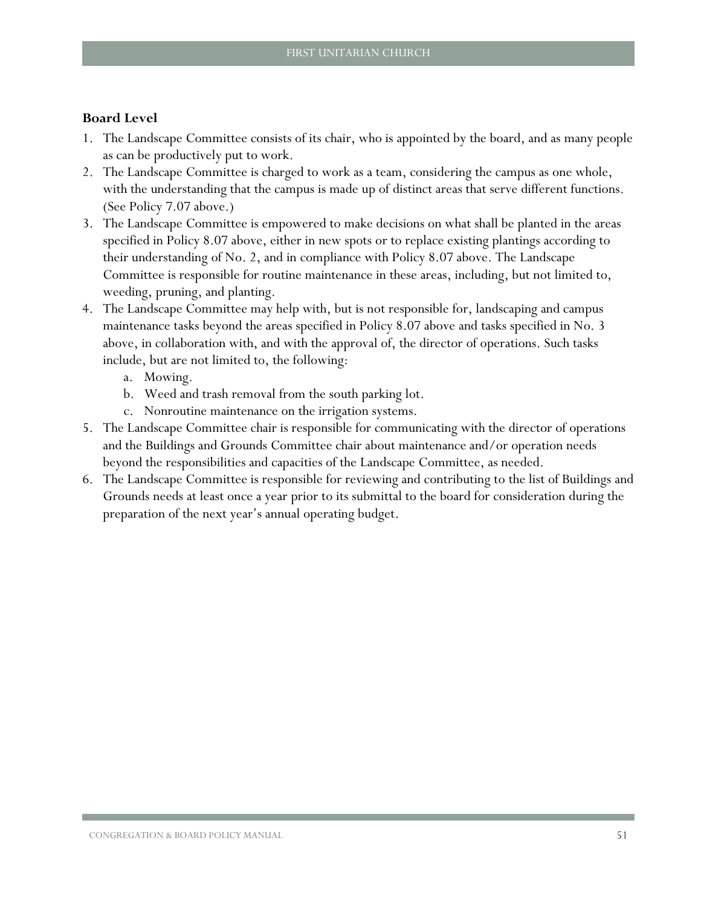**Board Level**

1. The Landscape Committee consists of its chair, who is appointed by the board, and as many people as can be productively put to work.
2. The Landscape Committee is charged to work as a team, considering the campus as one whole, with the understanding that the campus is made up of distinct areas that serve different functions. (See Policy 7.07 above.)
3. The Landscape Committee is empowered to make decisions on what shall be planted in the areas specified in Policy 8.07 above, either in new spots or to replace existing plantings according to their understanding of No. 2, and in compliance with Policy 8.07 above. The Landscape Committee is responsible for routine maintenance in these areas, including, but not limited to, weeding, pruning, and planting.
4. The Landscape Committee may help with, but is not responsible for, landscaping and campus maintenance tasks beyond the areas specified in Policy 8.07 above and tasks specified in No. 3 above, in collaboration with, and with the approval of, the director of operations. Such tasks include, but are not limited to, the following:
   a. Mowing.
   b. Weed and trash removal from the south parking lot.
   c. Nonroutine maintenance on the irrigation systems.
5. The Landscape Committee chair is responsible for communicating with the director of operations and the Buildings and Grounds Committee chair about maintenance and/or operation needs beyond the responsibilities and capacities of the Landscape Committee, as needed.
6. The Landscape Committee is responsible for reviewing and contributing to the list of Buildings and Grounds needs at least once a year prior to its submittal to the board for consideration during the preparation of the next year's annual operating budget.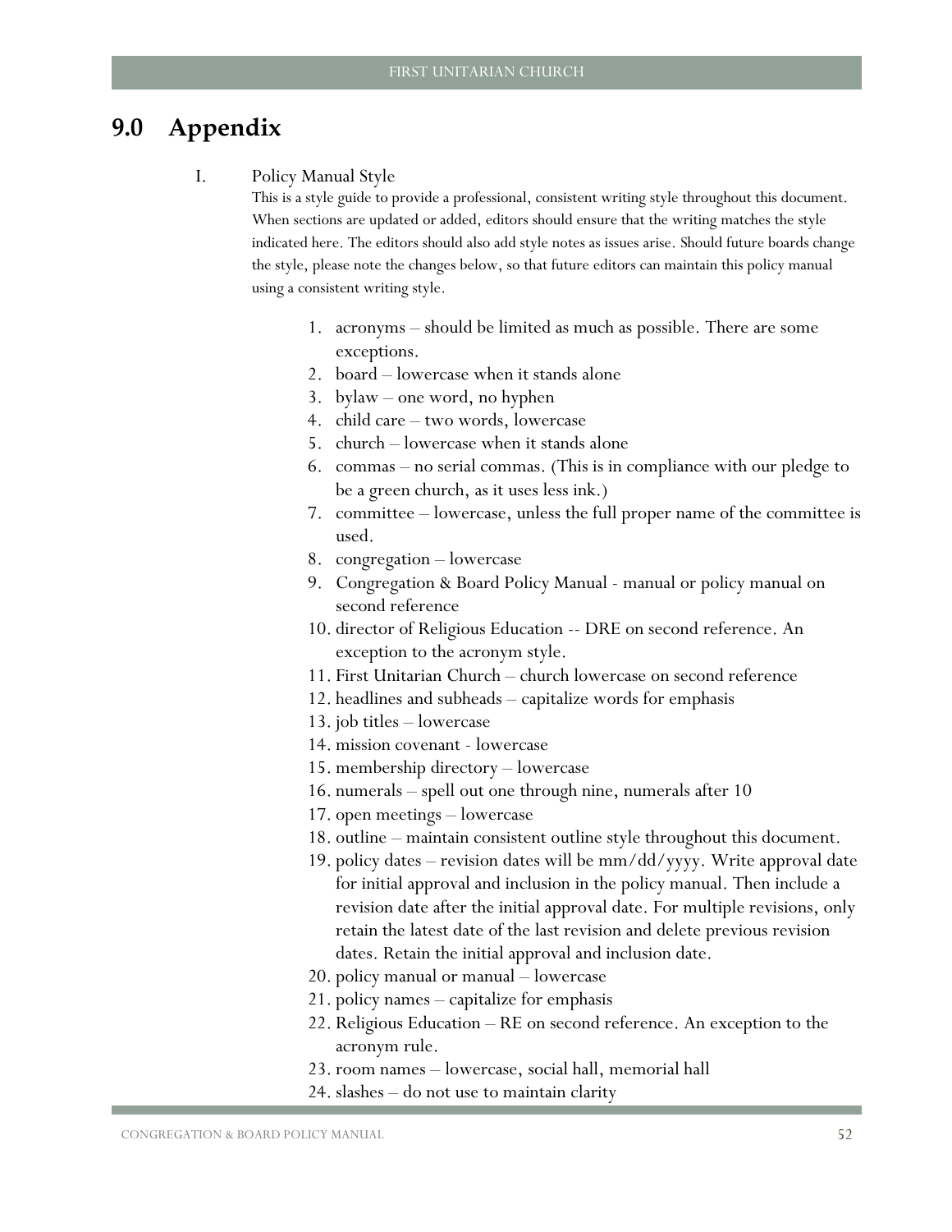# 9.0 Appendix

I. Policy Manual Style

This is a style guide to provide a professional, consistent writing style throughout this document. When sections are updated or added, editors should ensure that the writing matches the style indicated here. The editors should also add style notes as issues arise. Should future boards change the style, please note the changes below, so that future editors can maintain this policy manual using a consistent writing style.

1. acronyms – should be limited as much as possible. There are some exceptions.
2. board – lowercase when it stands alone
3. bylaw – one word, no hyphen
4. child care – two words, lowercase
5. church – lowercase when it stands alone
6. commas – no serial commas. (This is in compliance with our pledge to be a green church, as it uses less ink.)
7. committee – lowercase, unless the full proper name of the committee is used.
8. congregation – lowercase
9. Congregation & Board Policy Manual - manual or policy manual on second reference
10. director of Religious Education -- DRE on second reference. An exception to the acronym style.
11. First Unitarian Church – church lowercase on second reference
12. headlines and subheads – capitalize words for emphasis
13. job titles – lowercase
14. mission covenant - lowercase
15. membership directory – lowercase
16. numerals – spell out one through nine, numerals after 10
17. open meetings – lowercase
18. outline – maintain consistent outline style throughout this document.
19. policy dates – revision dates will be mm/dd/yyyy. Write approval date for initial approval and inclusion in the policy manual. Then include a revision date after the initial approval date. For multiple revisions, only retain the latest date of the last revision and delete previous revision dates. Retain the initial approval and inclusion date.
20. policy manual or manual – lowercase
21. policy names – capitalize for emphasis
22. Religious Education – RE on second reference. An exception to the acronym rule.
23. room names – lowercase, social hall, memorial hall
24. slashes – do not use to maintain clarity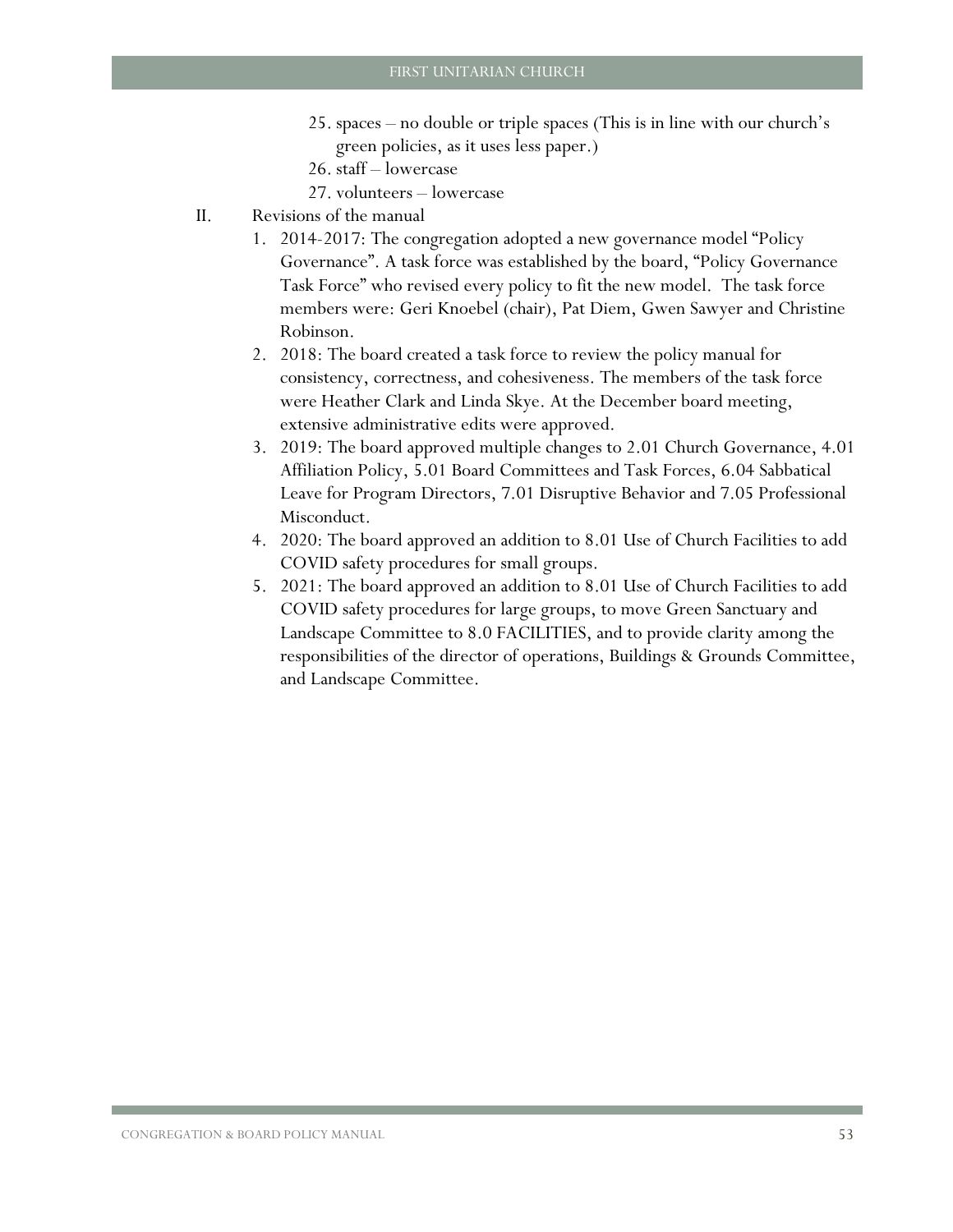25. spaces – no double or triple spaces (This is in line with our church's green policies, as it uses less paper.)
26. staff – lowercase
27. volunteers – lowercase

II. Revisions of the manual

1. 2014-2017: The congregation adopted a new governance model "Policy Governance". A task force was established by the board, "Policy Governance Task Force" who revised every policy to fit the new model. The task force members were: Geri Knoebel (chair), Pat Diem, Gwen Sawyer and Christine Robinson.
2. 2018: The board created a task force to review the policy manual for consistency, correctness, and cohesiveness. The members of the task force were Heather Clark and Linda Skye. At the December board meeting, extensive administrative edits were approved.
3. 2019: The board approved multiple changes to 2.01 Church Governance, 4.01 Affiliation Policy, 5.01 Board Committees and Task Forces, 6.04 Sabbatical Leave for Program Directors, 7.01 Disruptive Behavior and 7.05 Professional Misconduct.
4. 2020: The board approved an addition to 8.01 Use of Church Facilities to add COVID safety procedures for small groups.
5. 2021: The board approved an addition to 8.01 Use of Church Facilities to add COVID safety procedures for large groups, to move Green Sanctuary and Landscape Committee to 8.0 FACILITIES, and to provide clarity among the responsibilities of the director of operations, Buildings & Grounds Committee, and Landscape Committee.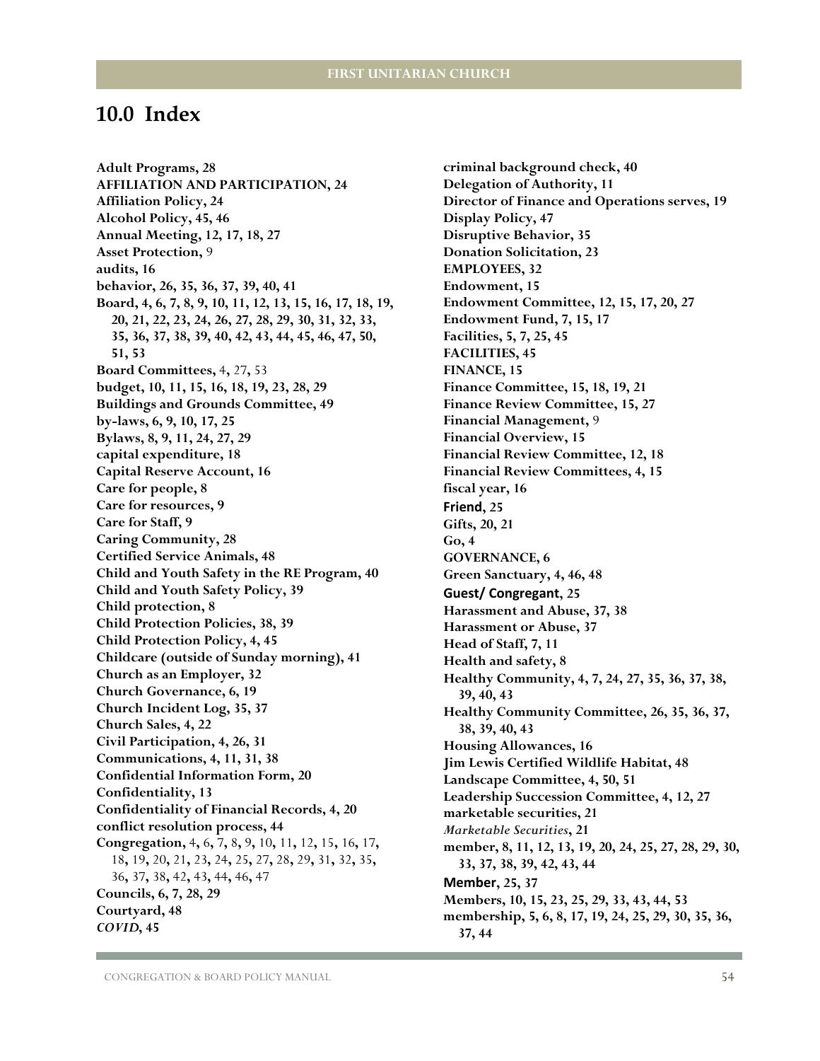## 10.0 Index

**Adult Programs, 28**
**AFFILIATION AND PARTICIPATION, 24**
**Affiliation Policy, 24**
**Alcohol Policy, 45, 46**
**Annual Meeting, 12, 17, 18, 27**
**Asset Protection,** 9
**audits, 16**
**behavior, 26, 35, 36, 37, 39, 40, 41**
**Board, 4, 6, 7, 8, 9, 10, 11, 12, 13, 15, 16, 17, 18, 19, 20, 21, 22, 23, 24, 26, 27, 28, 29, 30, 31, 32, 33, 35, 36, 37, 38, 39, 40, 42, 43, 44, 45, 46, 47, 50, 51, 53**
**Board Committees,** 4**,** 27**,** 53
**budget, 10, 11, 15, 16, 18, 19, 23, 28, 29**
**Buildings and Grounds Committee, 49**
**by-laws, 6, 9, 10, 17, 25**
**Bylaws, 8, 9, 11, 24, 27, 29**
**capital expenditure, 18**
**Capital Reserve Account, 16**
**Care for people, 8**
**Care for resources, 9**
**Care for Staff, 9**
**Caring Community, 28**
**Certified Service Animals, 48**
**Child and Youth Safety in the RE Program, 40**
**Child and Youth Safety Policy, 39**
**Child protection, 8**
**Child Protection Policies, 38, 39**
**Child Protection Policy, 4, 45**
**Childcare (outside of Sunday morning), 41**
**Church as an Employer, 32**
**Church Governance, 6, 19**
**Church Incident Log, 35, 37**
**Church Sales, 4, 22**
**Civil Participation, 4, 26, 31**
**Communications, 4, 11, 31, 38**
**Confidential Information Form, 20**
**Confidentiality, 13**
**Confidentiality of Financial Records, 4, 20**
**conflict resolution process, 44**
**Congregation,** 4**,** 6**,** 7**,** 8**,** 9**,** 10**,** 11**,** 12**,** 15**,** 16**,** 17**,** 18**,** 19**,** 20**,** 21**,** 23**,** 24**,** 25**,** 27**,** 28**,** 29**,** 31**,** 32**,** 35**,** 36**,** 37**,** 38**,** 42**,** 43**,** 44**,** 46**,** 47
**Councils, 6, 7, 28, 29**
**Courtyard, 48**
***COVID*, 45**
**criminal background check, 40**
**Delegation of Authority, 11**
**Director of Finance and Operations serves, 19**
**Display Policy, 47**
**Disruptive Behavior, 35**
**Donation Solicitation, 23**
**EMPLOYEES, 32**
**Endowment, 15**
**Endowment Committee, 12, 15, 17, 20, 27**
**Endowment Fund, 7, 15, 17**
**Facilities, 5, 7, 25, 45**
**FACILITIES, 45**
**FINANCE, 15**
**Finance Committee, 15, 18, 19, 21**
**Finance Review Committee, 15, 27**
**Financial Management,** 9
**Financial Overview, 15**
**Financial Review Committee, 12, 18**
**Financial Review Committees, 4, 15**
**fiscal year, 16**
**Friend, 25**
**Gifts, 20, 21**
**Go, 4**
**GOVERNANCE, 6**
**Green Sanctuary, 4, 46, 48**
**Guest/ Congregant, 25**
**Harassment and Abuse, 37, 38**
**Harassment or Abuse, 37**
**Head of Staff, 7, 11**
**Health and safety, 8**
**Healthy Community, 4, 7, 24, 27, 35, 36, 37, 38, 39, 40, 43**
**Healthy Community Committee, 26, 35, 36, 37, 38, 39, 40, 43**
**Housing Allowances, 16**
**Jim Lewis Certified Wildlife Habitat, 48**
**Landscape Committee, 4, 50, 51**
**Leadership Succession Committee, 4, 12, 27**
**marketable securities, 21**
***Marketable Securities*, 21**
**member, 8, 11, 12, 13, 19, 20, 24, 25, 27, 28, 29, 30, 33, 37, 38, 39, 42, 43, 44**
**Member, 25, 37**
**Members, 10, 15, 23, 25, 29, 33, 43, 44, 53**
**membership, 5, 6, 8, 17, 19, 24, 25, 29, 30, 35, 36, 37, 44**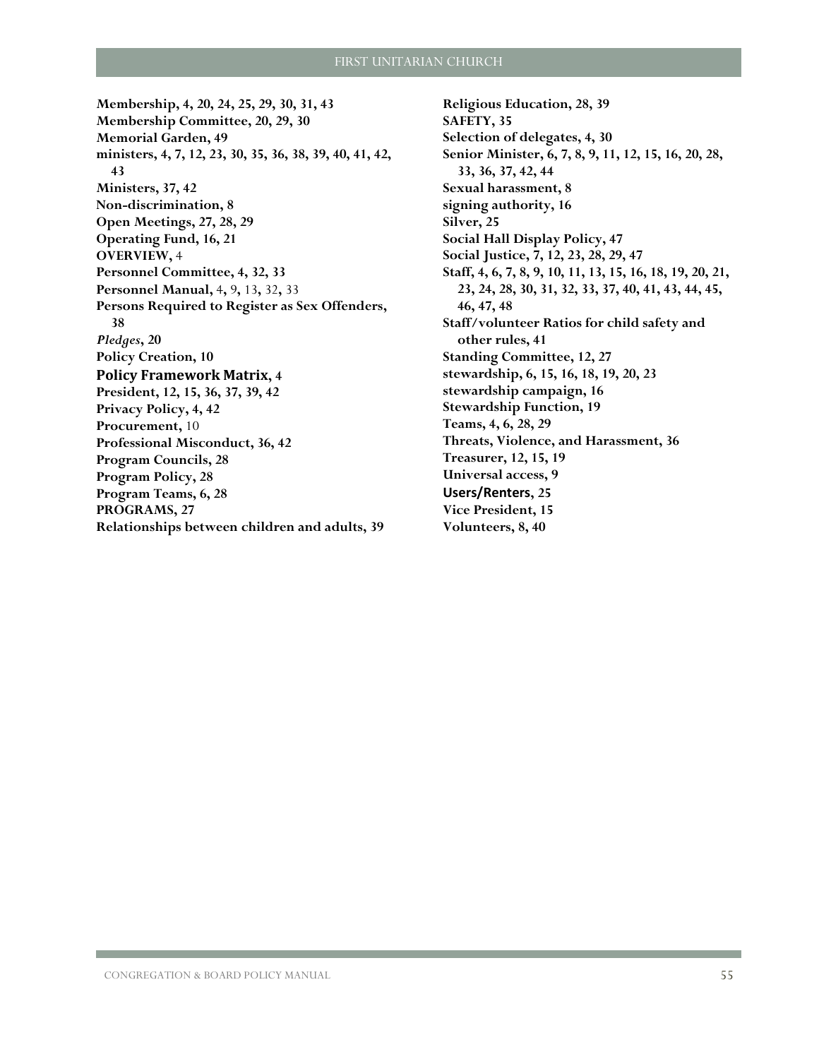**Membership, 4, 20, 24, 25, 29, 30, 31, 43**
**Membership Committee, 20, 29, 30**
**Memorial Garden, 49**
**ministers, 4, 7, 12, 23, 30, 35, 36, 38, 39, 40, 41, 42, 43**
**Ministers, 37, 42**
**Non-discrimination, 8**
**Open Meetings, 27, 28, 29**
**Operating Fund, 16, 21**
**OVERVIEW,** 4
**Personnel Committee, 4, 32, 33**
**Personnel Manual,** 4**,** 9**,** 13**,** 32**,** 33
**Persons Required to Register as Sex Offenders, 38**
***Pledges*, 20**
**Policy Creation, 10**
**Policy Framework Matrix, 4**
**President, 12, 15, 36, 37, 39, 42**
**Privacy Policy, 4, 42**
**Procurement,** 10
**Professional Misconduct, 36, 42**
**Program Councils, 28**
**Program Policy, 28**
**Program Teams, 6, 28**
**PROGRAMS, 27**
**Relationships between children and adults, 39**
**Religious Education, 28, 39**
**SAFETY, 35**
**Selection of delegates, 4, 30**
**Senior Minister, 6, 7, 8, 9, 11, 12, 15, 16, 20, 28, 33, 36, 37, 42, 44**
**Sexual harassment, 8**
**signing authority, 16**
**Silver, 25**
**Social Hall Display Policy, 47**
**Social Justice, 7, 12, 23, 28, 29, 47**
**Staff, 4, 6, 7, 8, 9, 10, 11, 13, 15, 16, 18, 19, 20, 21, 23, 24, 28, 30, 31, 32, 33, 37, 40, 41, 43, 44, 45, 46, 47, 48**
**Staff/volunteer Ratios for child safety and other rules, 41**
**Standing Committee, 12, 27**
**stewardship, 6, 15, 16, 18, 19, 20, 23**
**stewardship campaign, 16**
**Stewardship Function, 19**
**Teams, 4, 6, 28, 29**
**Threats, Violence, and Harassment, 36**
**Treasurer, 12, 15, 19**
**Universal access, 9**
**Users/Renters, 25**
**Vice President, 15**
**Volunteers, 8, 40**